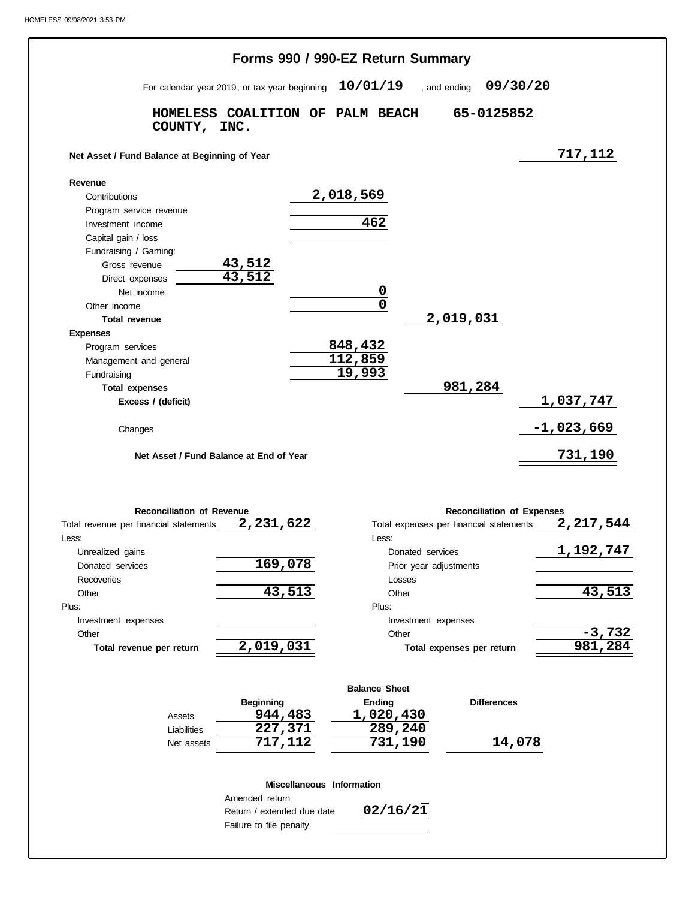# Forms 990 / 990-EZ Return Summary

For calendar year 2019, or tax year beginning **10/01/19** , and ending **09/30/20**

**HOMELESS COALITION OF PALM BEACH COUNTY, INC.** **65-0125852**

| | | | | |
|---|---|---|---|---|
| **Net Asset / Fund Balance at Beginning of Year** | | | | 717,112 |
| **Revenue** | | | | |
| Contributions | | 2,018,569 | | |
| Program service revenue | | | | |
| Investment income | | 462 | | |
| Capital gain / loss | | | | |
| Fundraising / Gaming: | | | | |
| Gross revenue | 43,512 | | | |
| Direct expenses | 43,512 | | | |
| Net income | | 0 | | |
| Other income | | 0 | | |
| **Total revenue** | | | 2,019,031 | |
| **Expenses** | | | | |
| Program services | | 848,432 | | |
| Management and general | | 112,859 | | |
| Fundraising | | 19,993 | | |
| **Total expenses** | | | 981,284 | |
| **Excess / (deficit)** | | | | 1,037,747 |
| Changes | | | | -1,023,669 |
| **Net Asset / Fund Balance at End of Year** | | | | 731,190 |

**Reconciliation of Revenue**

| | |
|---|---|
| Total revenue per financial statements | 2,231,622 |
| Less: | |
| Unrealized gains | |
| Donated services | 169,078 |
| Recoveries | |
| Other | 43,513 |
| Plus: | |
| Investment expenses | |
| Other | |
| **Total revenue per return** | 2,019,031 |

**Reconciliation of Expenses**

| | |
|---|---|
| Total expenses per financial statements | 2,217,544 |
| Less: | |
| Donated services | 1,192,747 |
| Prior year adjustments | |
| Losses | |
| Other | 43,513 |
| Plus: | |
| Investment expenses | |
| Other | -3,732 |
| **Total expenses per return** | 981,284 |

**Balance Sheet**

| | Beginning | Ending | Differences |
|---|---|---|---|
| Assets | 944,483 | 1,020,430 | |
| Liabilities | 227,371 | 289,240 | |
| Net assets | 717,112 | 731,190 | 14,078 |

**Miscellaneous Information**

| | |
|---|---|
| Amended return | |
| Return / extended due date | 02/16/21 |
| Failure to file penalty | |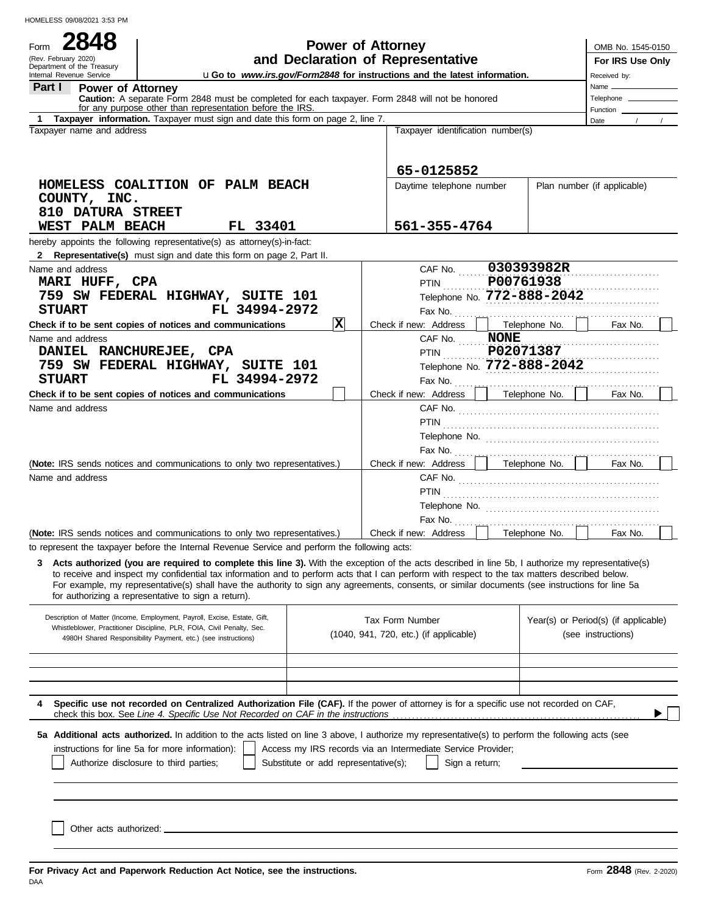HOMELESS 09/08/2021 3:53 PM

Form **2848** (Rev. February 2020) Department of the Treasury Internal Revenue Service

# Power of Attorney and Declaration of Representative

u **Go to** ***www.irs.gov/Form2848*** **for instructions and the latest information.**

OMB No. 1545-0150

**For IRS Use Only**

Received by:
Name
Telephone
Function
Date / /

## Part I Power of Attorney

**Caution:** A separate Form 2848 must be completed for each taxpayer. Form 2848 will not be honored for any purpose other than representation before the IRS.

**1 Taxpayer information.** Taxpayer must sign and date this form on page 2, line 7.

| Taxpayer name and address | Taxpayer identification number(s) | |
|---|---|---|
| HOMELESS COALITION OF PALM BEACH COUNTY, INC.<br>810 DATURA STREET<br>WEST PALM BEACH FL 33401 | 65-0125852 | |
| | Daytime telephone number | Plan number (if applicable) |
| | 561-355-4764 | |

hereby appoints the following representative(s) as attorney(s)-in-fact:

**2 Representative(s)** must sign and date this form on page 2, Part II.

| Name and address | | |
|---|---|---|
| MARI HUFF, CPA<br>759 SW FEDERAL HIGHWAY, SUITE 101<br>STUART FL 34994-2972 | | CAF No. 030393982R<br>PTIN P00761938<br>Telephone No. 772-888-2042<br>Fax No. |
| **Check if to be sent copies of notices and communications** | X | Check if new: Address ☐ Telephone No. ☐ Fax No. ☐ |
| DANIEL RANCHUREJEE, CPA<br>759 SW FEDERAL HIGHWAY, SUITE 101<br>STUART FL 34994-2972 | | CAF No. NONE<br>PTIN P02071387<br>Telephone No. 772-888-2042<br>Fax No. |
| **Check if to be sent copies of notices and communications** | ☐ | Check if new: Address ☐ Telephone No. ☐ Fax No. ☐ |
| Name and address | | CAF No.<br>PTIN<br>Telephone No.<br>Fax No. |
| (**Note:** IRS sends notices and communications to only two representatives.) | | Check if new: Address ☐ Telephone No. ☐ Fax No. ☐ |
| Name and address | | CAF No.<br>PTIN<br>Telephone No.<br>Fax No. |
| (**Note:** IRS sends notices and communications to only two representatives.) | | Check if new: Address ☐ Telephone No. ☐ Fax No. ☐ |

to represent the taxpayer before the Internal Revenue Service and perform the following acts:

**3 Acts authorized (you are required to complete this line 3).** With the exception of the acts described in line 5b, I authorize my representative(s) to receive and inspect my confidential tax information and to perform acts that I can perform with respect to the tax matters described below. For example, my representative(s) shall have the authority to sign any agreements, consents, or similar documents (see instructions for line 5a for authorizing a representative to sign a return).

| Description of Matter (Income, Employment, Payroll, Excise, Estate, Gift, Whistleblower, Practitioner Discipline, PLR, FOIA, Civil Penalty, Sec. 4980H Shared Responsibility Payment, etc.) (see instructions) | Tax Form Number (1040, 941, 720, etc.) (if applicable) | Year(s) or Period(s) (if applicable) (see instructions) |
|---|---|---|
| | | |
| | | |
| | | |

**4 Specific use not recorded on Centralized Authorization File (CAF).** If the power of attorney is for a specific use not recorded on CAF, check this box. See *Line 4. Specific Use Not Recorded on CAF in the instructions* ▶ ☐

**5a Additional acts authorized.** In addition to the acts listed on line 3 above, I authorize my representative(s) to perform the following acts (see instructions for line 5a for more information): ☐ Access my IRS records via an Intermediate Service Provider;

☐ Authorize disclosure to third parties; ☐ Substitute or add representative(s); ☐ Sign a return;

☐ Other acts authorized:

**For Privacy Act and Paperwork Reduction Act Notice, see the instructions.**

DAA

Form **2848** (Rev. 2-2020)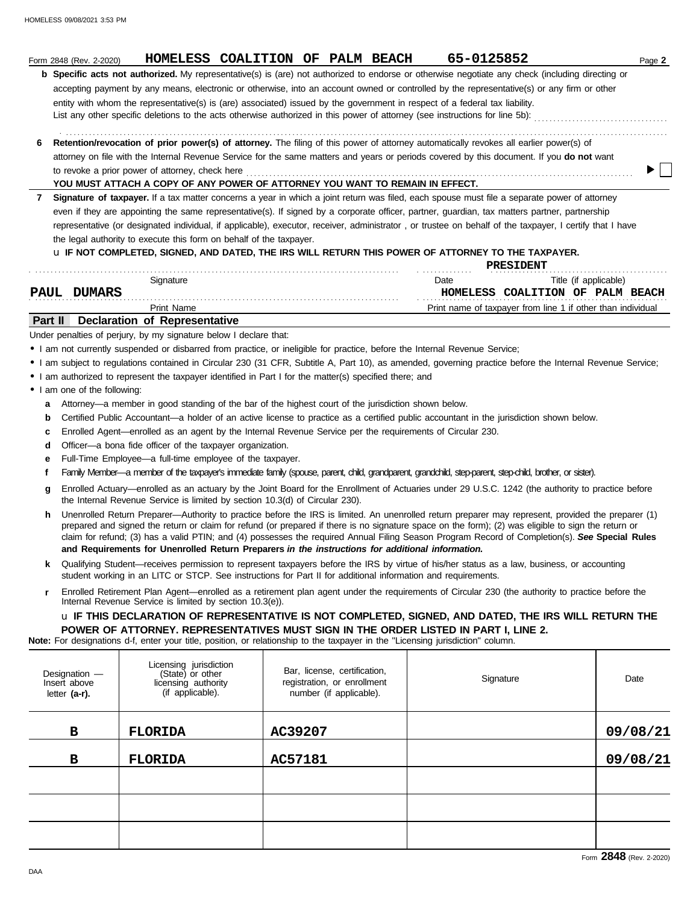Form 2848 (Rev. 2-2020) **HOMELESS COALITION OF PALM BEACH** **65-0125852**

**b Specific acts not authorized.** My representative(s) is (are) not authorized to endorse or otherwise negotiate any check (including directing or accepting payment by any means, electronic or otherwise, into an account owned or controlled by the representative(s) or any firm or other entity with whom the representative(s) is (are) associated) issued by the government in respect of a federal tax liability.

List any other specific deletions to the acts otherwise authorized in this power of attorney (see instructions for line 5b):

**6 Retention/revocation of prior power(s) of attorney.** The filing of this power of attorney automatically revokes all earlier power(s) of attorney on file with the Internal Revenue Service for the same matters and years or periods covered by this document. If you **do not** want to revoke a prior power of attorney, check here ▶ ☐

**YOU MUST ATTACH A COPY OF ANY POWER OF ATTORNEY YOU WANT TO REMAIN IN EFFECT.**

**7 Signature of taxpayer.** If a tax matter concerns a year in which a joint return was filed, each spouse must file a separate power of attorney even if they are appointing the same representative(s). If signed by a corporate officer, partner, guardian, tax matters partner, partnership representative (or designated individual, if applicable), executor, receiver, administrator , or trustee on behalf of the taxpayer, I certify that I have the legal authority to execute this form on behalf of the taxpayer.

u **IF NOT COMPLETED, SIGNED, AND DATED, THE IRS WILL RETURN THIS POWER OF ATTORNEY TO THE TAXPAYER.**

| Signature | Date | Title (if applicable) |
|---|---|---|
| | | PRESIDENT |

| Print Name | Print name of taxpayer from line 1 if other than individual |
|---|---|
| PAUL DUMARS | HOMELESS COALITION OF PALM BEACH |

## Part II Declaration of Representative

Under penalties of perjury, by my signature below I declare that:

- I am not currently suspended or disbarred from practice, or ineligible for practice, before the Internal Revenue Service;
- I am subject to regulations contained in Circular 230 (31 CFR, Subtitle A, Part 10), as amended, governing practice before the Internal Revenue Service;
- I am authorized to represent the taxpayer identified in Part I for the matter(s) specified there; and
- I am one of the following:

**a** Attorney—a member in good standing of the bar of the highest court of the jurisdiction shown below.

**b** Certified Public Accountant—a holder of an active license to practice as a certified public accountant in the jurisdiction shown below.

**c** Enrolled Agent—enrolled as an agent by the Internal Revenue Service per the requirements of Circular 230.

**d** Officer—a bona fide officer of the taxpayer organization.

**e** Full-Time Employee—a full-time employee of the taxpayer.

**f** Family Member—a member of the taxpayer's immediate family (spouse, parent, child, grandparent, grandchild, step-parent, step-child, brother, or sister).

**g** Enrolled Actuary—enrolled as an actuary by the Joint Board for the Enrollment of Actuaries under 29 U.S.C. 1242 (the authority to practice before the Internal Revenue Service is limited by section 10.3(d) of Circular 230).

**h** Unenrolled Return Preparer—Authority to practice before the IRS is limited. An unenrolled return preparer may represent, provided the preparer (1) prepared and signed the return or claim for refund (or prepared if there is no signature space on the form); (2) was eligible to sign the return or claim for refund; (3) has a valid PTIN; and (4) possesses the required Annual Filing Season Program Record of Completion(s). ***See* Special Rules and Requirements for Unenrolled Return Preparers *in the instructions for additional information.***

**k** Qualifying Student—receives permission to represent taxpayers before the IRS by virtue of his/her status as a law, business, or accounting student working in an LITC or STCP. See instructions for Part II for additional information and requirements.

**r** Enrolled Retirement Plan Agent—enrolled as a retirement plan agent under the requirements of Circular 230 (the authority to practice before the Internal Revenue Service is limited by section 10.3(e)).

u **IF THIS DECLARATION OF REPRESENTATIVE IS NOT COMPLETED, SIGNED, AND DATED, THE IRS WILL RETURN THE POWER OF ATTORNEY. REPRESENTATIVES MUST SIGN IN THE ORDER LISTED IN PART I, LINE 2.**

**Note:** For designations d-f, enter your title, position, or relationship to the taxpayer in the "Licensing jurisdiction" column.

| Designation — Insert above letter **(a-r).** | Licensing jurisdiction (State) or other licensing authority (if applicable). | Bar, license, certification, registration, or enrollment number (if applicable). | Signature | Date |
|---|---|---|---|---|
| B | FLORIDA | AC39207 | | 09/08/21 |
| B | FLORIDA | AC57181 | | 09/08/21 |
| | | | | |
| | | | | |
| | | | | |

Form **2848** (Rev. 2-2020)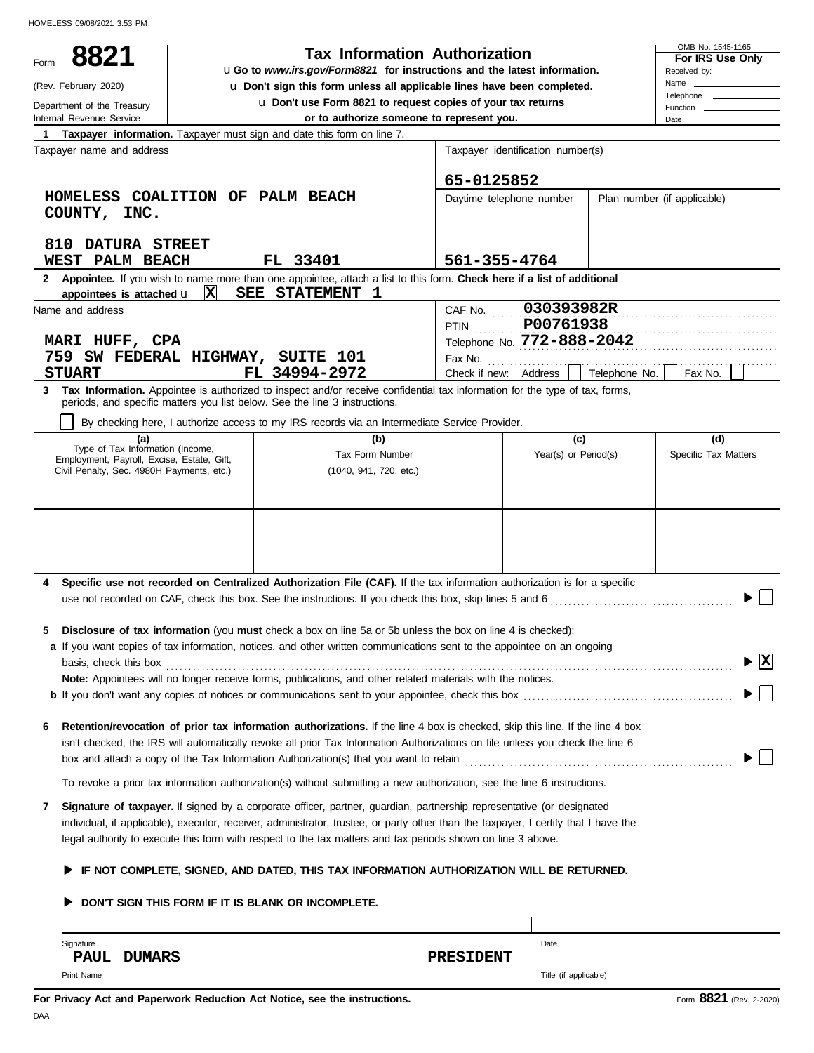HOMELESS 09/08/2021 3:53 PM

Form **8821**

(Rev. February 2020)

Department of the Treasury
Internal Revenue Service

# Tax Information Authorization

u Go to *www.irs.gov/Form8821* for instructions and the latest information.

u Don't sign this form unless all applicable lines have been completed.

u Don't use Form 8821 to request copies of your tax returns or to authorize someone to represent you.

OMB No. 1545-1165

**For IRS Use Only**
Received by:
Name
Telephone
Function
Date

**1 Taxpayer information.** Taxpayer must sign and date this form on line 7.

| Taxpayer name and address | Taxpayer identification number(s) | |
|---|---|---|
| HOMELESS COALITION OF PALM BEACH COUNTY, INC. | 65-0125852 | |
| 810 DATURA STREET | Daytime telephone number | Plan number (if applicable) |
| WEST PALM BEACH FL 33401 | 561-355-4764 | |

**2 Appointee.** If you wish to name more than one appointee, attach a list to this form. **Check here if a list of additional appointees is attached** u [X] SEE STATEMENT 1

Name and address

MARI HUFF, CPA
759 SW FEDERAL HIGHWAY, SUITE 101
STUART FL 34994-2972

CAF No. 030393982R
PTIN P00761938
Telephone No. 772-888-2042
Fax No.
Check if new: Address [ ] Telephone No. [ ] Fax No. [ ]

**3 Tax Information.** Appointee is authorized to inspect and/or receive confidential tax information for the type of tax, forms, periods, and specific matters you list below. See the line 3 instructions.

[ ] By checking here, I authorize access to my IRS records via an Intermediate Service Provider.

| (a) Type of Tax Information (Income, Employment, Payroll, Excise, Estate, Gift, Civil Penalty, Sec. 4980H Payments, etc.) | (b) Tax Form Number (1040, 941, 720, etc.) | (c) Year(s) or Period(s) | (d) Specific Tax Matters |
|---|---|---|---|
| | | | |
| | | | |
| | | | |

**4 Specific use not recorded on Centralized Authorization File (CAF).** If the tax information authorization is for a specific use not recorded on CAF, check this box. See the instructions. If you check this box, skip lines 5 and 6 ▶ [ ]

**5 Disclosure of tax information** (you **must** check a box on line 5a or 5b unless the box on line 4 is checked):

**a** If you want copies of tax information, notices, and other written communications sent to the appointee on an ongoing basis, check this box ▶ [X]

**Note:** Appointees will no longer receive forms, publications, and other related materials with the notices.

**b** If you don't want any copies of notices or communications sent to your appointee, check this box ▶ [ ]

**6 Retention/revocation of prior tax information authorizations.** If the line 4 box is checked, skip this line. If the line 4 box isn't checked, the IRS will automatically revoke all prior Tax Information Authorizations on file unless you check the line 6 box and attach a copy of the Tax Information Authorization(s) that you want to retain ▶ [ ]

To revoke a prior tax information authorization(s) without submitting a new authorization, see the line 6 instructions.

**7 Signature of taxpayer.** If signed by a corporate officer, partner, guardian, partnership representative (or designated individual, if applicable), executor, receiver, administrator, trustee, or party other than the taxpayer, I certify that I have the legal authority to execute this form with respect to the tax matters and tax periods shown on line 3 above.

▶ **IF NOT COMPLETE, SIGNED, AND DATED, THIS TAX INFORMATION AUTHORIZATION WILL BE RETURNED.**

▶ **DON'T SIGN THIS FORM IF IT IS BLANK OR INCOMPLETE.**

Signature | Date

PAUL DUMARS | PRESIDENT

Print Name | Title (if applicable)

**For Privacy Act and Paperwork Reduction Act Notice, see the instructions.**

Form **8821** (Rev. 2-2020)

DAA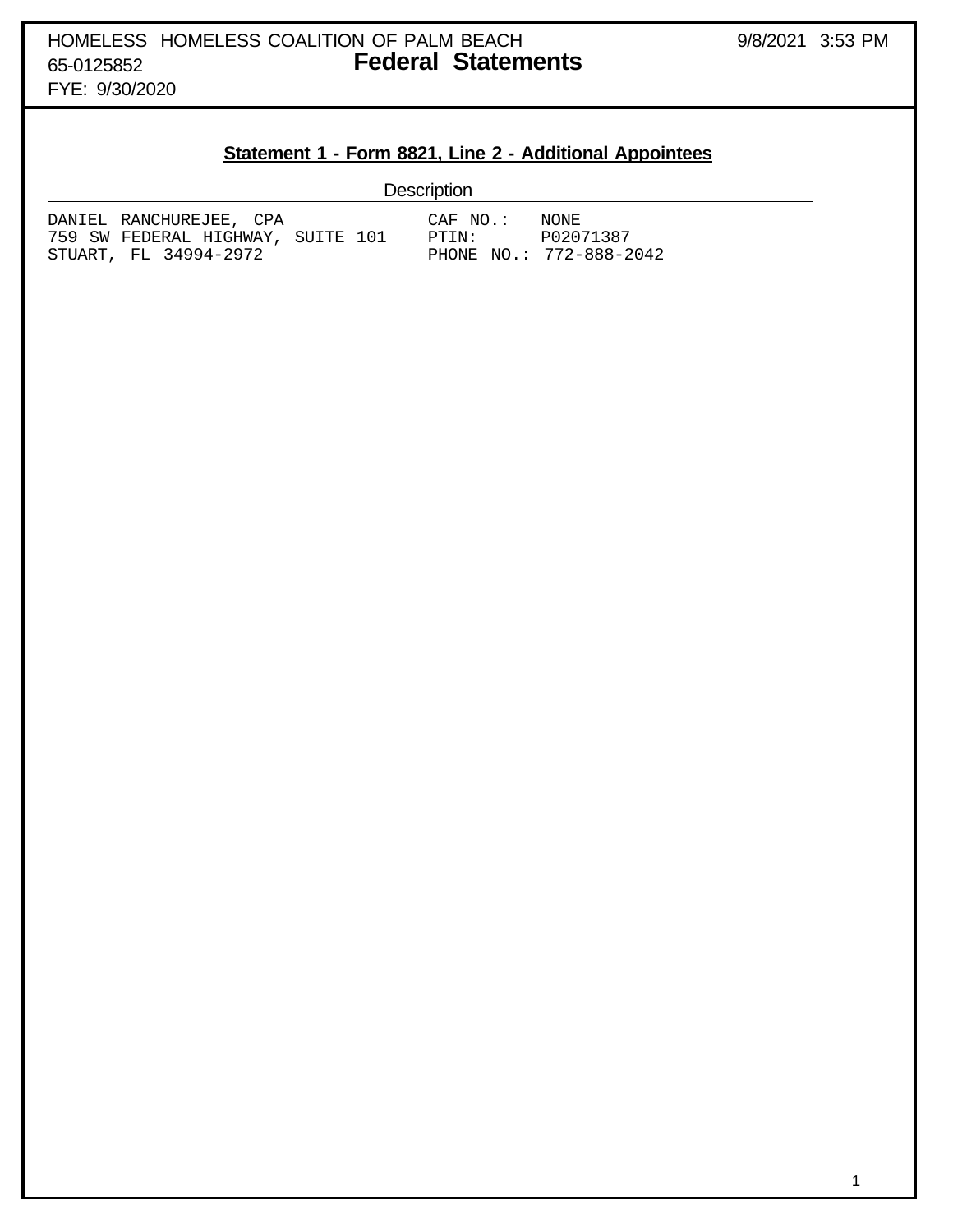HOMELESS HOMELESS COALITION OF PALM BEACH
65-0125852
FYE: 9/30/2020

9/8/2021 3:53 PM

# Federal Statements

## Statement 1 - Form 8821, Line 2 - Additional Appointees

| Description | |
|---|---|
| DANIEL RANCHUREJEE, CPA | CAF NO.: NONE |
| 759 SW FEDERAL HIGHWAY, SUITE 101 | PTIN: P02071387 |
| STUART, FL 34994-2972 | PHONE NO.: 772-888-2042 |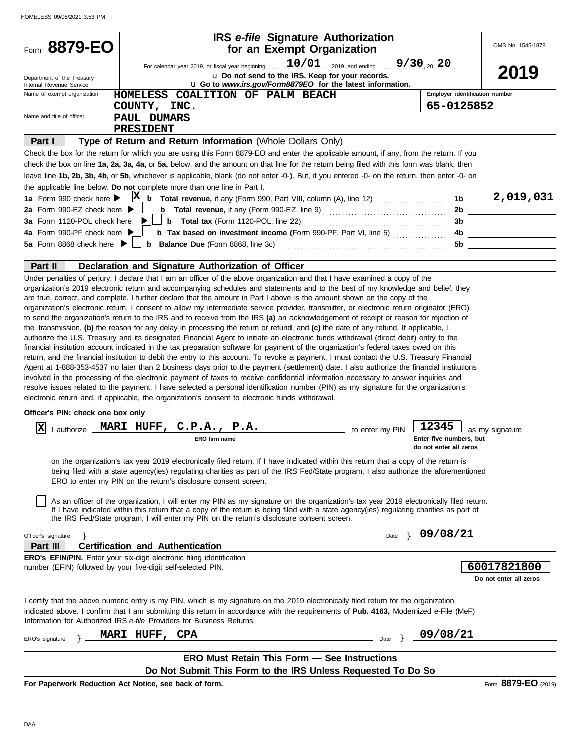# Form 8879-EO

**IRS *e-file* Signature Authorization for an Exempt Organization**

OMB No. 1545-1878

For calendar year 2019, or fiscal year beginning 10/01, 2019, and ending 9/30, 20 20

u Do not send to the IRS. Keep for your records.

u Go to *www.irs.gov/Form8879EO* for the latest information.

**2019**

Department of the Treasury
Internal Revenue Service

Name of exempt organization: **HOMELESS COALITION OF PALM BEACH COUNTY, INC.**

Employer identification number: **65-0125852**

Name and title of officer: **PAUL DUMARS**
**PRESIDENT**

## Part I — Type of Return and Return Information (Whole Dollars Only)

Check the box for the return for which you are using this Form 8879-EO and enter the applicable amount, if any, from the return. If you check the box on line **1a, 2a, 3a, 4a,** or **5a,** below, and the amount on that line for the return being filed with this form was blank, then leave line **1b, 2b, 3b, 4b,** or **5b,** whichever is applicable, blank (do not enter -0-). But, if you entered -0- on the return, then enter -0- on the applicable line below. **Do not** complete more than one line in Part I.

| | | | |
|---|---|---|---|
| **1a** Form 990 check here ▶ [X] | **b Total revenue,** if any (Form 990, Part VIII, column (A), line 12) | 1b | 2,019,031 |
| **2a** Form 990-EZ check here ▶ [ ] | **b Total revenue,** if any (Form 990-EZ, line 9) | 2b | |
| **3a** Form 1120-POL check here ▶ [ ] | **b Total tax** (Form 1120-POL, line 22) | 3b | |
| **4a** Form 990-PF check here ▶ [ ] | **b Tax based on investment income** (Form 990-PF, Part VI, line 5) | 4b | |
| **5a** Form 8868 check here ▶ [ ] | **b Balance Due** (Form 8868, line 3c) | 5b | |

## Part II — Declaration and Signature Authorization of Officer

Under penalties of perjury, I declare that I am an officer of the above organization and that I have examined a copy of the organization's 2019 electronic return and accompanying schedules and statements and to the best of my knowledge and belief, they are true, correct, and complete. I further declare that the amount in Part I above is the amount shown on the copy of the organization's electronic return. I consent to allow my intermediate service provider, transmitter, or electronic return originator (ERO) to send the organization's return to the IRS and to receive from the IRS **(a)** an acknowledgement of receipt or reason for rejection of the transmission, **(b)** the reason for any delay in processing the return or refund, and **(c)** the date of any refund. If applicable, I authorize the U.S. Treasury and its designated Financial Agent to initiate an electronic funds withdrawal (direct debit) entry to the financial institution account indicated in the tax preparation software for payment of the organization's federal taxes owed on this return, and the financial institution to debit the entry to this account. To revoke a payment, I must contact the U.S. Treasury Financial Agent at 1-888-353-4537 no later than 2 business days prior to the payment (settlement) date. I also authorize the financial institutions involved in the processing of the electronic payment of taxes to receive confidential information necessary to answer inquiries and resolve issues related to the payment. I have selected a personal identification number (PIN) as my signature for the organization's electronic return and, if applicable, the organization's consent to electronic funds withdrawal.

**Officer's PIN: check one box only**

[X] I authorize **MARI HUFF, C.P.A., P.A.** (ERO firm name) to enter my PIN **12345** (Enter five numbers, but do not enter all zeros) as my signature on the organization's tax year 2019 electronically filed return. If I have indicated within this return that a copy of the return is being filed with a state agency(ies) regulating charities as part of the IRS Fed/State program, I also authorize the aforementioned ERO to enter my PIN on the return's disclosure consent screen.

[ ] As an officer of the organization, I will enter my PIN as my signature on the organization's tax year 2019 electronically filed return. If I have indicated within this return that a copy of the return is being filed with a state agency(ies) regulating charities as part of the IRS Fed/State program, I will enter my PIN on the return's disclosure consent screen.

Officer's signature } Date } **09/08/21**

## Part III — Certification and Authentication

**ERO's EFIN/PIN.** Enter your six-digit electronic filing identification number (EFIN) followed by your five-digit self-selected PIN. **60017821800** (Do not enter all zeros)

I certify that the above numeric entry is my PIN, which is my signature on the 2019 electronically filed return for the organization indicated above. I confirm that I am submitting this return in accordance with the requirements of **Pub. 4163,** Modernized e-File (MeF) Information for Authorized IRS *e-file* Providers for Business Returns.

ERO's signature } **MARI HUFF, CPA** Date } **09/08/21**

**ERO Must Retain This Form — See Instructions**

**Do Not Submit This Form to the IRS Unless Requested To Do So**

**For Paperwork Reduction Act Notice, see back of form.**

Form **8879-EO** (2019)

DAA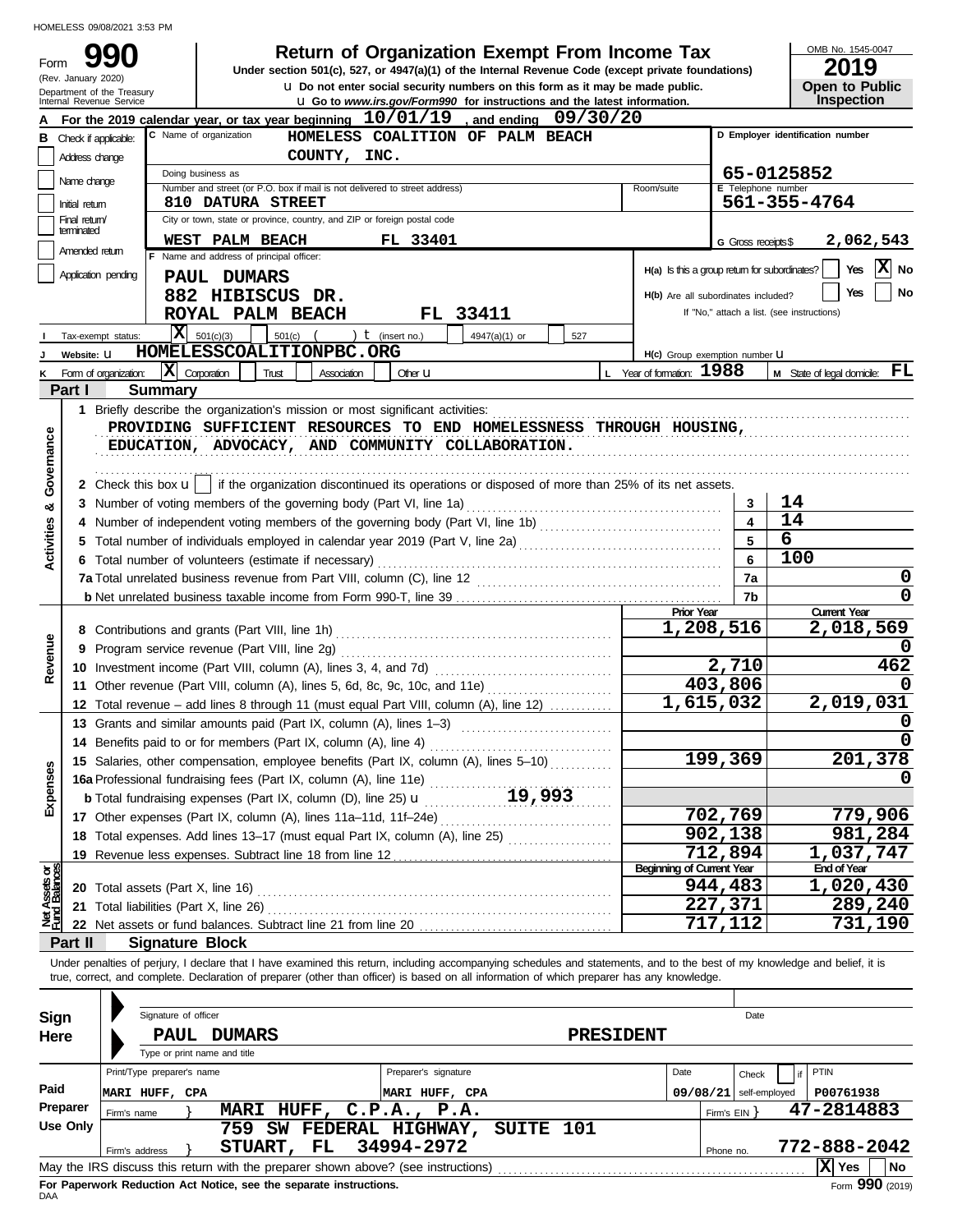HOMELESS 09/08/2021 3:53 PM

# Form 990

(Rev. January 2020)
Department of the Treasury
Internal Revenue Service

## Return of Organization Exempt From Income Tax

**Under section 501(c), 527, or 4947(a)(1) of the Internal Revenue Code (except private foundations)**

u Do not enter social security numbers on this form as it may be made public.

u Go to *www.irs.gov/Form990* for instructions and the latest information.

OMB No. 1545-0047

**2019**

**Open to Public Inspection**

**A** For the 2019 calendar year, or tax year beginning 10/01/19, and ending 09/30/20

**B** Check if applicable: Address change; Name change; Initial return; Final return/terminated; Amended return; Application pending

**C** Name of organization: HOMELESS COALITION OF PALM BEACH COUNTY, INC.

Doing business as

Number and street (or P.O. box if mail is not delivered to street address): 810 DATURA STREET | Room/suite

City or town, state or province, country, and ZIP or foreign postal code: WEST PALM BEACH FL 33401

**D** Employer identification number: 65-0125852

**E** Telephone number: 561-355-4764

**G** Gross receipts $ 2,062,543

**F** Name and address of principal officer: PAUL DUMARS, 882 HIBISCUS DR., ROYAL PALM BEACH FL 33411

H(a) Is this a group return for subordinates? Yes [ ] No [X]

H(b) Are all subordinates included? Yes [ ] No [ ]
If "No," attach a list. (see instructions)

**I** Tax-exempt status: [X] 501(c)(3) [ ] 501(c) ( ) t (insert no.) [ ] 4947(a)(1) or [ ] 527

**J** Website: u HOMELESSCOALITIONPBC.ORG

H(c) Group exemption number u

**K** Form of organization: [X] Corporation [ ] Trust [ ] Association [ ] Other u

**L** Year of formation: 1988

**M** State of legal domicile: FL

### Part I Summary

**Activities & Governance**

1 Briefly describe the organization's mission or most significant activities:
PROVIDING SUFFICIENT RESOURCES TO END HOMELESSNESS THROUGH HOUSING, EDUCATION, ADVOCACY, AND COMMUNITY COLLABORATION.

2 Check this box u [ ] if the organization discontinued its operations or disposed of more than 25% of its net assets.

| | | | |
|---|---|---|---|
| 3 | Number of voting members of the governing body (Part VI, line 1a) | 3 | 14 |
| 4 | Number of independent voting members of the governing body (Part VI, line 1b) | 4 | 14 |
| 5 | Total number of individuals employed in calendar year 2019 (Part V, line 2a) | 5 | 6 |
| 6 | Total number of volunteers (estimate if necessary) | 6 | 100 |
| 7a | Total unrelated business revenue from Part VIII, column (C), line 12 | 7a | 0 |
| b | Net unrelated business taxable income from Form 990-T, line 39 | 7b | 0 |

| | | | Prior Year | Current Year |
|---|---|---|---|---|
| **Revenue** | 8 | Contributions and grants (Part VIII, line 1h) | 1,208,516 | 2,018,569 |
| | 9 | Program service revenue (Part VIII, line 2g) | | 0 |
| | 10 | Investment income (Part VIII, column (A), lines 3, 4, and 7d) | 2,710 | 462 |
| | 11 | Other revenue (Part VIII, column (A), lines 5, 6d, 8c, 9c, 10c, and 11e) | 403,806 | 0 |
| | 12 | Total revenue – add lines 8 through 11 (must equal Part VIII, column (A), line 12) | 1,615,032 | 2,019,031 |
| **Expenses** | 13 | Grants and similar amounts paid (Part IX, column (A), lines 1–3) | | 0 |
| | 14 | Benefits paid to or for members (Part IX, column (A), line 4) | | 0 |
| | 15 | Salaries, other compensation, employee benefits (Part IX, column (A), lines 5–10) | 199,369 | 201,378 |
| | 16a | Professional fundraising fees (Part IX, column (A), line 11e) | | 0 |
| | b | Total fundraising expenses (Part IX, column (D), line 25) u 19,993 | | |
| | 17 | Other expenses (Part IX, column (A), lines 11a–11d, 11f–24e) | 702,769 | 779,906 |
| | 18 | Total expenses. Add lines 13–17 (must equal Part IX, column (A), line 25) | 902,138 | 981,284 |
| | 19 | Revenue less expenses. Subtract line 18 from line 12 | 712,894 | 1,037,747 |
| | | | **Beginning of Current Year** | **End of Year** |
| **Net Assets or Fund Balances** | 20 | Total assets (Part X, line 16) | 944,483 | 1,020,430 |
| | 21 | Total liabilities (Part X, line 26) | 227,371 | 289,240 |
| | 22 | Net assets or fund balances. Subtract line 21 from line 20 | 717,112 | 731,190 |

### Part II Signature Block

Under penalties of perjury, I declare that I have examined this return, including accompanying schedules and statements, and to the best of my knowledge and belief, it is true, correct, and complete. Declaration of preparer (other than officer) is based on all information of which preparer has any knowledge.

**Sign Here**

Signature of officer | Date

PAUL DUMARS PRESIDENT
Type or print name and title

**Paid Preparer Use Only**

| Print/Type preparer's name | Preparer's signature | Date | Check if self-employed | PTIN |
|---|---|---|---|---|
| MARI HUFF, CPA | MARI HUFF, CPA | 09/08/21 | | P00761938 |

Firm's name } MARI HUFF, C.P.A., P.A. | Firm's EIN } 47-2814883

Firm's address } 759 SW FEDERAL HIGHWAY, SUITE 101, STUART, FL 34994-2972 | Phone no. 772-888-2042

May the IRS discuss this return with the preparer shown above? (see instructions) [X] Yes [ ] No

**For Paperwork Reduction Act Notice, see the separate instructions.**

DAA

Form **990** (2019)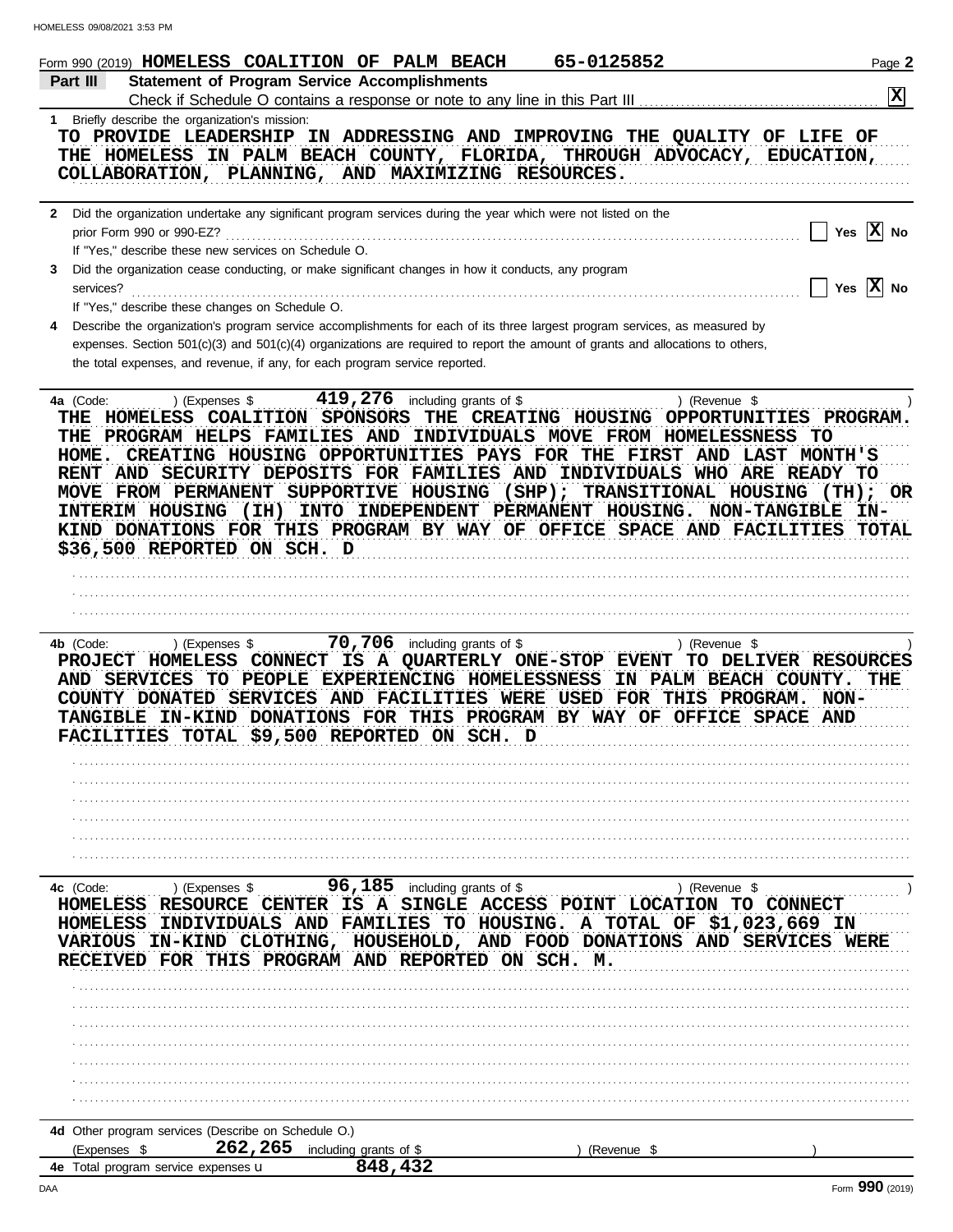Form 990 (2019) **HOMELESS COALITION OF PALM BEACH** **65-0125852** Page **2**

**Part III** **Statement of Program Service Accomplishments**

Check if Schedule O contains a response or note to any line in this Part III . . . . . . . . . . . . . . . . . . . . . . . . **X**

1 Briefly describe the organization's mission:

TO PROVIDE LEADERSHIP IN ADDRESSING AND IMPROVING THE QUALITY OF LIFE OF THE HOMELESS IN PALM BEACH COUNTY, FLORIDA, THROUGH ADVOCACY, EDUCATION, COLLABORATION, PLANNING, AND MAXIMIZING RESOURCES.

2 Did the organization undertake any significant program services during the year which were not listed on the prior Form 990 or 990-EZ? . . . . . . . . . . Yes [ ] No [X]

If "Yes," describe these new services on Schedule O.

3 Did the organization cease conducting, or make significant changes in how it conducts, any program services? . . . . . . . . . . Yes [ ] No [X]

If "Yes," describe these changes on Schedule O.

4 Describe the organization's program service accomplishments for each of its three largest program services, as measured by expenses. Section 501(c)(3) and 501(c)(4) organizations are required to report the amount of grants and allocations to others, the total expenses, and revenue, if any, for each program service reported.

**4a** (Code: ) (Expenses $ **419,276** including grants of $ ) (Revenue $ )

THE HOMELESS COALITION SPONSORS THE CREATING HOUSING OPPORTUNITIES PROGRAM. THE PROGRAM HELPS FAMILIES AND INDIVIDUALS MOVE FROM HOMELESSNESS TO HOME. CREATING HOUSING OPPORTUNITIES PAYS FOR THE FIRST AND LAST MONTH'S RENT AND SECURITY DEPOSITS FOR FAMILIES AND INDIVIDUALS WHO ARE READY TO MOVE FROM PERMANENT SUPPORTIVE HOUSING (SHP); TRANSITIONAL HOUSING (TH); OR INTERIM HOUSING (IH) INTO INDEPENDENT PERMANENT HOUSING. NON-TANGIBLE IN-KIND DONATIONS FOR THIS PROGRAM BY WAY OF OFFICE SPACE AND FACILITIES TOTAL $36,500 REPORTED ON SCH. D

**4b** (Code: ) (Expenses $ **70,706** including grants of $ ) (Revenue $ )

PROJECT HOMELESS CONNECT IS A QUARTERLY ONE-STOP EVENT TO DELIVER RESOURCES AND SERVICES TO PEOPLE EXPERIENCING HOMELESSNESS IN PALM BEACH COUNTY. THE COUNTY DONATED SERVICES AND FACILITIES WERE USED FOR THIS PROGRAM. NON-TANGIBLE IN-KIND DONATIONS FOR THIS PROGRAM BY WAY OF OFFICE SPACE AND FACILITIES TOTAL $9,500 REPORTED ON SCH. D

**4c** (Code: ) (Expenses $ **96,185** including grants of $ ) (Revenue $ )

HOMELESS RESOURCE CENTER IS A SINGLE ACCESS POINT LOCATION TO CONNECT HOMELESS INDIVIDUALS AND FAMILIES TO HOUSING. A TOTAL OF $1,023,669 IN VARIOUS IN-KIND CLOTHING, HOUSEHOLD, AND FOOD DONATIONS AND SERVICES WERE RECEIVED FOR THIS PROGRAM AND REPORTED ON SCH. M.

**4d** Other program services (Describe on Schedule O.)

(Expenses $ **262,265** including grants of $ ) (Revenue $ )

**4e** Total program service expenses **848,432**

Form **990** (2019)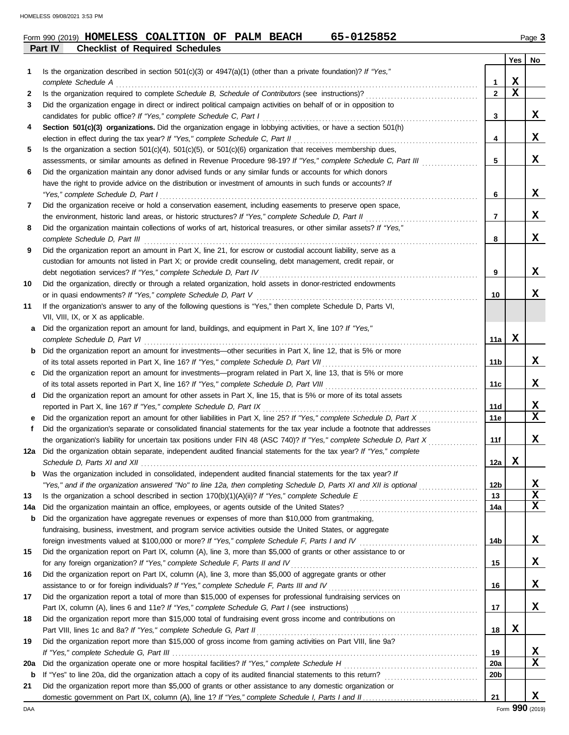Form 990 (2019) **HOMELESS COALITION OF PALM BEACH** **65-0125852** Page **3**

**Part IV Checklist of Required Schedules**

| | | | Yes | No |
|---|---|---|---|---|
| **1** | Is the organization described in section 501(c)(3) or 4947(a)(1) (other than a private foundation)? *If "Yes," complete Schedule A* | **1** | X | |
| **2** | Is the organization required to complete *Schedule B, Schedule of Contributors* (see instructions)? | **2** | X | |
| **3** | Did the organization engage in direct or indirect political campaign activities on behalf of or in opposition to candidates for public office? *If "Yes," complete Schedule C, Part I* | **3** | | X |
| **4** | **Section 501(c)(3) organizations.** Did the organization engage in lobbying activities, or have a section 501(h) election in effect during the tax year? *If "Yes," complete Schedule C, Part II* | **4** | | X |
| **5** | Is the organization a section 501(c)(4), 501(c)(5), or 501(c)(6) organization that receives membership dues, assessments, or similar amounts as defined in Revenue Procedure 98-19? *If "Yes," complete Schedule C, Part III* | **5** | | X |
| **6** | Did the organization maintain any donor advised funds or any similar funds or accounts for which donors have the right to provide advice on the distribution or investment of amounts in such funds or accounts? *If "Yes," complete Schedule D, Part I* | **6** | | X |
| **7** | Did the organization receive or hold a conservation easement, including easements to preserve open space, the environment, historic land areas, or historic structures? *If "Yes," complete Schedule D, Part II* | **7** | | X |
| **8** | Did the organization maintain collections of works of art, historical treasures, or other similar assets? *If "Yes," complete Schedule D, Part III* | **8** | | X |
| **9** | Did the organization report an amount in Part X, line 21, for escrow or custodial account liability, serve as a custodian for amounts not listed in Part X; or provide credit counseling, debt management, credit repair, or debt negotiation services? *If "Yes," complete Schedule D, Part IV* | **9** | | X |
| **10** | Did the organization, directly or through a related organization, hold assets in donor-restricted endowments or in quasi endowments? *If "Yes," complete Schedule D, Part V* | **10** | | X |
| **11** | If the organization's answer to any of the following questions is "Yes," then complete Schedule D, Parts VI, VII, VIII, IX, or X as applicable. | | | |
| **a** | Did the organization report an amount for land, buildings, and equipment in Part X, line 10? *If "Yes," complete Schedule D, Part VI* | **11a** | X | |
| **b** | Did the organization report an amount for investments—other securities in Part X, line 12, that is 5% or more of its total assets reported in Part X, line 16? *If "Yes," complete Schedule D, Part VII* | **11b** | | X |
| **c** | Did the organization report an amount for investments—program related in Part X, line 13, that is 5% or more of its total assets reported in Part X, line 16? *If "Yes," complete Schedule D, Part VIII* | **11c** | | X |
| **d** | Did the organization report an amount for other assets in Part X, line 15, that is 5% or more of its total assets reported in Part X, line 16? *If "Yes," complete Schedule D, Part IX* | **11d** | | X |
| **e** | Did the organization report an amount for other liabilities in Part X, line 25? *If "Yes," complete Schedule D, Part X* | **11e** | | X |
| **f** | Did the organization's separate or consolidated financial statements for the tax year include a footnote that addresses the organization's liability for uncertain tax positions under FIN 48 (ASC 740)? *If "Yes," complete Schedule D, Part X* | **11f** | | X |
| **12a** | Did the organization obtain separate, independent audited financial statements for the tax year? *If "Yes," complete Schedule D, Parts XI and XII* | **12a** | X | |
| **b** | Was the organization included in consolidated, independent audited financial statements for the tax year? *If "Yes," and if the organization answered "No" to line 12a, then completing Schedule D, Parts XI and XII is optional* | **12b** | | X |
| **13** | Is the organization a school described in section 170(b)(1)(A)(ii)? *If "Yes," complete Schedule E* | **13** | | X |
| **14a** | Did the organization maintain an office, employees, or agents outside of the United States? | **14a** | | X |
| **b** | Did the organization have aggregate revenues or expenses of more than $10,000 from grantmaking, fundraising, business, investment, and program service activities outside the United States, or aggregate foreign investments valued at $100,000 or more? *If "Yes," complete Schedule F, Parts I and IV* | **14b** | | X |
| **15** | Did the organization report on Part IX, column (A), line 3, more than $5,000 of grants or other assistance to or for any foreign organization? *If "Yes," complete Schedule F, Parts II and IV* | **15** | | X |
| **16** | Did the organization report on Part IX, column (A), line 3, more than $5,000 of aggregate grants or other assistance to or for foreign individuals? *If "Yes," complete Schedule F, Parts III and IV* | **16** | | X |
| **17** | Did the organization report a total of more than $15,000 of expenses for professional fundraising services on Part IX, column (A), lines 6 and 11e? *If "Yes," complete Schedule G, Part I* (see instructions) | **17** | | X |
| **18** | Did the organization report more than $15,000 total of fundraising event gross income and contributions on Part VIII, lines 1c and 8a? *If "Yes," complete Schedule G, Part II* | **18** | X | |
| **19** | Did the organization report more than $15,000 of gross income from gaming activities on Part VIII, line 9a? *If "Yes," complete Schedule G, Part III* | **19** | | X |
| **20a** | Did the organization operate one or more hospital facilities? *If "Yes," complete Schedule H* | **20a** | | X |
| **b** | If "Yes" to line 20a, did the organization attach a copy of its audited financial statements to this return? | **20b** | | |
| **21** | Did the organization report more than $5,000 of grants or other assistance to any domestic organization or domestic government on Part IX, column (A), line 1? *If "Yes," complete Schedule I, Parts I and II* | **21** | | X |

DAA Form **990** (2019)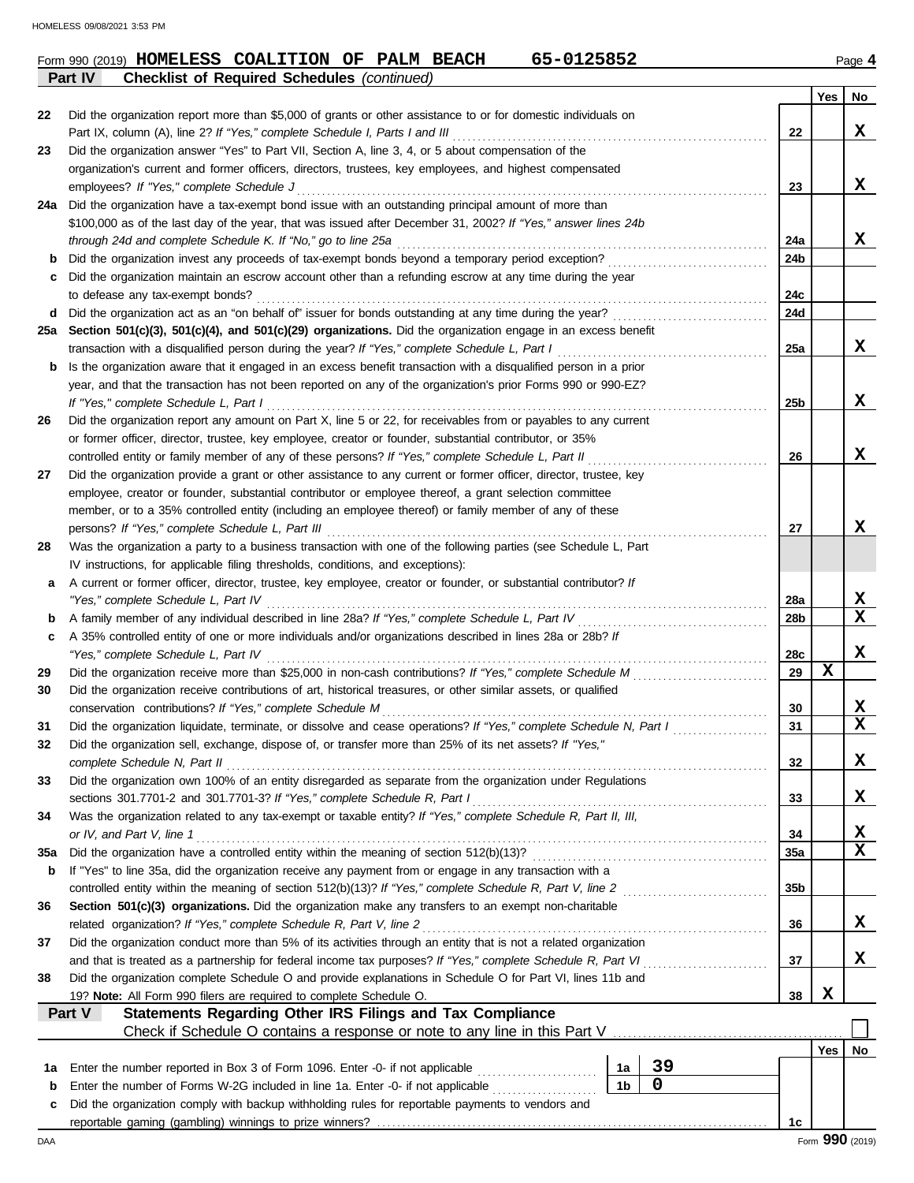Form 990 (2019) **HOMELESS COALITION OF PALM BEACH 65-0125852** Page **4**

**Part IV Checklist of Required Schedules** *(continued)*

| | | | Yes | No |
|---|---|---|---|---|
| 22 | Did the organization report more than $5,000 of grants or other assistance to or for domestic individuals on Part IX, column (A), line 2? *If "Yes," complete Schedule I, Parts I and III* | 22 | | X |
| 23 | Did the organization answer "Yes" to Part VII, Section A, line 3, 4, or 5 about compensation of the organization's current and former officers, directors, trustees, key employees, and highest compensated employees? *If "Yes," complete Schedule J* | 23 | | X |
| 24a | Did the organization have a tax-exempt bond issue with an outstanding principal amount of more than $100,000 as of the last day of the year, that was issued after December 31, 2002? *If "Yes," answer lines 24b through 24d and complete Schedule K. If "No," go to line 25a* | 24a | | X |
| b | Did the organization invest any proceeds of tax-exempt bonds beyond a temporary period exception? | 24b | | |
| c | Did the organization maintain an escrow account other than a refunding escrow at any time during the year to defease any tax-exempt bonds? | 24c | | |
| d | Did the organization act as an "on behalf of" issuer for bonds outstanding at any time during the year? | 24d | | |
| 25a | **Section 501(c)(3), 501(c)(4), and 501(c)(29) organizations.** Did the organization engage in an excess benefit transaction with a disqualified person during the year? *If "Yes," complete Schedule L, Part I* | 25a | | X |
| b | Is the organization aware that it engaged in an excess benefit transaction with a disqualified person in a prior year, and that the transaction has not been reported on any of the organization's prior Forms 990 or 990-EZ? *If "Yes," complete Schedule L, Part I* | 25b | | X |
| 26 | Did the organization report any amount on Part X, line 5 or 22, for receivables from or payables to any current or former officer, director, trustee, key employee, creator or founder, substantial contributor, or 35% controlled entity or family member of any of these persons? *If "Yes," complete Schedule L, Part II* | 26 | | X |
| 27 | Did the organization provide a grant or other assistance to any current or former officer, director, trustee, key employee, creator or founder, substantial contributor or employee thereof, a grant selection committee member, or to a 35% controlled entity (including an employee thereof) or family member of any of these persons? *If "Yes," complete Schedule L, Part III* | 27 | | X |
| 28 | Was the organization a party to a business transaction with one of the following parties (see Schedule L, Part IV instructions, for applicable filing thresholds, conditions, and exceptions): | | | |
| a | A current or former officer, director, trustee, key employee, creator or founder, or substantial contributor? *If "Yes," complete Schedule L, Part IV* | 28a | | X |
| b | A family member of any individual described in line 28a? *If "Yes," complete Schedule L, Part IV* | 28b | | X |
| c | A 35% controlled entity of one or more individuals and/or organizations described in lines 28a or 28b? *If "Yes," complete Schedule L, Part IV* | 28c | | X |
| 29 | Did the organization receive more than $25,000 in non-cash contributions? *If "Yes," complete Schedule M* | 29 | X | |
| 30 | Did the organization receive contributions of art, historical treasures, or other similar assets, or qualified conservation contributions? *If "Yes," complete Schedule M* | 30 | | X |
| 31 | Did the organization liquidate, terminate, or dissolve and cease operations? *If "Yes," complete Schedule N, Part I* | 31 | | X |
| 32 | Did the organization sell, exchange, dispose of, or transfer more than 25% of its net assets? *If "Yes," complete Schedule N, Part II* | 32 | | X |
| 33 | Did the organization own 100% of an entity disregarded as separate from the organization under Regulations sections 301.7701-2 and 301.7701-3? *If "Yes," complete Schedule R, Part I* | 33 | | X |
| 34 | Was the organization related to any tax-exempt or taxable entity? *If "Yes," complete Schedule R, Part II, III, or IV, and Part V, line 1* | 34 | | X |
| 35a | Did the organization have a controlled entity within the meaning of section 512(b)(13)? | 35a | | X |
| b | If "Yes" to line 35a, did the organization receive any payment from or engage in any transaction with a controlled entity within the meaning of section 512(b)(13)? *If "Yes," complete Schedule R, Part V, line 2* | 35b | | |
| 36 | **Section 501(c)(3) organizations.** Did the organization make any transfers to an exempt non-charitable related organization? *If "Yes," complete Schedule R, Part V, line 2* | 36 | | X |
| 37 | Did the organization conduct more than 5% of its activities through an entity that is not a related organization and that is treated as a partnership for federal income tax purposes? *If "Yes," complete Schedule R, Part VI* | 37 | | X |
| 38 | Did the organization complete Schedule O and provide explanations in Schedule O for Part VI, lines 11b and 19? **Note:** All Form 990 filers are required to complete Schedule O. | 38 | X | |

**Part V Statements Regarding Other IRS Filings and Tax Compliance**

Check if Schedule O contains a response or note to any line in this Part V ☐

| | | | | | Yes | No |
|---|---|---|---|---|---|---|
| 1a | Enter the number reported in Box 3 of Form 1096. Enter -0- if not applicable | 1a | 39 | | | |
| b | Enter the number of Forms W-2G included in line 1a. Enter -0- if not applicable | 1b | 0 | | | |
| c | Did the organization comply with backup withholding rules for reportable payments to vendors and reportable gaming (gambling) winnings to prize winners? | | | 1c | | |

Form **990** (2019)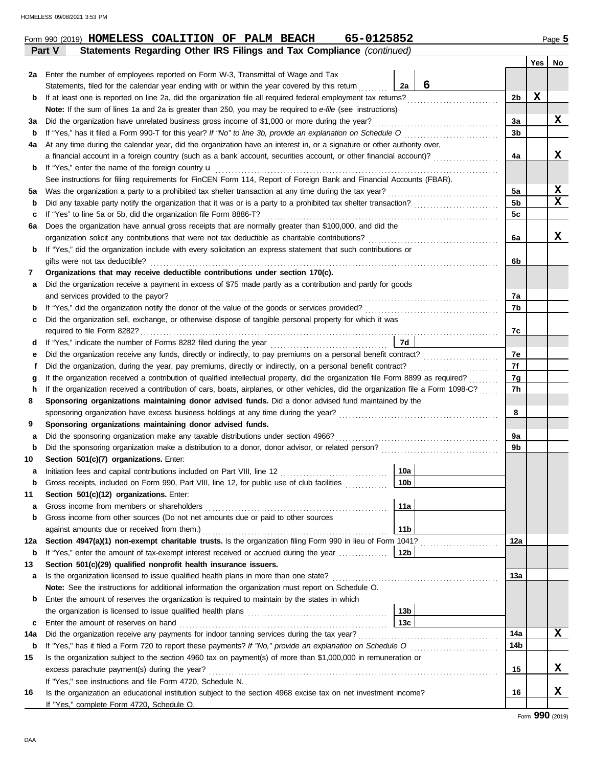Form 990 (2019) **HOMELESS COALITION OF PALM BEACH 65-0125852** Page **5**

**Part V Statements Regarding Other IRS Filings and Tax Compliance** *(continued)*

| | | | | Yes | No |
|---|---|---|---|---|---|
| **2a** | Enter the number of employees reported on Form W-3, Transmittal of Wage and Tax Statements, filed for the calendar year ending with or within the year covered by this return | 2a 6 | | | |
| **b** | If at least one is reported on line 2a, did the organization file all required federal employment tax returns? | | 2b | X | |
| | **Note:** If the sum of lines 1a and 2a is greater than 250, you may be required to *e-file* (see instructions) | | | | |
| **3a** | Did the organization have unrelated business gross income of $1,000 or more during the year? | | 3a | | X |
| **b** | If "Yes," has it filed a Form 990-T for this year? *If "No" to line 3b, provide an explanation on Schedule O* | | 3b | | |
| **4a** | At any time during the calendar year, did the organization have an interest in, or a signature or other authority over, a financial account in a foreign country (such as a bank account, securities account, or other financial account)? | | 4a | | X |
| **b** | If "Yes," enter the name of the foreign country u | | | | |
| | See instructions for filing requirements for FinCEN Form 114, Report of Foreign Bank and Financial Accounts (FBAR). | | | | |
| **5a** | Was the organization a party to a prohibited tax shelter transaction at any time during the tax year? | | 5a | | X |
| **b** | Did any taxable party notify the organization that it was or is a party to a prohibited tax shelter transaction? | | 5b | | X |
| **c** | If "Yes" to line 5a or 5b, did the organization file Form 8886-T? | | 5c | | |
| **6a** | Does the organization have annual gross receipts that are normally greater than $100,000, and did the organization solicit any contributions that were not tax deductible as charitable contributions? | | 6a | | X |
| **b** | If "Yes," did the organization include with every solicitation an express statement that such contributions or gifts were not tax deductible? | | 6b | | |
| **7** | **Organizations that may receive deductible contributions under section 170(c).** | | | | |
| **a** | Did the organization receive a payment in excess of $75 made partly as a contribution and partly for goods and services provided to the payor? | | 7a | | |
| **b** | If "Yes," did the organization notify the donor of the value of the goods or services provided? | | 7b | | |
| **c** | Did the organization sell, exchange, or otherwise dispose of tangible personal property for which it was required to file Form 8282? | | 7c | | |
| **d** | If "Yes," indicate the number of Forms 8282 filed during the year | 7d | | | |
| **e** | Did the organization receive any funds, directly or indirectly, to pay premiums on a personal benefit contract? | | 7e | | |
| **f** | Did the organization, during the year, pay premiums, directly or indirectly, on a personal benefit contract? | | 7f | | |
| **g** | If the organization received a contribution of qualified intellectual property, did the organization file Form 8899 as required? | | 7g | | |
| **h** | If the organization received a contribution of cars, boats, airplanes, or other vehicles, did the organization file a Form 1098-C? | | 7h | | |
| **8** | **Sponsoring organizations maintaining donor advised funds.** Did a donor advised fund maintained by the sponsoring organization have excess business holdings at any time during the year? | | 8 | | |
| **9** | **Sponsoring organizations maintaining donor advised funds.** | | | | |
| **a** | Did the sponsoring organization make any taxable distributions under section 4966? | | 9a | | |
| **b** | Did the sponsoring organization make a distribution to a donor, donor advisor, or related person? | | 9b | | |
| **10** | **Section 501(c)(7) organizations.** Enter: | | | | |
| **a** | Initiation fees and capital contributions included on Part VIII, line 12 | 10a | | | |
| **b** | Gross receipts, included on Form 990, Part VIII, line 12, for public use of club facilities | 10b | | | |
| **11** | **Section 501(c)(12) organizations.** Enter: | | | | |
| **a** | Gross income from members or shareholders | 11a | | | |
| **b** | Gross income from other sources (Do not net amounts due or paid to other sources against amounts due or received from them.) | 11b | | | |
| **12a** | **Section 4947(a)(1) non-exempt charitable trusts.** Is the organization filing Form 990 in lieu of Form 1041? | | 12a | | |
| **b** | If "Yes," enter the amount of tax-exempt interest received or accrued during the year | 12b | | | |
| **13** | **Section 501(c)(29) qualified nonprofit health insurance issuers.** | | | | |
| **a** | Is the organization licensed to issue qualified health plans in more than one state? | | 13a | | |
| | **Note:** See the instructions for additional information the organization must report on Schedule O. | | | | |
| **b** | Enter the amount of reserves the organization is required to maintain by the states in which the organization is licensed to issue qualified health plans | 13b | | | |
| **c** | Enter the amount of reserves on hand | 13c | | | |
| **14a** | Did the organization receive any payments for indoor tanning services during the tax year? | | 14a | | X |
| **b** | If "Yes," has it filed a Form 720 to report these payments? *If "No," provide an explanation on Schedule O* | | 14b | | |
| **15** | Is the organization subject to the section 4960 tax on payment(s) of more than $1,000,000 in remuneration or excess parachute payment(s) during the year? If "Yes," see instructions and file Form 4720, Schedule N. | | 15 | | X |
| **16** | Is the organization an educational institution subject to the section 4968 excise tax on net investment income? If "Yes," complete Form 4720, Schedule O. | | 16 | | X |

Form **990** (2019)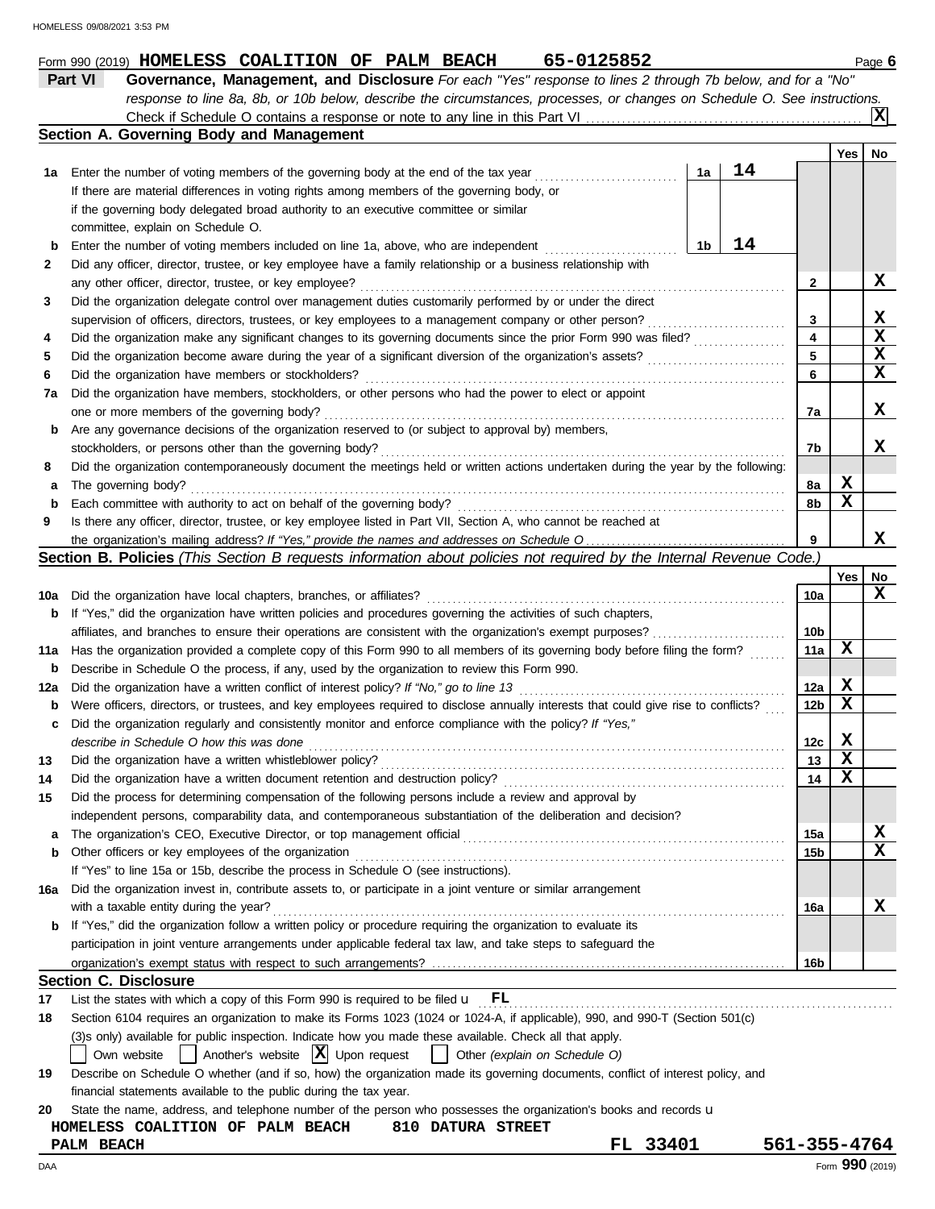Form 990 (2019) **HOMELESS COALITION OF PALM BEACH 65-0125852**

## Part VI Governance, Management, and Disclosure

*For each "Yes" response to lines 2 through 7b below, and for a "No" response to line 8a, 8b, or 10b below, describe the circumstances, processes, or changes on Schedule O. See instructions.*

Check if Schedule O contains a response or note to any line in this Part VI . . . . . [X]

### Section A. Governing Body and Management

| | | | | Yes | No |
|---|---|---|---|---|---|
| **1a** | Enter the number of voting members of the governing body at the end of the tax year . . . If there are material differences in voting rights among members of the governing body, or if the governing body delegated broad authority to an executive committee or similar committee, explain on Schedule O. | 1a: **14** | | | |
| **b** | Enter the number of voting members included on line 1a, above, who are independent | 1b: **14** | | | |
| **2** | Did any officer, director, trustee, or key employee have a family relationship or a business relationship with any other officer, director, trustee, or key employee? | | 2 | | X |
| **3** | Did the organization delegate control over management duties customarily performed by or under the direct supervision of officers, directors, trustees, or key employees to a management company or other person? | | 3 | | X |
| **4** | Did the organization make any significant changes to its governing documents since the prior Form 990 was filed? | | 4 | | X |
| **5** | Did the organization become aware during the year of a significant diversion of the organization's assets? | | 5 | | X |
| **6** | Did the organization have members or stockholders? | | 6 | | X |
| **7a** | Did the organization have members, stockholders, or other persons who had the power to elect or appoint one or more members of the governing body? | | 7a | | X |
| **b** | Are any governance decisions of the organization reserved to (or subject to approval by) members, stockholders, or persons other than the governing body? | | 7b | | X |
| **8** | Did the organization contemporaneously document the meetings held or written actions undertaken during the year by the following: | | | | |
| **a** | The governing body? | | 8a | X | |
| **b** | Each committee with authority to act on behalf of the governing body? | | 8b | X | |
| **9** | Is there any officer, director, trustee, or key employee listed in Part VII, Section A, who cannot be reached at the organization's mailing address? *If "Yes," provide the names and addresses on Schedule O* | | 9 | | X |

### Section B. Policies *(This Section B requests information about policies not required by the Internal Revenue Code.)*

| | | | Yes | No |
|---|---|---|---|---|
| **10a** | Did the organization have local chapters, branches, or affiliates? | 10a | | X |
| **b** | If "Yes," did the organization have written policies and procedures governing the activities of such chapters, affiliates, and branches to ensure their operations are consistent with the organization's exempt purposes? | 10b | | |
| **11a** | Has the organization provided a complete copy of this Form 990 to all members of its governing body before filing the form? | 11a | X | |
| **b** | Describe in Schedule O the process, if any, used by the organization to review this Form 990. | | | |
| **12a** | Did the organization have a written conflict of interest policy? *If "No," go to line 13* | 12a | X | |
| **b** | Were officers, directors, or trustees, and key employees required to disclose annually interests that could give rise to conflicts? | 12b | X | |
| **c** | Did the organization regularly and consistently monitor and enforce compliance with the policy? *If "Yes," describe in Schedule O how this was done* | 12c | X | |
| **13** | Did the organization have a written whistleblower policy? | 13 | X | |
| **14** | Did the organization have a written document retention and destruction policy? | 14 | X | |
| **15** | Did the process for determining compensation of the following persons include a review and approval by independent persons, comparability data, and contemporaneous substantiation of the deliberation and decision? | | | |
| **a** | The organization's CEO, Executive Director, or top management official | 15a | | X |
| **b** | Other officers or key employees of the organization | 15b | | X |
| | If "Yes" to line 15a or 15b, describe the process in Schedule O (see instructions). | | | |
| **16a** | Did the organization invest in, contribute assets to, or participate in a joint venture or similar arrangement with a taxable entity during the year? | 16a | | X |
| **b** | If "Yes," did the organization follow a written policy or procedure requiring the organization to evaluate its participation in joint venture arrangements under applicable federal tax law, and take steps to safeguard the organization's exempt status with respect to such arrangements? | 16b | | |

### Section C. Disclosure

**17** List the states with which a copy of this Form 990 is required to be filed u **FL**

**18** Section 6104 requires an organization to make its Forms 1023 (1024 or 1024-A, if applicable), 990, and 990-T (Section 501(c)(3)s only) available for public inspection. Indicate how you made these available. Check all that apply.

[ ] Own website [ ] Another's website [X] Upon request [ ] Other *(explain on Schedule O)*

**19** Describe on Schedule O whether (and if so, how) the organization made its governing documents, conflict of interest policy, and financial statements available to the public during the tax year.

**20** State the name, address, and telephone number of the person who possesses the organization's books and records u

**HOMELESS COALITION OF PALM BEACH 810 DATURA STREET**
**PALM BEACH FL 33401 561-355-4764**

Form **990** (2019)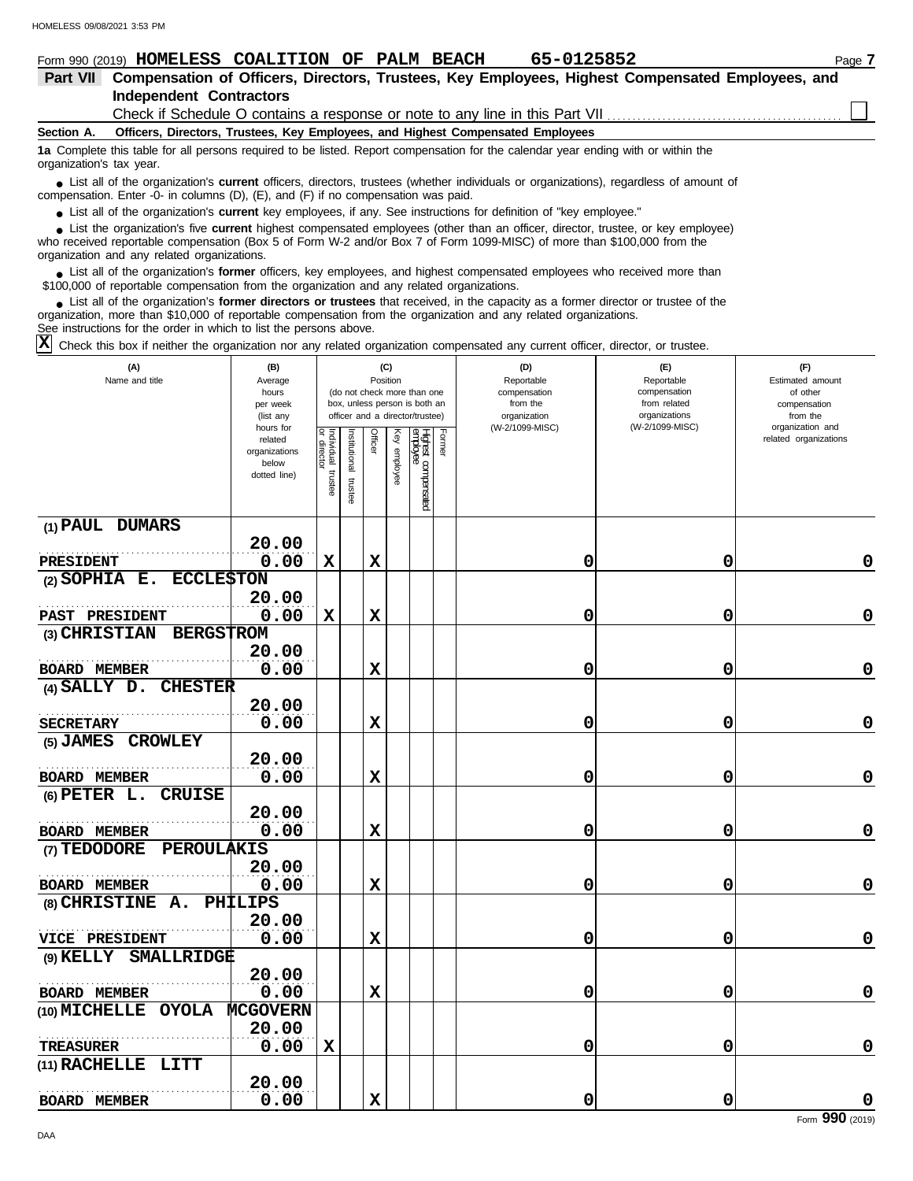Form 990 (2019) **HOMELESS COALITION OF PALM BEACH** **65-0125852**

## Part VII Compensation of Officers, Directors, Trustees, Key Employees, Highest Compensated Employees, and Independent Contractors

Check if Schedule O contains a response or note to any line in this Part VII ☐

**Section A. Officers, Directors, Trustees, Key Employees, and Highest Compensated Employees**

**1a** Complete this table for all persons required to be listed. Report compensation for the calendar year ending with or within the organization's tax year.

- List all of the organization's **current** officers, directors, trustees (whether individuals or organizations), regardless of amount of compensation. Enter -0- in columns (D), (E), and (F) if no compensation was paid.
- List all of the organization's **current** key employees, if any. See instructions for definition of "key employee."
- List the organization's five **current** highest compensated employees (other than an officer, director, trustee, or key employee) who received reportable compensation (Box 5 of Form W-2 and/or Box 7 of Form 1099-MISC) of more than $100,000 from the organization and any related organizations.
- List all of the organization's **former** officers, key employees, and highest compensated employees who received more than $100,000 of reportable compensation from the organization and any related organizations.
- List all of the organization's **former directors or trustees** that received, in the capacity as a former director or trustee of the organization, more than $10,000 of reportable compensation from the organization and any related organizations.

See instructions for the order in which to list the persons above.

**X** Check this box if neither the organization nor any related organization compensated any current officer, director, or trustee.

| (A) Name and title | (B) Average hours per week (list any hours for related organizations below dotted line) | (C) Position: Individual trustee or director | Institutional trustee | Officer | Key employee | Highest compensated employee | Former | (D) Reportable compensation from the organization (W-2/1099-MISC) | (E) Reportable compensation from related organizations (W-2/1099-MISC) | (F) Estimated amount of other compensation from the organization and related organizations |
|---|---|---|---|---|---|---|---|---|---|---|
| (1) PAUL DUMARS<br>PRESIDENT | 20.00<br>0.00 | X | | X | | | | 0 | 0 | 0 |
| (2) SOPHIA E. ECCLESTON<br>PAST PRESIDENT | 20.00<br>0.00 | X | | X | | | | 0 | 0 | 0 |
| (3) CHRISTIAN BERGSTROM<br>BOARD MEMBER | 20.00<br>0.00 | | | X | | | | 0 | 0 | 0 |
| (4) SALLY D. CHESTER<br>SECRETARY | 20.00<br>0.00 | | | X | | | | 0 | 0 | 0 |
| (5) JAMES CROWLEY<br>BOARD MEMBER | 20.00<br>0.00 | | | X | | | | 0 | 0 | 0 |
| (6) PETER L. CRUISE<br>BOARD MEMBER | 20.00<br>0.00 | | | X | | | | 0 | 0 | 0 |
| (7) TEDODORE PEROULAKIS<br>BOARD MEMBER | 20.00<br>0.00 | | | X | | | | 0 | 0 | 0 |
| (8) CHRISTINE A. PHILIPS<br>VICE PRESIDENT | 20.00<br>0.00 | | | X | | | | 0 | 0 | 0 |
| (9) KELLY SMALLRIDGE<br>BOARD MEMBER | 20.00<br>0.00 | | | X | | | | 0 | 0 | 0 |
| (10) MICHELLE OYOLA MCGOVERN<br>TREASURER | 20.00<br>0.00 | X | | | | | | 0 | 0 | 0 |
| (11) RACHELLE LITT<br>BOARD MEMBER | 20.00<br>0.00 | | | X | | | | 0 | 0 | 0 |

Form **990** (2019)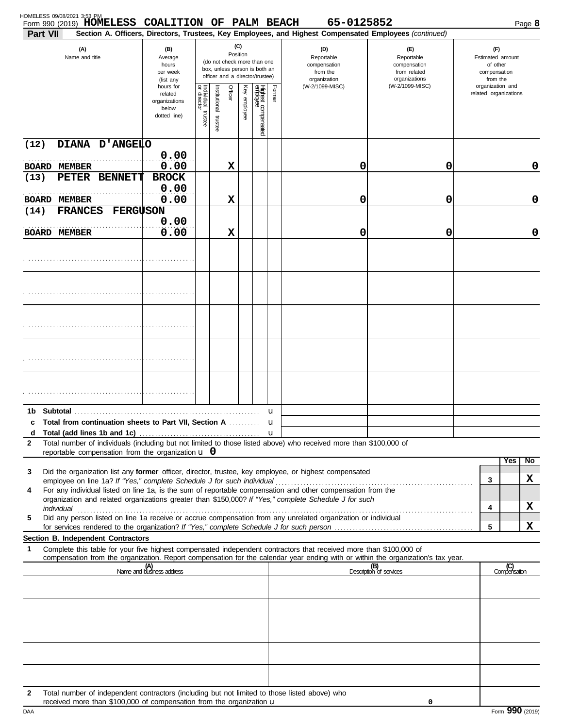Form 990 (2019) **HOMELESS COALITION OF PALM BEACH** 65-0125852 Page **8**

**Part VII** Section A. Officers, Directors, Trustees, Key Employees, and Highest Compensated Employees *(continued)*

| (A) Name and title | (B) Average hours per week (list any hours for related organizations below dotted line) | (C) Position: Individual trustee or director | Institutional trustee | Officer | Key employee | Highest compensated employee | Former | (D) Reportable compensation from the organization (W-2/1099-MISC) | (E) Reportable compensation from related organizations (W-2/1099-MISC) | (F) Estimated amount of other compensation from the organization and related organizations |
|---|---|---|---|---|---|---|---|---|---|---|
| (12) DIANA D'ANGELO<br>BOARD MEMBER | 0.00<br>0.00 | | | X | | | | 0 | 0 | 0 |
| (13) PETER BENNETT BROCK<br>BOARD MEMBER | 0.00<br>0.00 | | | X | | | | 0 | 0 | 0 |
| (14) FRANCES FERGUSON<br>BOARD MEMBER | 0.00<br>0.00 | | | X | | | | 0 | 0 | 0 |
| | | | | | | | | | | |
| | | | | | | | | | | |
| | | | | | | | | | | |
| | | | | | | | | | | |
| | | | | | | | | | | |

**1b Subtotal** u

**c Total from continuation sheets to Part VII, Section A** u

**d Total (add lines 1b and 1c)** u

**2** Total number of individuals (including but not limited to those listed above) who received more than $100,000 of reportable compensation from the organization u 0

| | | Yes | No |
|---|---|---|---|
| **3** Did the organization list any **former** officer, director, trustee, key employee, or highest compensated employee on line 1a? *If "Yes," complete Schedule J for such individual* | 3 | | X |
| **4** For any individual listed on line 1a, is the sum of reportable compensation and other compensation from the organization and related organizations greater than $150,000? *If "Yes," complete Schedule J for such individual* | 4 | | X |
| **5** Did any person listed on line 1a receive or accrue compensation from any unrelated organization or individual for services rendered to the organization? *If "Yes," complete Schedule J for such person* | 5 | | X |

**Section B. Independent Contractors**

**1** Complete this table for your five highest compensated independent contractors that received more than $100,000 of compensation from the organization. Report compensation for the calendar year ending with or within the organization's tax year.

| (A) Name and business address | (B) Description of services | (C) Compensation |
|---|---|---|
| | | |
| | | |
| | | |
| | | |
| | | |

**2** Total number of independent contractors (including but not limited to those listed above) who received more than $100,000 of compensation from the organization u 0

DAA Form **990** (2019)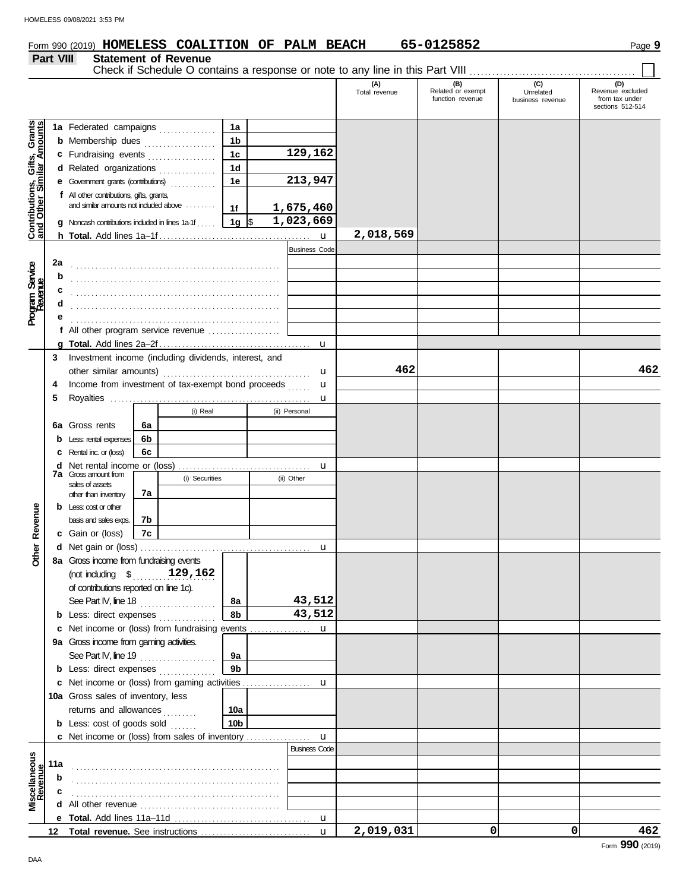HOMELESS 09/08/2021 3:53 PM

Form 990 (2019) **HOMELESS COALITION OF PALM BEACH** **65-0125852** Page **9**

## Part VIII Statement of Revenue

Check if Schedule O contains a response or note to any line in this Part VIII ☐

| | | | | (A) Total revenue | (B) Related or exempt function revenue | (C) Unrelated business revenue | (D) Revenue excluded from tax under sections 512-514 |
|---|---|---|---|---|---|---|---|
| Contributions, Gifts, Grants and Other Similar Amounts | 1a Federated campaigns | 1a | | | | | |
| | b Membership dues | 1b | | | | | |
| | c Fundraising events | 1c | 129,162 | | | | |
| | d Related organizations | 1d | | | | | |
| | e Government grants (contributions) | 1e | 213,947 | | | | |
| | f All other contributions, gifts, grants, and similar amounts not included above | 1f | 1,675,460 | | | | |
| | g Noncash contributions included in lines 1a-1f | 1g | $ 1,023,669 | | | | |
| | h **Total.** Add lines 1a–1f | | u | 2,018,569 | | | |
| Program Service Revenue | | | Business Code | | | | |
| | 2a | | | | | | |
| | b | | | | | | |
| | c | | | | | | |
| | d | | | | | | |
| | e | | | | | | |
| | f All other program service revenue | | | | | | |
| | g **Total.** Add lines 2a–2f | | u | | | | |
| Other Revenue | 3 Investment income (including dividends, interest, and other similar amounts) | | u | 462 | | | 462 |
| | 4 Income from investment of tax-exempt bond proceeds | | u | | | | |
| | 5 Royalties | | u | | | | |
| | | (i) Real | (ii) Personal | | | | |
| | 6a Gross rents | 6a | | | | | |
| | b Less: rental expenses | 6b | | | | | |
| | c Rental inc. or (loss) | 6c | | | | | |
| | d Net rental income or (loss) | | u | | | | |
| | 7a Gross amount from sales of assets other than inventory | (i) Securities 7a | (ii) Other | | | | |
| | b Less: cost or other basis and sales exps. | 7b | | | | | |
| | c Gain or (loss) | 7c | | | | | |
| | d Net gain or (loss) | | u | | | | |
| | 8a Gross income from fundraising events (not including $ 129,162 of contributions reported on line 1c). See Part IV, line 18 | 8a | 43,512 | | | | |
| | b Less: direct expenses | 8b | 43,512 | | | | |
| | c Net income or (loss) from fundraising events | | u | | | | |
| | 9a Gross income from gaming activities. See Part IV, line 19 | 9a | | | | | |
| | b Less: direct expenses | 9b | | | | | |
| | c Net income or (loss) from gaming activities | | u | | | | |
| | 10a Gross sales of inventory, less returns and allowances | 10a | | | | | |
| | b Less: cost of goods sold | 10b | | | | | |
| | c Net income or (loss) from sales of inventory | | u | | | | |
| Miscellaneous Revenue | | | Business Code | | | | |
| | 11a | | | | | | |
| | b | | | | | | |
| | c | | | | | | |
| | d All other revenue | | | | | | |
| | e **Total.** Add lines 11a–11d | | u | | | | |
| | 12 **Total revenue.** See instructions | | u | 2,019,031 | 0 | 0 | 462 |

Form **990** (2019)

DAA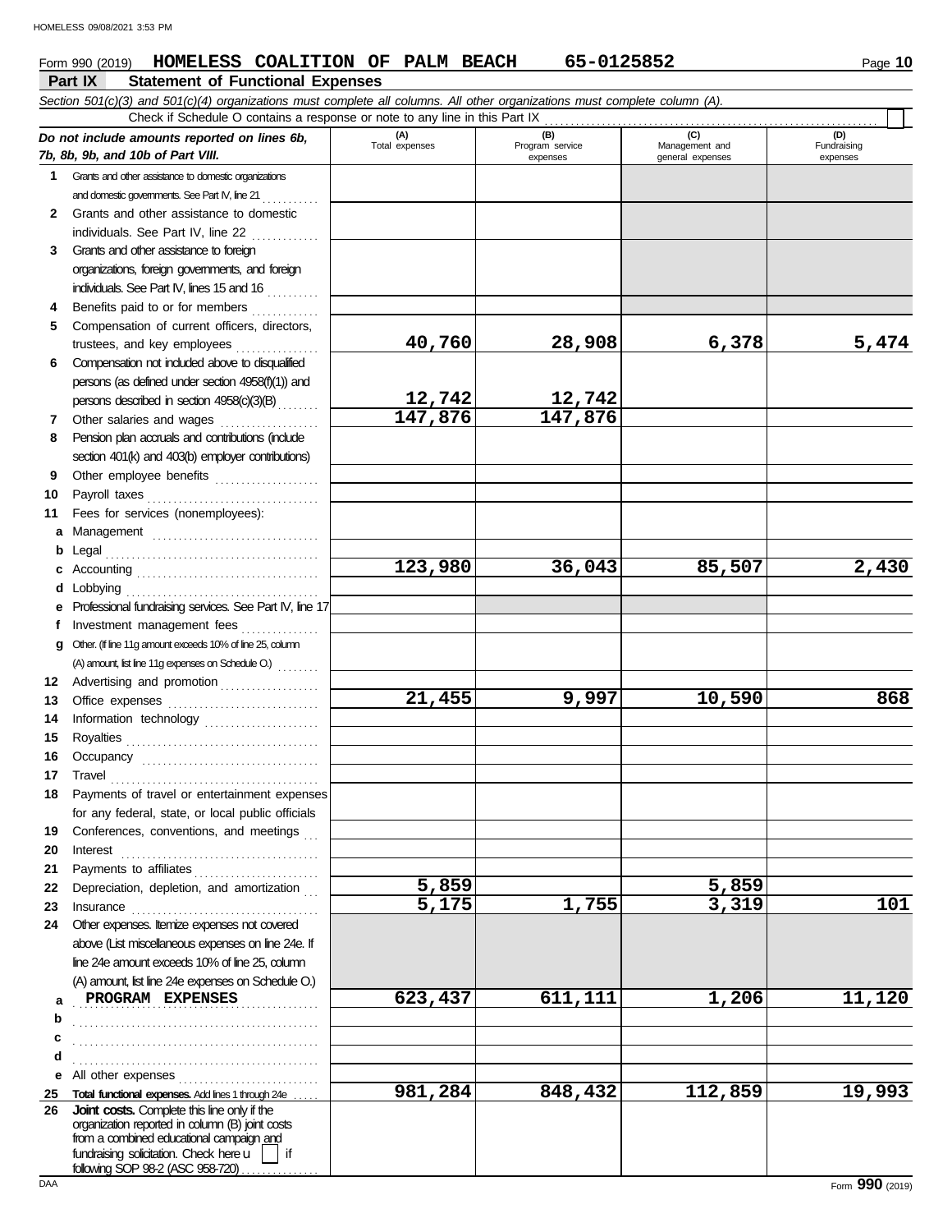Form 990 (2019) **HOMELESS COALITION OF PALM BEACH 65-0125852** Page **10**

## Part IX Statement of Functional Expenses

*Section 501(c)(3) and 501(c)(4) organizations must complete all columns. All other organizations must complete column (A).*

Check if Schedule O contains a response or note to any line in this Part IX

| *Do not include amounts reported on lines 6b, 7b, 8b, 9b, and 10b of Part VIII.* | (A) Total expenses | (B) Program service expenses | (C) Management and general expenses | (D) Fundraising expenses |
|---|---|---|---|---|
| **1** Grants and other assistance to domestic organizations and domestic governments. See Part IV, line 21 | | | | |
| **2** Grants and other assistance to domestic individuals. See Part IV, line 22 | | | | |
| **3** Grants and other assistance to foreign organizations, foreign governments, and foreign individuals. See Part IV, lines 15 and 16 | | | | |
| **4** Benefits paid to or for members | | | | |
| **5** Compensation of current officers, directors, trustees, and key employees | 40,760 | 28,908 | 6,378 | 5,474 |
| **6** Compensation not included above to disqualified persons (as defined under section 4958(f)(1)) and persons described in section 4958(c)(3)(B) | 12,742 | 12,742 | | |
| **7** Other salaries and wages | 147,876 | 147,876 | | |
| **8** Pension plan accruals and contributions (include section 401(k) and 403(b) employer contributions) | | | | |
| **9** Other employee benefits | | | | |
| **10** Payroll taxes | | | | |
| **11** Fees for services (nonemployees): | | | | |
| **a** Management | | | | |
| **b** Legal | | | | |
| **c** Accounting | 123,980 | 36,043 | 85,507 | 2,430 |
| **d** Lobbying | | | | |
| **e** Professional fundraising services. See Part IV, line 17 | | | | |
| **f** Investment management fees | | | | |
| **g** Other. (If line 11g amount exceeds 10% of line 25, column (A) amount, list line 11g expenses on Schedule O.) | | | | |
| **12** Advertising and promotion | | | | |
| **13** Office expenses | 21,455 | 9,997 | 10,590 | 868 |
| **14** Information technology | | | | |
| **15** Royalties | | | | |
| **16** Occupancy | | | | |
| **17** Travel | | | | |
| **18** Payments of travel or entertainment expenses for any federal, state, or local public officials | | | | |
| **19** Conferences, conventions, and meetings | | | | |
| **20** Interest | | | | |
| **21** Payments to affiliates | | | | |
| **22** Depreciation, depletion, and amortization | 5,859 | | 5,859 | |
| **23** Insurance | 5,175 | 1,755 | 3,319 | 101 |
| **24** Other expenses. Itemize expenses not covered above (List miscellaneous expenses on line 24e. If line 24e amount exceeds 10% of line 25, column (A) amount, list line 24e expenses on Schedule O.) | | | | |
| **a** PROGRAM EXPENSES | 623,437 | 611,111 | 1,206 | 11,120 |
| **b** | | | | |
| **c** | | | | |
| **d** | | | | |
| **e** All other expenses | | | | |
| **25 Total functional expenses.** Add lines 1 through 24e | 981,284 | 848,432 | 112,859 | 19,993 |
| **26 Joint costs.** Complete this line only if the organization reported in column (B) joint costs from a combined educational campaign and fundraising solicitation. Check here ☐ if following SOP 98-2 (ASC 958-720) | | | | |

Form **990** (2019)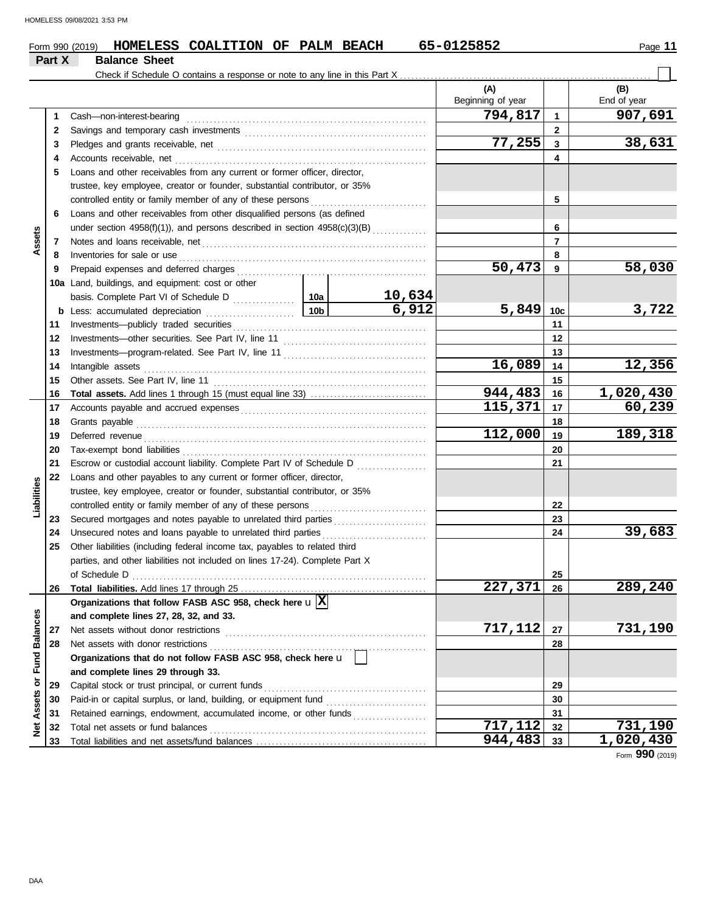Form 990 (2019) **HOMELESS COALITION OF PALM BEACH** 65-0125852

## Part X Balance Sheet

Check if Schedule O contains a response or note to any line in this Part X ☐

| | | | | (A) Beginning of year | | (B) End of year |
|---|---|---|---|---|---|---|
| **Assets** | 1 | Cash—non-interest-bearing | | 794,817 | 1 | 907,691 |
| | 2 | Savings and temporary cash investments | | | 2 | |
| | 3 | Pledges and grants receivable, net | | 77,255 | 3 | 38,631 |
| | 4 | Accounts receivable, net | | | 4 | |
| | 5 | Loans and other receivables from any current or former officer, director, trustee, key employee, creator or founder, substantial contributor, or 35% controlled entity or family member of any of these persons | | | 5 | |
| | 6 | Loans and other receivables from other disqualified persons (as defined under section 4958(f)(1)), and persons described in section 4958(c)(3)(B) | | | 6 | |
| | 7 | Notes and loans receivable, net | | | 7 | |
| | 8 | Inventories for sale or use | | | 8 | |
| | 9 | Prepaid expenses and deferred charges | | 50,473 | 9 | 58,030 |
| | 10a | Land, buildings, and equipment: cost or other basis. Complete Part VI of Schedule D | 10a: 10,634 | | | |
| | b | Less: accumulated depreciation | 10b: 6,912 | 5,849 | 10c | 3,722 |
| | 11 | Investments—publicly traded securities | | | 11 | |
| | 12 | Investments—other securities. See Part IV, line 11 | | | 12 | |
| | 13 | Investments—program-related. See Part IV, line 11 | | | 13 | |
| | 14 | Intangible assets | | 16,089 | 14 | 12,356 |
| | 15 | Other assets. See Part IV, line 11 | | | 15 | |
| | 16 | **Total assets.** Add lines 1 through 15 (must equal line 33) | | 944,483 | 16 | 1,020,430 |
| **Liabilities** | 17 | Accounts payable and accrued expenses | | 115,371 | 17 | 60,239 |
| | 18 | Grants payable | | | 18 | |
| | 19 | Deferred revenue | | 112,000 | 19 | 189,318 |
| | 20 | Tax-exempt bond liabilities | | | 20 | |
| | 21 | Escrow or custodial account liability. Complete Part IV of Schedule D | | | 21 | |
| | 22 | Loans and other payables to any current or former officer, director, trustee, key employee, creator or founder, substantial contributor, or 35% controlled entity or family member of any of these persons | | | 22 | |
| | 23 | Secured mortgages and notes payable to unrelated third parties | | | 23 | |
| | 24 | Unsecured notes and loans payable to unrelated third parties | | | 24 | 39,683 |
| | 25 | Other liabilities (including federal income tax, payables to related third parties, and other liabilities not included on lines 17-24). Complete Part X of Schedule D | | | 25 | |
| | 26 | **Total liabilities.** Add lines 17 through 25 | | 227,371 | 26 | 289,240 |
| **Net Assets or Fund Balances** | | **Organizations that follow FASB ASC 958, check here** ☒ **and complete lines 27, 28, 32, and 33.** | | | | |
| | 27 | Net assets without donor restrictions | | 717,112 | 27 | 731,190 |
| | 28 | Net assets with donor restrictions | | | 28 | |
| | | **Organizations that do not follow FASB ASC 958, check here** ☐ **and complete lines 29 through 33.** | | | | |
| | 29 | Capital stock or trust principal, or current funds | | | 29 | |
| | 30 | Paid-in or capital surplus, or land, building, or equipment fund | | | 30 | |
| | 31 | Retained earnings, endowment, accumulated income, or other funds | | | 31 | |
| | 32 | Total net assets or fund balances | | 717,112 | 32 | 731,190 |
| | 33 | Total liabilities and net assets/fund balances | | 944,483 | 33 | 1,020,430 |

Form **990** (2019)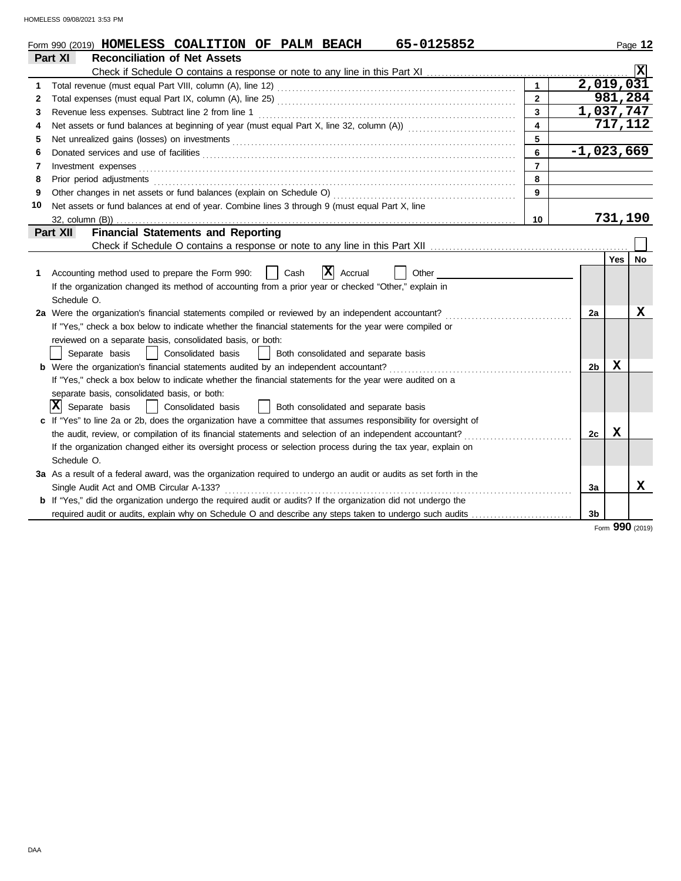Form 990 (2019) **HOMELESS COALITION OF PALM BEACH** **65-0125852** Page **12**

## Part XI Reconciliation of Net Assets

Check if Schedule O contains a response or note to any line in this Part XI .......... [X]

| | | | |
|---|---|---|---|
| 1 | Total revenue (must equal Part VIII, column (A), line 12) | 1 | 2,019,031 |
| 2 | Total expenses (must equal Part IX, column (A), line 25) | 2 | 981,284 |
| 3 | Revenue less expenses. Subtract line 2 from line 1 | 3 | 1,037,747 |
| 4 | Net assets or fund balances at beginning of year (must equal Part X, line 32, column (A)) | 4 | 717,112 |
| 5 | Net unrealized gains (losses) on investments | 5 | |
| 6 | Donated services and use of facilities | 6 | -1,023,669 |
| 7 | Investment expenses | 7 | |
| 8 | Prior period adjustments | 8 | |
| 9 | Other changes in net assets or fund balances (explain on Schedule O) | 9 | |
| 10 | Net assets or fund balances at end of year. Combine lines 3 through 9 (must equal Part X, line 32, column (B)) | 10 | 731,190 |

## Part XII Financial Statements and Reporting

Check if Schedule O contains a response or note to any line in this Part XII .......... [ ]

| | | | Yes | No |
|---|---|---|---|---|
| 1 | Accounting method used to prepare the Form 990: [ ] Cash [X] Accrual [ ] Other<br>If the organization changed its method of accounting from a prior year or checked "Other," explain in Schedule O. | | | |
| 2a | Were the organization's financial statements compiled or reviewed by an independent accountant?<br>If "Yes," check a box below to indicate whether the financial statements for the year were compiled or reviewed on a separate basis, consolidated basis, or both:<br>[ ] Separate basis [ ] Consolidated basis [ ] Both consolidated and separate basis | 2a | | X |
| b | Were the organization's financial statements audited by an independent accountant?<br>If "Yes," check a box below to indicate whether the financial statements for the year were audited on a separate basis, consolidated basis, or both:<br>[X] Separate basis [ ] Consolidated basis [ ] Both consolidated and separate basis | 2b | X | |
| c | If "Yes" to line 2a or 2b, does the organization have a committee that assumes responsibility for oversight of the audit, review, or compilation of its financial statements and selection of an independent accountant?<br>If the organization changed either its oversight process or selection process during the tax year, explain on Schedule O. | 2c | X | |
| 3a | As a result of a federal award, was the organization required to undergo an audit or audits as set forth in the Single Audit Act and OMB Circular A-133? | 3a | | X |
| b | If "Yes," did the organization undergo the required audit or audits? If the organization did not undergo the required audit or audits, explain why on Schedule O and describe any steps taken to undergo such audits | 3b | | |

Form **990** (2019)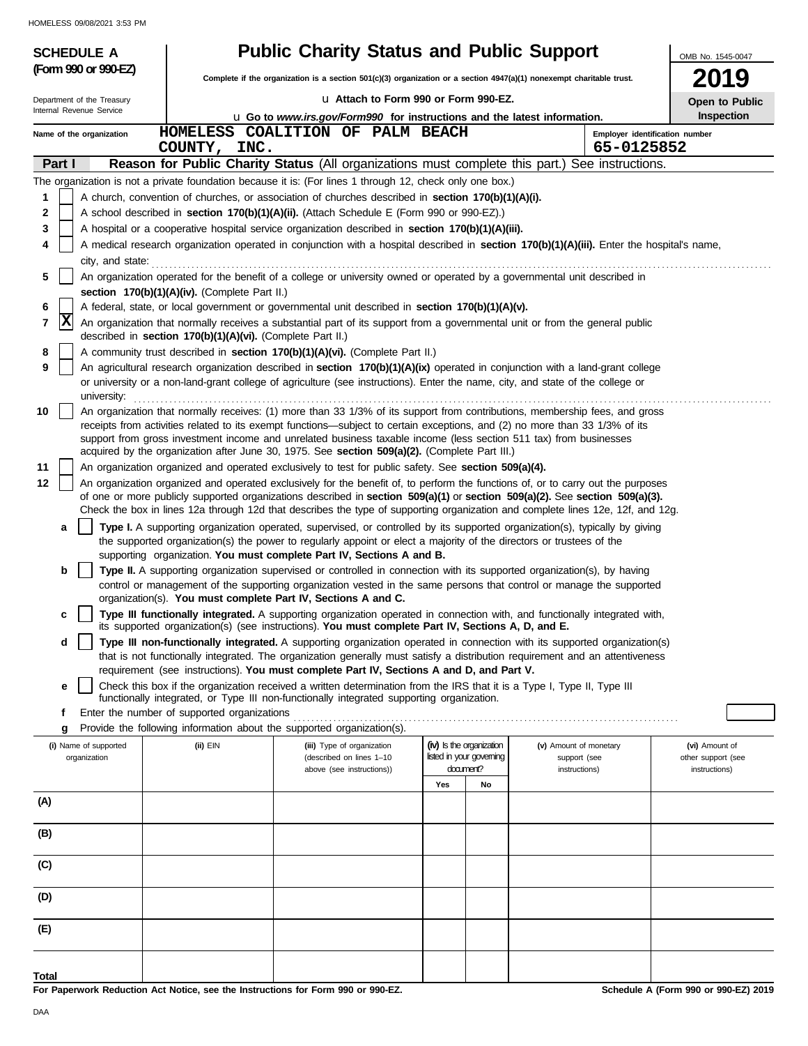**SCHEDULE A (Form 990 or 990-EZ)**

Department of the Treasury
Internal Revenue Service

# Public Charity Status and Public Support

**Complete if the organization is a section 501(c)(3) organization or a section 4947(a)(1) nonexempt charitable trust.**

u Attach to Form 990 or Form 990-EZ.

u Go to *www.irs.gov/Form990* for instructions and the latest information.

OMB No. 1545-0047

**2019**

**Open to Public Inspection**

Name of the organization: HOMELESS COALITION OF PALM BEACH COUNTY, INC.

Employer identification number: 65-0125852

## Part I — Reason for Public Charity Status (All organizations must complete this part.) See instructions.

The organization is not a private foundation because it is: (For lines 1 through 12, check only one box.)

1. [ ] A church, convention of churches, or association of churches described in **section 170(b)(1)(A)(i).**
2. [ ] A school described in **section 170(b)(1)(A)(ii).** (Attach Schedule E (Form 990 or 990-EZ).)
3. [ ] A hospital or a cooperative hospital service organization described in **section 170(b)(1)(A)(iii).**
4. [ ] A medical research organization operated in conjunction with a hospital described in **section 170(b)(1)(A)(iii).** Enter the hospital's name, city, and state:
5. [ ] An organization operated for the benefit of a college or university owned or operated by a governmental unit described in **section 170(b)(1)(A)(iv).** (Complete Part II.)
6. [ ] A federal, state, or local government or governmental unit described in **section 170(b)(1)(A)(v).**
7. [X] An organization that normally receives a substantial part of its support from a governmental unit or from the general public described in **section 170(b)(1)(A)(vi).** (Complete Part II.)
8. [ ] A community trust described in **section 170(b)(1)(A)(vi).** (Complete Part II.)
9. [ ] An agricultural research organization described in **section 170(b)(1)(A)(ix)** operated in conjunction with a land-grant college or university or a non-land-grant college of agriculture (see instructions). Enter the name, city, and state of the college or university:
10. [ ] An organization that normally receives: (1) more than 33 1/3% of its support from contributions, membership fees, and gross receipts from activities related to its exempt functions—subject to certain exceptions, and (2) no more than 33 1/3% of its support from gross investment income and unrelated business taxable income (less section 511 tax) from businesses acquired by the organization after June 30, 1975. See **section 509(a)(2).** (Complete Part III.)
11. [ ] An organization organized and operated exclusively to test for public safety. See **section 509(a)(4).**
12. [ ] An organization organized and operated exclusively for the benefit of, to perform the functions of, or to carry out the purposes of one or more publicly supported organizations described in **section 509(a)(1)** or **section 509(a)(2).** See **section 509(a)(3).** Check the box in lines 12a through 12d that describes the type of supporting organization and complete lines 12e, 12f, and 12g.

   a. [ ] **Type I.** A supporting organization operated, supervised, or controlled by its supported organization(s), typically by giving the supported organization(s) the power to regularly appoint or elect a majority of the directors or trustees of the supporting organization. **You must complete Part IV, Sections A and B.**

   b. [ ] **Type II.** A supporting organization supervised or controlled in connection with its supported organization(s), by having control or management of the supporting organization vested in the same persons that control or manage the supported organization(s). **You must complete Part IV, Sections A and C.**

   c. [ ] **Type III functionally integrated.** A supporting organization operated in connection with, and functionally integrated with, its supported organization(s) (see instructions). **You must complete Part IV, Sections A, D, and E.**

   d. [ ] **Type III non-functionally integrated.** A supporting organization operated in connection with its supported organization(s) that is not functionally integrated. The organization generally must satisfy a distribution requirement and an attentiveness requirement (see instructions). **You must complete Part IV, Sections A and D, and Part V.**

   e. [ ] Check this box if the organization received a written determination from the IRS that it is a Type I, Type II, Type III functionally integrated, or Type III non-functionally integrated supporting organization.

   f. Enter the number of supported organizations

   g. Provide the following information about the supported organization(s).

| (i) Name of supported organization | (ii) EIN | (iii) Type of organization (described on lines 1–10 above (see instructions)) | (iv) Is the organization listed in your governing document? Yes | No | (v) Amount of monetary support (see instructions) | (vi) Amount of other support (see instructions) |
|---|---|---|---|---|---|---|
| (A) | | | | | | |
| (B) | | | | | | |
| (C) | | | | | | |
| (D) | | | | | | |
| (E) | | | | | | |
| Total | | | | | | |

**For Paperwork Reduction Act Notice, see the Instructions for Form 990 or 990-EZ.**

**Schedule A (Form 990 or 990-EZ) 2019**

DAA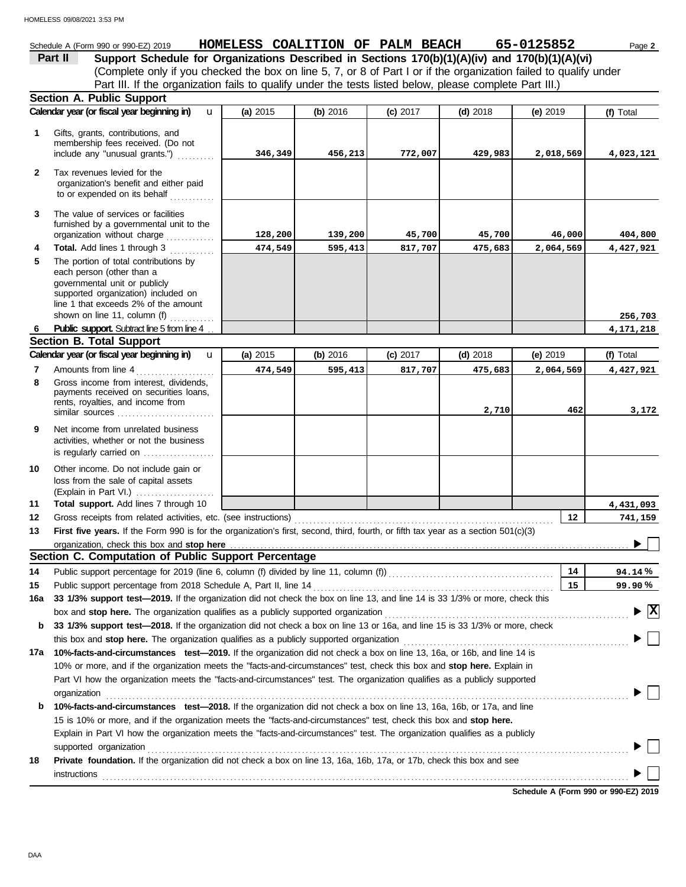Schedule A (Form 990 or 990-EZ) 2019 **HOMELESS COALITION OF PALM BEACH 65-0125852** Page **2**

**Part II** **Support Schedule for Organizations Described in Sections 170(b)(1)(A)(iv) and 170(b)(1)(A)(vi)** (Complete only if you checked the box on line 5, 7, or 8 of Part I or if the organization failed to qualify under Part III. If the organization fails to qualify under the tests listed below, please complete Part III.)

## Section A. Public Support

| Calendar year (or fiscal year beginning in) | (a) 2015 | (b) 2016 | (c) 2017 | (d) 2018 | (e) 2019 | (f) Total |
|---|---|---|---|---|---|---|
| **1** Gifts, grants, contributions, and membership fees received. (Do not include any "unusual grants.") | 346,349 | 456,213 | 772,007 | 429,983 | 2,018,569 | 4,023,121 |
| **2** Tax revenues levied for the organization's benefit and either paid to or expended on its behalf | | | | | | |
| **3** The value of services or facilities furnished by a governmental unit to the organization without charge | 128,200 | 139,200 | 45,700 | 45,700 | 46,000 | 404,800 |
| **4** **Total.** Add lines 1 through 3 | 474,549 | 595,413 | 817,707 | 475,683 | 2,064,569 | 4,427,921 |
| **5** The portion of total contributions by each person (other than a governmental unit or publicly supported organization) included on line 1 that exceeds 2% of the amount shown on line 11, column (f) | | | | | | 256,703 |
| **6** **Public support.** Subtract line 5 from line 4 | | | | | | 4,171,218 |

## Section B. Total Support

| Calendar year (or fiscal year beginning in) | (a) 2015 | (b) 2016 | (c) 2017 | (d) 2018 | (e) 2019 | (f) Total |
|---|---|---|---|---|---|---|
| **7** Amounts from line 4 | 474,549 | 595,413 | 817,707 | 475,683 | 2,064,569 | 4,427,921 |
| **8** Gross income from interest, dividends, payments received on securities loans, rents, royalties, and income from similar sources | | | | 2,710 | 462 | 3,172 |
| **9** Net income from unrelated business activities, whether or not the business is regularly carried on | | | | | | |
| **10** Other income. Do not include gain or loss from the sale of capital assets (Explain in Part VI.) | | | | | | |
| **11** **Total support.** Add lines 7 through 10 | | | | | | 4,431,093 |

**12** Gross receipts from related activities, etc. (see instructions) — **12** — 741,159

**13** **First five years.** If the Form 990 is for the organization's first, second, third, fourth, or fifth tax year as a section 501(c)(3) organization, check this box and **stop here** ☐

## Section C. Computation of Public Support Percentage

**14** Public support percentage for 2019 (line 6, column (f) divided by line 11, column (f)) — **14** — 94.14 %

**15** Public support percentage from 2018 Schedule A, Part II, line 14 — **15** — 99.90 %

**16a** **33 1/3% support test—2019.** If the organization did not check the box on line 13, and line 14 is 33 1/3% or more, check this box and **stop here.** The organization qualifies as a publicly supported organization ☒

**b** **33 1/3% support test—2018.** If the organization did not check a box on line 13 or 16a, and line 15 is 33 1/3% or more, check this box and **stop here.** The organization qualifies as a publicly supported organization ☐

**17a** **10%-facts-and-circumstances test—2019.** If the organization did not check a box on line 13, 16a, or 16b, and line 14 is 10% or more, and if the organization meets the "facts-and-circumstances" test, check this box and **stop here.** Explain in Part VI how the organization meets the "facts-and-circumstances" test. The organization qualifies as a publicly supported organization ☐

**b** **10%-facts-and-circumstances test—2018.** If the organization did not check a box on line 13, 16a, 16b, or 17a, and line 15 is 10% or more, and if the organization meets the "facts-and-circumstances" test, check this box and **stop here.** Explain in Part VI how the organization meets the "facts-and-circumstances" test. The organization qualifies as a publicly supported organization ☐

**18** **Private foundation.** If the organization did not check a box on line 13, 16a, 16b, 17a, or 17b, check this box and see instructions ☐

**Schedule A (Form 990 or 990-EZ) 2019**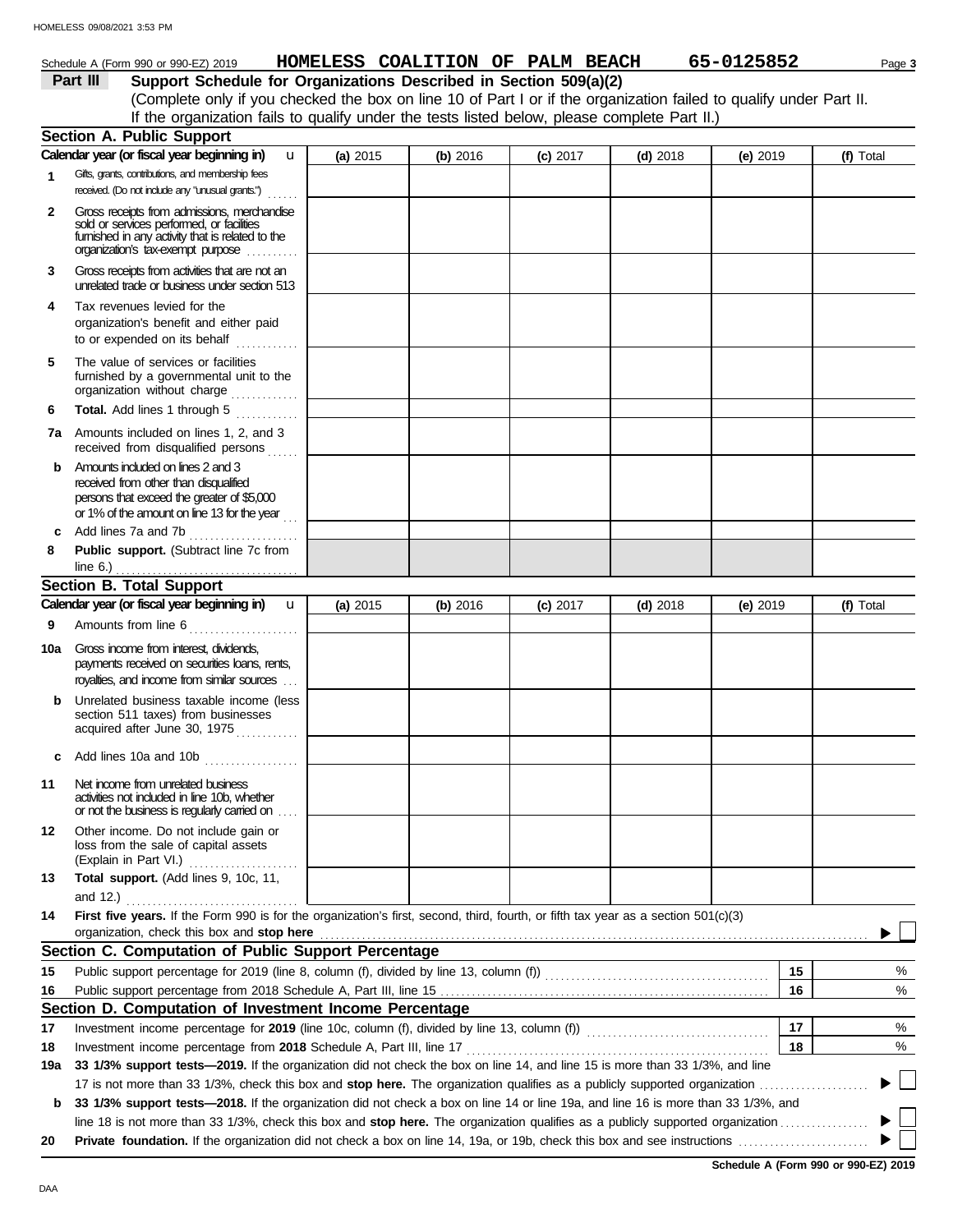Schedule A (Form 990 or 990-EZ) 2019 **HOMELESS COALITION OF PALM BEACH 65-0125852** Page **3**

**Part III Support Schedule for Organizations Described in Section 509(a)(2)**

(Complete only if you checked the box on line 10 of Part I or if the organization failed to qualify under Part II. If the organization fails to qualify under the tests listed below, please complete Part II.)

## Section A. Public Support

| Calendar year (or fiscal year beginning in) | (a) 2015 | (b) 2016 | (c) 2017 | (d) 2018 | (e) 2019 | (f) Total |
|---|---|---|---|---|---|---|
| 1 Gifts, grants, contributions, and membership fees received. (Do not include any "unusual grants.") | | | | | | |
| 2 Gross receipts from admissions, merchandise sold or services performed, or facilities furnished in any activity that is related to the organization's tax-exempt purpose | | | | | | |
| 3 Gross receipts from activities that are not an unrelated trade or business under section 513 | | | | | | |
| 4 Tax revenues levied for the organization's benefit and either paid to or expended on its behalf | | | | | | |
| 5 The value of services or facilities furnished by a governmental unit to the organization without charge | | | | | | |
| 6 **Total.** Add lines 1 through 5 | | | | | | |
| 7a Amounts included on lines 1, 2, and 3 received from disqualified persons | | | | | | |
| b Amounts included on lines 2 and 3 received from other than disqualified persons that exceed the greater of $5,000 or 1% of the amount on line 13 for the year | | | | | | |
| c Add lines 7a and 7b | | | | | | |
| 8 **Public support.** (Subtract line 7c from line 6.) | | | | | | |

## Section B. Total Support

| Calendar year (or fiscal year beginning in) | (a) 2015 | (b) 2016 | (c) 2017 | (d) 2018 | (e) 2019 | (f) Total |
|---|---|---|---|---|---|---|
| 9 Amounts from line 6 | | | | | | |
| 10a Gross income from interest, dividends, payments received on securities loans, rents, royalties, and income from similar sources | | | | | | |
| b Unrelated business taxable income (less section 511 taxes) from businesses acquired after June 30, 1975 | | | | | | |
| c Add lines 10a and 10b | | | | | | |
| 11 Net income from unrelated business activities not included in line 10b, whether or not the business is regularly carried on | | | | | | |
| 12 Other income. Do not include gain or loss from the sale of capital assets (Explain in Part VI.) | | | | | | |
| 13 **Total support.** (Add lines 9, 10c, 11, and 12.) | | | | | | |

14 **First five years.** If the Form 990 is for the organization's first, second, third, fourth, or fifth tax year as a section 501(c)(3) organization, check this box and **stop here** ☐

## Section C. Computation of Public Support Percentage

| | | | |
|---|---|---|---|
| 15 | Public support percentage for 2019 (line 8, column (f), divided by line 13, column (f)) | 15 | % |
| 16 | Public support percentage from 2018 Schedule A, Part III, line 15 | 16 | % |

## Section D. Computation of Investment Income Percentage

| | | | |
|---|---|---|---|
| 17 | Investment income percentage for **2019** (line 10c, column (f), divided by line 13, column (f)) | 17 | % |
| 18 | Investment income percentage from **2018** Schedule A, Part III, line 17 | 18 | % |

19a **33 1/3% support tests—2019.** If the organization did not check the box on line 14, and line 15 is more than 33 1/3%, and line 17 is not more than 33 1/3%, check this box and **stop here.** The organization qualifies as a publicly supported organization ☐

b **33 1/3% support tests—2018.** If the organization did not check a box on line 14 or line 19a, and line 16 is more than 33 1/3%, and line 18 is not more than 33 1/3%, check this box and **stop here.** The organization qualifies as a publicly supported organization ☐

20 **Private foundation.** If the organization did not check a box on line 14, 19a, or 19b, check this box and see instructions ☐

**Schedule A (Form 990 or 990-EZ) 2019**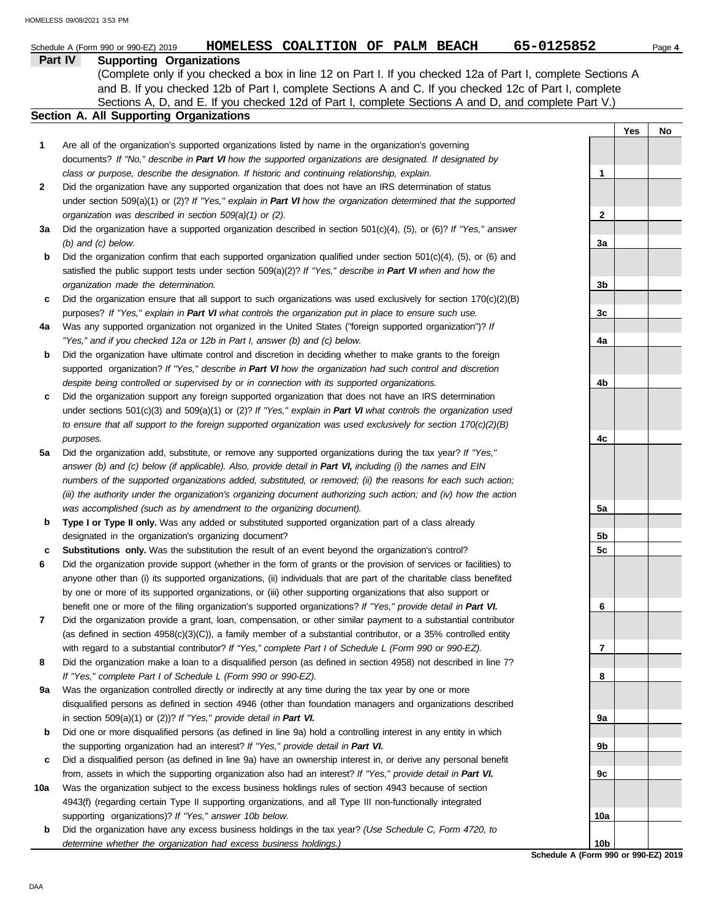Schedule A (Form 990 or 990-EZ) 2019 **HOMELESS COALITION OF PALM BEACH** **65-0125852** Page **4**

## Part IV Supporting Organizations

(Complete only if you checked a box in line 12 on Part I. If you checked 12a of Part I, complete Sections A and B. If you checked 12b of Part I, complete Sections A and C. If you checked 12c of Part I, complete Sections A, D, and E. If you checked 12d of Part I, complete Sections A and D, and complete Part V.)

### Section A. All Supporting Organizations

| | | | Yes | No |
|---|---|---|---|---|
| **1** | Are all of the organization's supported organizations listed by name in the organization's governing documents? *If "No," describe in **Part VI** how the supported organizations are designated. If designated by class or purpose, describe the designation. If historic and continuing relationship, explain.* | **1** | | |
| **2** | Did the organization have any supported organization that does not have an IRS determination of status under section 509(a)(1) or (2)? *If "Yes," explain in **Part VI** how the organization determined that the supported organization was described in section 509(a)(1) or (2).* | **2** | | |
| **3a** | Did the organization have a supported organization described in section 501(c)(4), (5), or (6)? *If "Yes," answer (b) and (c) below.* | **3a** | | |
| **b** | Did the organization confirm that each supported organization qualified under section 501(c)(4), (5), or (6) and satisfied the public support tests under section 509(a)(2)? *If "Yes," describe in **Part VI** when and how the organization made the determination.* | **3b** | | |
| **c** | Did the organization ensure that all support to such organizations was used exclusively for section 170(c)(2)(B) purposes? *If "Yes," explain in **Part VI** what controls the organization put in place to ensure such use.* | **3c** | | |
| **4a** | Was any supported organization not organized in the United States ("foreign supported organization")? *If "Yes," and if you checked 12a or 12b in Part I, answer (b) and (c) below.* | **4a** | | |
| **b** | Did the organization have ultimate control and discretion in deciding whether to make grants to the foreign supported organization? *If "Yes," describe in **Part VI** how the organization had such control and discretion despite being controlled or supervised by or in connection with its supported organizations.* | **4b** | | |
| **c** | Did the organization support any foreign supported organization that does not have an IRS determination under sections 501(c)(3) and 509(a)(1) or (2)? *If "Yes," explain in **Part VI** what controls the organization used to ensure that all support to the foreign supported organization was used exclusively for section 170(c)(2)(B) purposes.* | **4c** | | |
| **5a** | Did the organization add, substitute, or remove any supported organizations during the tax year? *If "Yes," answer (b) and (c) below (if applicable). Also, provide detail in **Part VI,** including (i) the names and EIN numbers of the supported organizations added, substituted, or removed; (ii) the reasons for each such action; (iii) the authority under the organization's organizing document authorizing such action; and (iv) how the action was accomplished (such as by amendment to the organizing document).* | **5a** | | |
| **b** | **Type I or Type II only.** Was any added or substituted supported organization part of a class already designated in the organization's organizing document? | **5b** | | |
| **c** | **Substitutions only.** Was the substitution the result of an event beyond the organization's control? | **5c** | | |
| **6** | Did the organization provide support (whether in the form of grants or the provision of services or facilities) to anyone other than (i) its supported organizations, (ii) individuals that are part of the charitable class benefited by one or more of its supported organizations, or (iii) other supporting organizations that also support or benefit one or more of the filing organization's supported organizations? *If "Yes," provide detail in **Part VI.*** | **6** | | |
| **7** | Did the organization provide a grant, loan, compensation, or other similar payment to a substantial contributor (as defined in section 4958(c)(3)(C)), a family member of a substantial contributor, or a 35% controlled entity with regard to a substantial contributor? *If "Yes," complete Part I of Schedule L (Form 990 or 990-EZ).* | **7** | | |
| **8** | Did the organization make a loan to a disqualified person (as defined in section 4958) not described in line 7? *If "Yes," complete Part I of Schedule L (Form 990 or 990-EZ).* | **8** | | |
| **9a** | Was the organization controlled directly or indirectly at any time during the tax year by one or more disqualified persons as defined in section 4946 (other than foundation managers and organizations described in section 509(a)(1) or (2))? *If "Yes," provide detail in **Part VI.*** | **9a** | | |
| **b** | Did one or more disqualified persons (as defined in line 9a) hold a controlling interest in any entity in which the supporting organization had an interest? *If "Yes," provide detail in **Part VI.*** | **9b** | | |
| **c** | Did a disqualified person (as defined in line 9a) have an ownership interest in, or derive any personal benefit from, assets in which the supporting organization also had an interest? *If "Yes," provide detail in **Part VI.*** | **9c** | | |
| **10a** | Was the organization subject to the excess business holdings rules of section 4943 because of section 4943(f) (regarding certain Type II supporting organizations, and all Type III non-functionally integrated supporting organizations)? *If "Yes," answer 10b below.* | **10a** | | |
| **b** | Did the organization have any excess business holdings in the tax year? *(Use Schedule C, Form 4720, to determine whether the organization had excess business holdings.)* | **10b** | | |

**Schedule A (Form 990 or 990-EZ) 2019**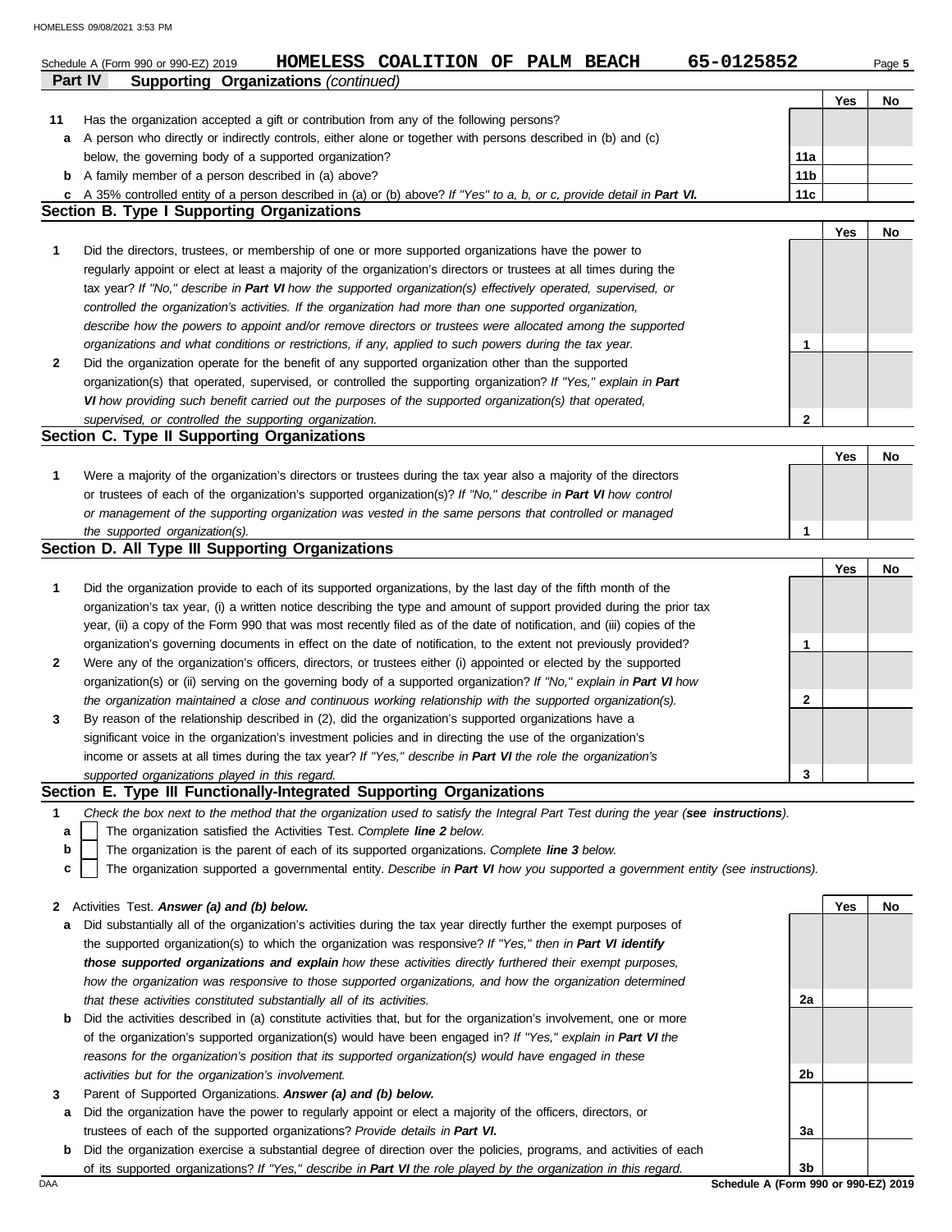Schedule A (Form 990 or 990-EZ) 2019 **HOMELESS COALITION OF PALM BEACH 65-0125852**

**Part IV Supporting Organizations** *(continued)*

| | | | Yes | No |
|---|---|---|---|---|
| **11** | Has the organization accepted a gift or contribution from any of the following persons? | | | |
| **a** | A person who directly or indirectly controls, either alone or with persons described in (b) and (c) below, the governing body of a supported organization? | **11a** | | |
| **b** | A family member of a person described in (a) above? | **11b** | | |
| **c** | A 35% controlled entity of a person described in (a) or (b) above? *If "Yes" to a, b, or c, provide detail in* ***Part VI.*** | **11c** | | |

## Section B. Type I Supporting Organizations

| | | | Yes | No |
|---|---|---|---|---|
| **1** | Did the directors, trustees, or membership of one or more supported organizations have the power to regularly appoint or elect at least a majority of the organization's directors or trustees at all times during the tax year? *If "No," describe in* ***Part VI*** *how the supported organization(s) effectively operated, supervised, or controlled the organization's activities. If the organization had more than one supported organization, describe how the powers to appoint and/or remove directors or trustees were allocated among the supported organizations and what conditions or restrictions, if any, applied to such powers during the tax year.* | **1** | | |
| **2** | Did the organization operate for the benefit of any supported organization other than the supported organization(s) that operated, supervised, or controlled the supporting organization? *If "Yes," explain in* ***Part VI*** *how providing such benefit carried out the purposes of the supported organization(s) that operated, supervised, or controlled the supporting organization.* | **2** | | |

## Section C. Type II Supporting Organizations

| | | | Yes | No |
|---|---|---|---|---|
| **1** | Were a majority of the organization's directors or trustees during the tax year also a majority of the directors or trustees of each of the organization's supported organization(s)? *If "No," describe in* ***Part VI*** *how control or management of the supporting organization was vested in the same persons that controlled or managed the supported organization(s).* | **1** | | |

## Section D. All Type III Supporting Organizations

| | | | Yes | No |
|---|---|---|---|---|
| **1** | Did the organization provide to each of its supported organizations, by the last day of the fifth month of the organization's tax year, (i) a written notice describing the type and amount of support provided during the prior tax year, (ii) a copy of the Form 990 that was most recently filed as of the date of notification, and (iii) copies of the organization's governing documents in effect on the date of notification, to the extent not previously provided? | **1** | | |
| **2** | Were any of the organization's officers, directors, or trustees either (i) appointed or elected by the supported organization(s) or (ii) serving on the governing body of a supported organization? *If "No," explain in* ***Part VI*** *how the organization maintained a close and continuous working relationship with the supported organization(s).* | **2** | | |
| **3** | By reason of the relationship described in (2), did the organization's supported organizations have a significant voice in the organization's investment policies and in directing the use of the organization's income or assets at all times during the tax year? *If "Yes," describe in* ***Part VI*** *the role the organization's supported organizations played in this regard.* | **3** | | |

## Section E. Type III Functionally-Integrated Supporting Organizations

**1** *Check the box next to the method that the organization used to satisfy the Integral Part Test during the year (****see instructions****).*

- **a** ☐ The organization satisfied the Activities Test. *Complete* ***line 2*** *below.*
- **b** ☐ The organization is the parent of each of its supported organizations. *Complete* ***line 3*** *below.*
- **c** ☐ The organization supported a governmental entity. *Describe in* ***Part VI*** *how you supported a government entity (see instructions).*

| | | | Yes | No |
|---|---|---|---|---|
| **2** | Activities Test. ***Answer (a) and (b) below.*** | | | |
| **a** | Did substantially all of the organization's activities during the tax year directly further the exempt purposes of the supported organization(s) to which the organization was responsive? *If "Yes," then in* ***Part VI identify those supported organizations and explain*** *how these activities directly furthered their exempt purposes, how the organization was responsive to those supported organizations, and how the organization determined that these activities constituted substantially all of its activities.* | **2a** | | |
| **b** | Did the activities described in (a) constitute activities that, but for the organization's involvement, one or more of the organization's supported organization(s) would have been engaged in? *If "Yes," explain in* ***Part VI*** *the reasons for the organization's position that its supported organization(s) would have engaged in these activities but for the organization's involvement.* | **2b** | | |
| **3** | Parent of Supported Organizations. ***Answer (a) and (b) below.*** | | | |
| **a** | Did the organization have the power to regularly appoint or elect a majority of the officers, directors, or trustees of each of the supported organizations? *Provide details in* ***Part VI.*** | **3a** | | |
| **b** | Did the organization exercise a substantial degree of direction over the policies, programs, and activities of each of its supported organizations? *If "Yes," describe in* ***Part VI*** *the role played by the organization in this regard.* | **3b** | | |

**Schedule A (Form 990 or 990-EZ) 2019**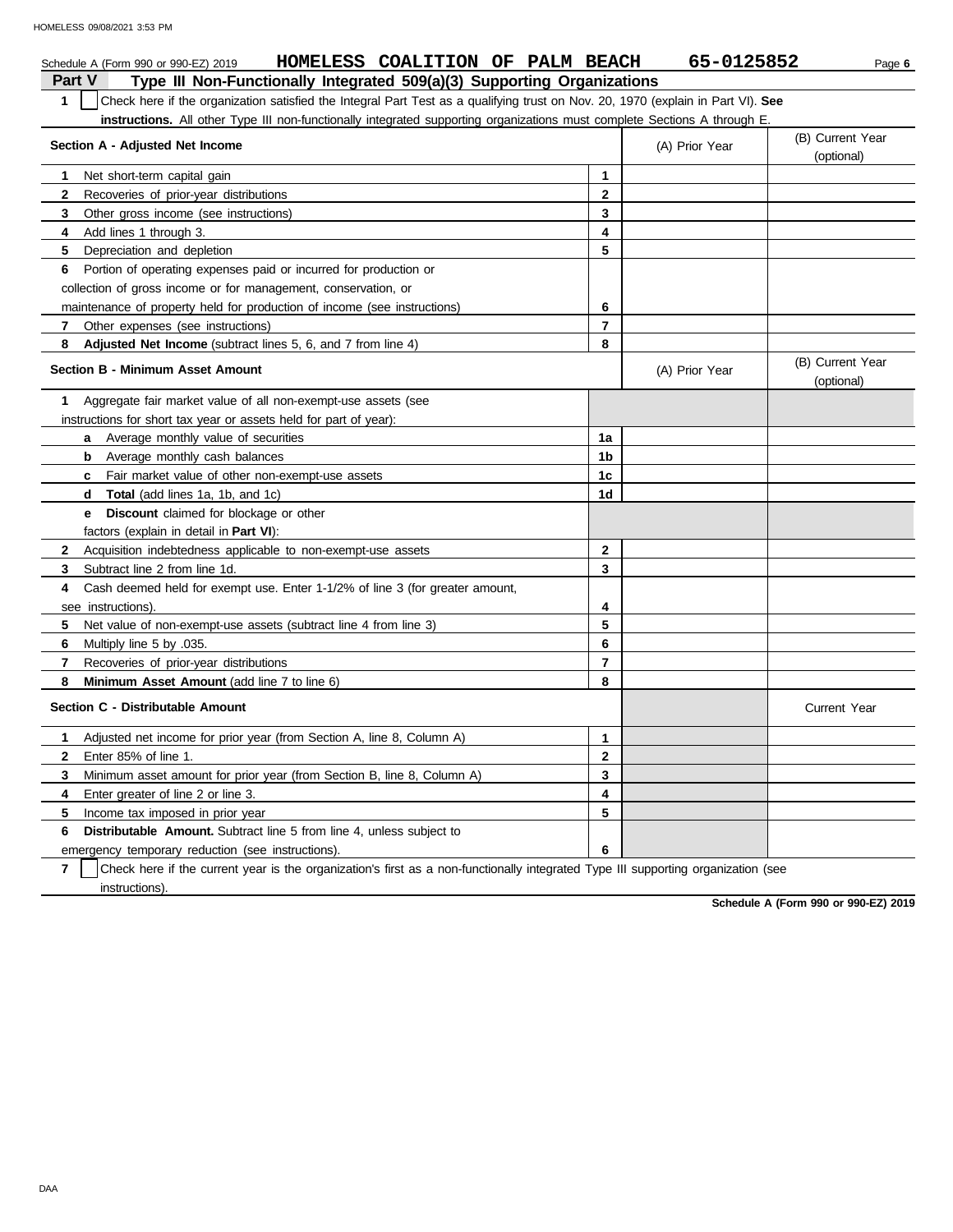Schedule A (Form 990 or 990-EZ) 2019 **HOMELESS COALITION OF PALM BEACH** 65-0125852 Page **6**

## Part V Type III Non-Functionally Integrated 509(a)(3) Supporting Organizations

**1** ☐ Check here if the organization satisfied the Integral Part Test as a qualifying trust on Nov. 20, 1970 (explain in Part VI). **See instructions.** All other Type III non-functionally integrated supporting organizations must complete Sections A through E.

| **Section A - Adjusted Net Income** | | (A) Prior Year | (B) Current Year (optional) |
|---|---|---|---|
| **1** Net short-term capital gain | 1 | | |
| **2** Recoveries of prior-year distributions | 2 | | |
| **3** Other gross income (see instructions) | 3 | | |
| **4** Add lines 1 through 3. | 4 | | |
| **5** Depreciation and depletion | 5 | | |
| **6** Portion of operating expenses paid or incurred for production or collection of gross income or for management, conservation, or maintenance of property held for production of income (see instructions) | 6 | | |
| **7** Other expenses (see instructions) | 7 | | |
| **8** **Adjusted Net Income** (subtract lines 5, 6, and 7 from line 4) | 8 | | |

| **Section B - Minimum Asset Amount** | | (A) Prior Year | (B) Current Year (optional) |
|---|---|---|---|
| **1** Aggregate fair market value of all non-exempt-use assets (see instructions for short tax year or assets held for part of year): | | | |
| **a** Average monthly value of securities | 1a | | |
| **b** Average monthly cash balances | 1b | | |
| **c** Fair market value of other non-exempt-use assets | 1c | | |
| **d** **Total** (add lines 1a, 1b, and 1c) | 1d | | |
| **e** **Discount** claimed for blockage or other factors (explain in detail in **Part VI**): | | | |
| **2** Acquisition indebtedness applicable to non-exempt-use assets | 2 | | |
| **3** Subtract line 2 from line 1d. | 3 | | |
| **4** Cash deemed held for exempt use. Enter 1-1/2% of line 3 (for greater amount, see instructions). | 4 | | |
| **5** Net value of non-exempt-use assets (subtract line 4 from line 3) | 5 | | |
| **6** Multiply line 5 by .035. | 6 | | |
| **7** Recoveries of prior-year distributions | 7 | | |
| **8** **Minimum Asset Amount** (add line 7 to line 6) | 8 | | |

| **Section C - Distributable Amount** | | | Current Year |
|---|---|---|---|
| **1** Adjusted net income for prior year (from Section A, line 8, Column A) | 1 | | |
| **2** Enter 85% of line 1. | 2 | | |
| **3** Minimum asset amount for prior year (from Section B, line 8, Column A) | 3 | | |
| **4** Enter greater of line 2 or line 3. | 4 | | |
| **5** Income tax imposed in prior year | 5 | | |
| **6** **Distributable Amount.** Subtract line 5 from line 4, unless subject to emergency temporary reduction (see instructions). | 6 | | |

**7** ☐ Check here if the current year is the organization's first as a non-functionally integrated Type III supporting organization (see instructions).

**Schedule A (Form 990 or 990-EZ) 2019**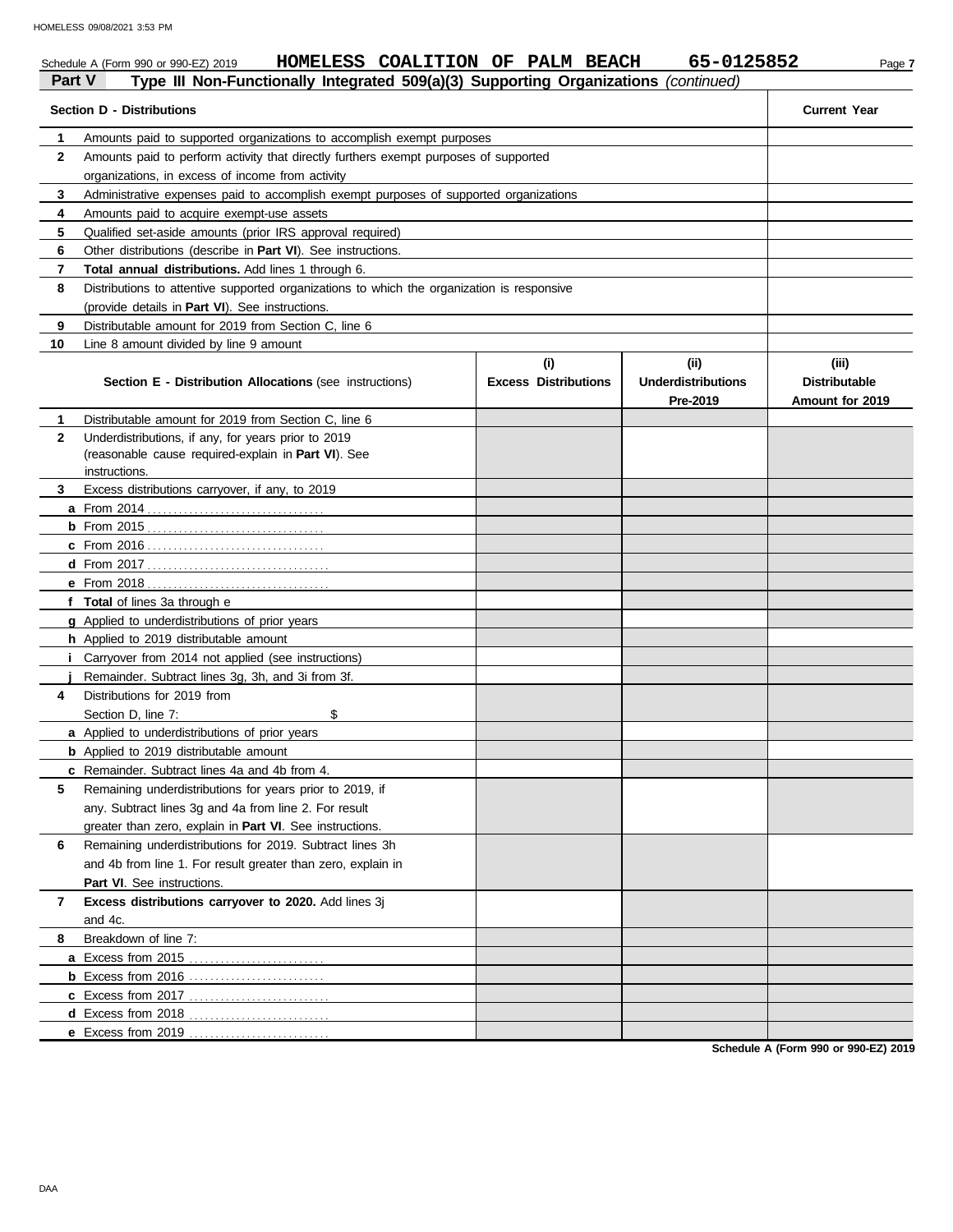Schedule A (Form 990 or 990-EZ) 2019 **HOMELESS COALITION OF PALM BEACH 65-0125852**

**Part V Type III Non-Functionally Integrated 509(a)(3) Supporting Organizations** *(continued)*

| | **Section D - Distributions** | **Current Year** |
|---|---|---|
| **1** | Amounts paid to supported organizations to accomplish exempt purposes | |
| **2** | Amounts paid to perform activity that directly furthers exempt purposes of supported organizations, in excess of income from activity | |
| **3** | Administrative expenses paid to accomplish exempt purposes of supported organizations | |
| **4** | Amounts paid to acquire exempt-use assets | |
| **5** | Qualified set-aside amounts (prior IRS approval required) | |
| **6** | Other distributions (describe in **Part VI**). See instructions. | |
| **7** | **Total annual distributions.** Add lines 1 through 6. | |
| **8** | Distributions to attentive supported organizations to which the organization is responsive (provide details in **Part VI**). See instructions. | |
| **9** | Distributable amount for 2019 from Section C, line 6 | |
| **10** | Line 8 amount divided by line 9 amount | |

| | **Section E - Distribution Allocations** (see instructions) | **(i) Excess Distributions** | **(ii) Underdistributions Pre-2019** | **(iii) Distributable Amount for 2019** |
|---|---|---|---|---|
| **1** | Distributable amount for 2019 from Section C, line 6 | | | |
| **2** | Underdistributions, if any, for years prior to 2019 (reasonable cause required-explain in **Part VI**). See instructions. | | | |
| **3** | Excess distributions carryover, if any, to 2019 | | | |
| **a** | From 2014 | | | |
| **b** | From 2015 | | | |
| **c** | From 2016 | | | |
| **d** | From 2017 | | | |
| **e** | From 2018 | | | |
| **f** | **Total** of lines 3a through e | | | |
| **g** | Applied to underdistributions of prior years | | | |
| **h** | Applied to 2019 distributable amount | | | |
| **i** | Carryover from 2014 not applied (see instructions) | | | |
| **j** | Remainder. Subtract lines 3g, 3h, and 3i from 3f. | | | |
| **4** | Distributions for 2019 from Section D, line 7: $ | | | |
| **a** | Applied to underdistributions of prior years | | | |
| **b** | Applied to 2019 distributable amount | | | |
| **c** | Remainder. Subtract lines 4a and 4b from 4. | | | |
| **5** | Remaining underdistributions for years prior to 2019, if any. Subtract lines 3g and 4a from line 2. For result greater than zero, explain in **Part VI**. See instructions. | | | |
| **6** | Remaining underdistributions for 2019. Subtract lines 3h and 4b from line 1. For result greater than zero, explain in **Part VI**. See instructions. | | | |
| **7** | **Excess distributions carryover to 2020.** Add lines 3j and 4c. | | | |
| **8** | Breakdown of line 7: | | | |
| **a** | Excess from 2015 | | | |
| **b** | Excess from 2016 | | | |
| **c** | Excess from 2017 | | | |
| **d** | Excess from 2018 | | | |
| **e** | Excess from 2019 | | | |

**Schedule A (Form 990 or 990-EZ) 2019**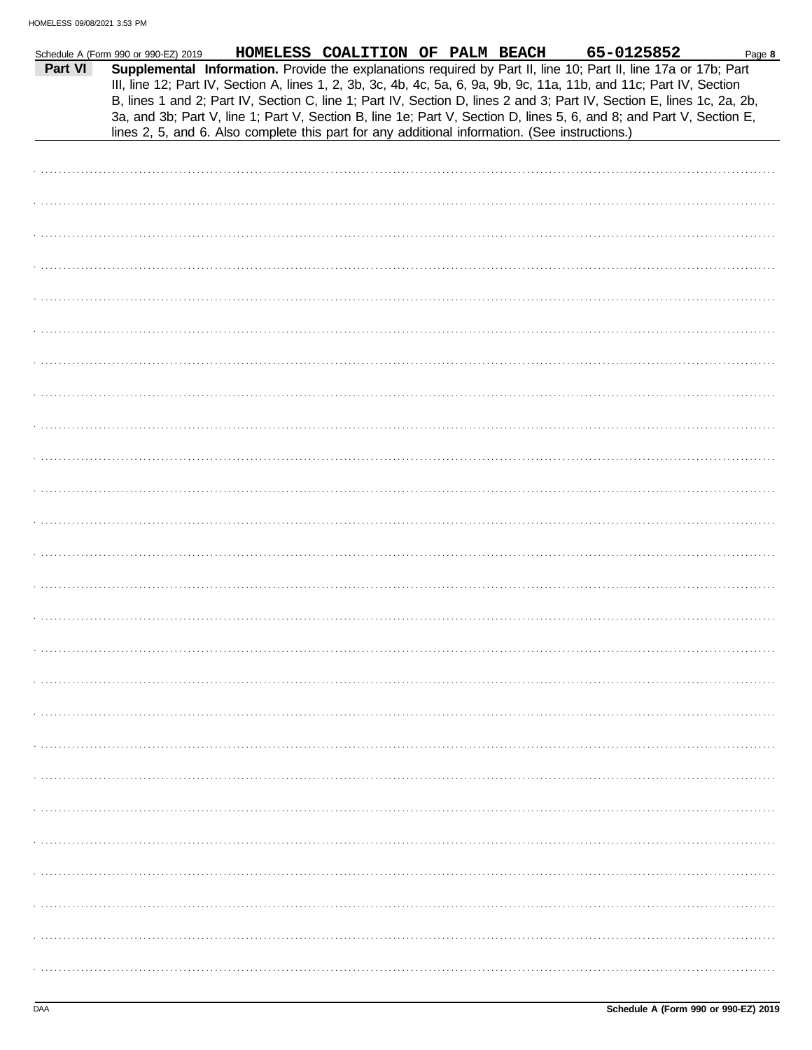Schedule A (Form 990 or 990-EZ) 2019 HOMELESS COALITION OF PALM BEACH 65-0125852

**Part VI** **Supplemental Information.** Provide the explanations required by Part II, line 10; Part II, line 17a or 17b; Part III, line 12; Part IV, Section A, lines 1, 2, 3b, 3c, 4b, 4c, 5a, 6, 9a, 9b, 9c, 11a, 11b, and 11c; Part IV, Section B, lines 1 and 2; Part IV, Section C, line 1; Part IV, Section D, lines 2 and 3; Part IV, Section E, lines 1c, 2a, 2b, 3a, and 3b; Part V, line 1; Part V, Section B, line 1e; Part V, Section D, lines 5, 6, and 8; and Part V, Section E, lines 2, 5, and 6. Also complete this part for any additional information. (See instructions.)

DAA **Schedule A (Form 990 or 990-EZ) 2019**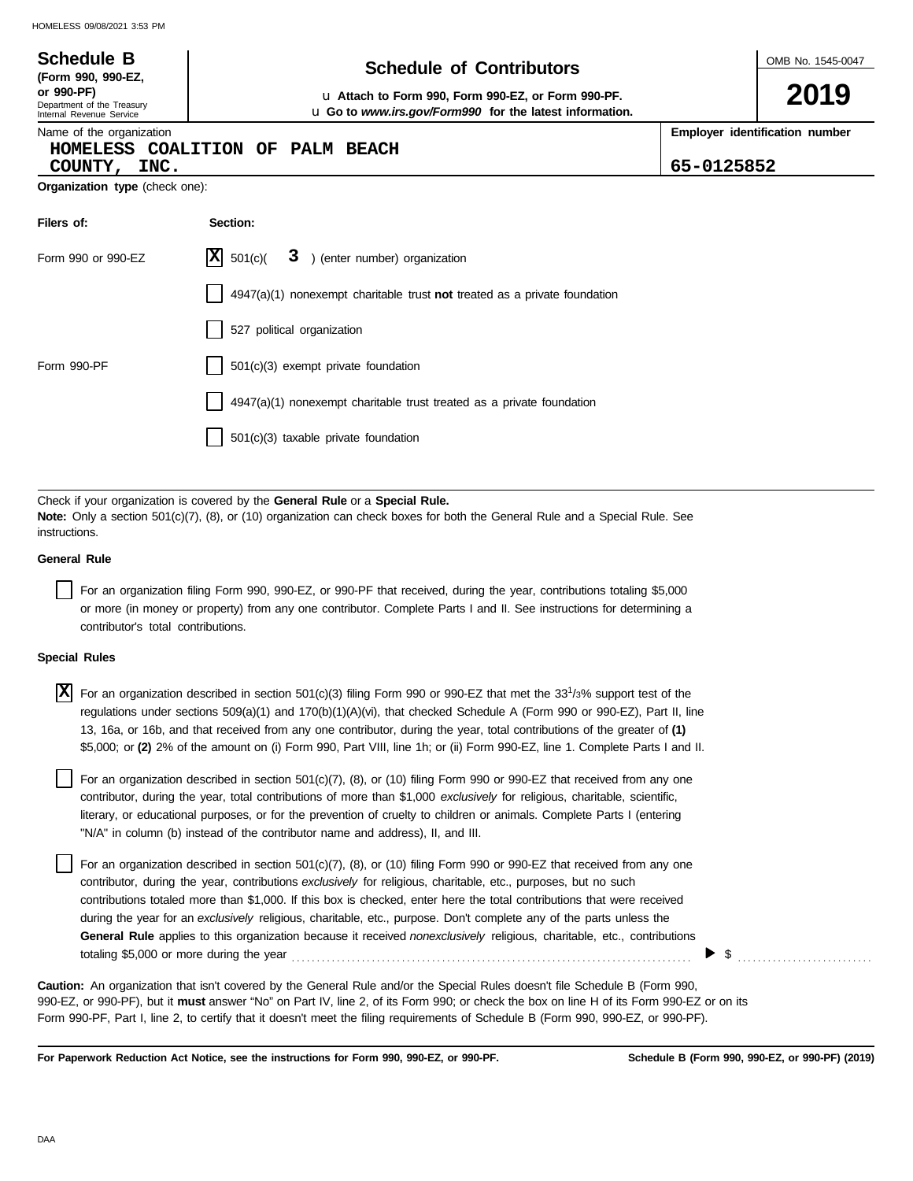**Schedule B**
**(Form 990, 990-EZ, or 990-PF)**
Department of the Treasury
Internal Revenue Service

# Schedule of Contributors

u **Attach to Form 990, Form 990-EZ, or Form 990-PF.**
u **Go to *www.irs.gov/Form990* for the latest information.**

OMB No. 1545-0047

**2019**

Name of the organization
**HOMELESS COALITION OF PALM BEACH COUNTY, INC.**

**Employer identification number**
**65-0125852**

**Organization type** (check one):

| **Filers of:** | **Section:** |
|---|---|
| Form 990 or 990-EZ | [X] 501(c)( **3** ) (enter number) organization |
| | [ ] 4947(a)(1) nonexempt charitable trust **not** treated as a private foundation |
| | [ ] 527 political organization |
| Form 990-PF | [ ] 501(c)(3) exempt private foundation |
| | [ ] 4947(a)(1) nonexempt charitable trust treated as a private foundation |
| | [ ] 501(c)(3) taxable private foundation |

Check if your organization is covered by the **General Rule** or a **Special Rule.**
**Note:** Only a section 501(c)(7), (8), or (10) organization can check boxes for both the General Rule and a Special Rule. See instructions.

**General Rule**

[ ] For an organization filing Form 990, 990-EZ, or 990-PF that received, during the year, contributions totaling $5,000 or more (in money or property) from any one contributor. Complete Parts I and II. See instructions for determining a contributor's total contributions.

**Special Rules**

[X] For an organization described in section 501(c)(3) filing Form 990 or 990-EZ that met the $33^1/_3$% support test of the regulations under sections 509(a)(1) and 170(b)(1)(A)(vi), that checked Schedule A (Form 990 or 990-EZ), Part II, line 13, 16a, or 16b, and that received from any one contributor, during the year, total contributions of the greater of **(1)** $5,000; or **(2)** 2% of the amount on (i) Form 990, Part VIII, line 1h; or (ii) Form 990-EZ, line 1. Complete Parts I and II.

[ ] For an organization described in section 501(c)(7), (8), or (10) filing Form 990 or 990-EZ that received from any one contributor, during the year, total contributions of more than $1,000 *exclusively* for religious, charitable, scientific, literary, or educational purposes, or for the prevention of cruelty to children or animals. Complete Parts I (entering "N/A" in column (b) instead of the contributor name and address), II, and III.

[ ] For an organization described in section 501(c)(7), (8), or (10) filing Form 990 or 990-EZ that received from any one contributor, during the year, contributions *exclusively* for religious, charitable, etc., purposes, but no such contributions totaled more than $1,000. If this box is checked, enter here the total contributions that were received during the year for an *exclusively* religious, charitable, etc., purpose. Don't complete any of the parts unless the **General Rule** applies to this organization because it received *nonexclusively* religious, charitable, etc., contributions totaling $5,000 or more during the year ▶ $

**Caution:** An organization that isn't covered by the General Rule and/or the Special Rules doesn't file Schedule B (Form 990, 990-EZ, or 990-PF), but it **must** answer "No" on Part IV, line 2, of its Form 990; or check the box on line H of its Form 990-EZ or on its Form 990-PF, Part I, line 2, to certify that it doesn't meet the filing requirements of Schedule B (Form 990, 990-EZ, or 990-PF).

**For Paperwork Reduction Act Notice, see the instructions for Form 990, 990-EZ, or 990-PF.** **Schedule B (Form 990, 990-EZ, or 990-PF) (2019)**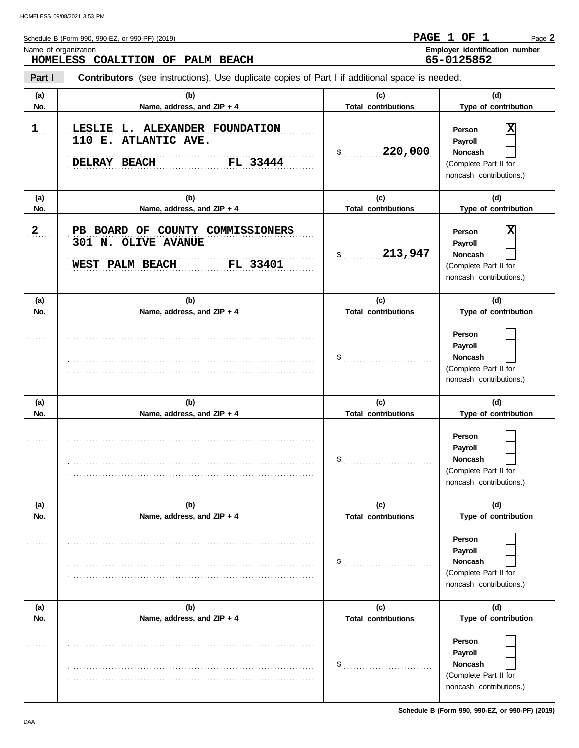Schedule B (Form 990, 990-EZ, or 990-PF) (2019)

**PAGE 1 OF 1** Page **2**

Name of organization: **HOMELESS COALITION OF PALM BEACH**

Employer identification number: **65-0125852**

**Part I** **Contributors** (see instructions). Use duplicate copies of Part I if additional space is needed.

| (a) No. | (b) Name, address, and ZIP + 4 | (c) Total contributions | (d) Type of contribution |
|---|---|---|---|
| 1 | LESLIE L. ALEXANDER FOUNDATION<br>110 E. ATLANTIC AVE.<br>DELRAY BEACH FL 33444 | $ 220,000 | Person [X]<br>Payroll [ ]<br>Noncash [ ]<br>(Complete Part II for noncash contributions.) |
| 2 | PB BOARD OF COUNTY COMMISSIONERS<br>301 N. OLIVE AVANUE<br>WEST PALM BEACH FL 33401 | $ 213,947 | Person [X]<br>Payroll [ ]<br>Noncash [ ]<br>(Complete Part II for noncash contributions.) |
| | | $ | Person [ ]<br>Payroll [ ]<br>Noncash [ ]<br>(Complete Part II for noncash contributions.) |
| | | $ | Person [ ]<br>Payroll [ ]<br>Noncash [ ]<br>(Complete Part II for noncash contributions.) |
| | | $ | Person [ ]<br>Payroll [ ]<br>Noncash [ ]<br>(Complete Part II for noncash contributions.) |
| | | $ | Person [ ]<br>Payroll [ ]<br>Noncash [ ]<br>(Complete Part II for noncash contributions.) |

**Schedule B (Form 990, 990-EZ, or 990-PF) (2019)**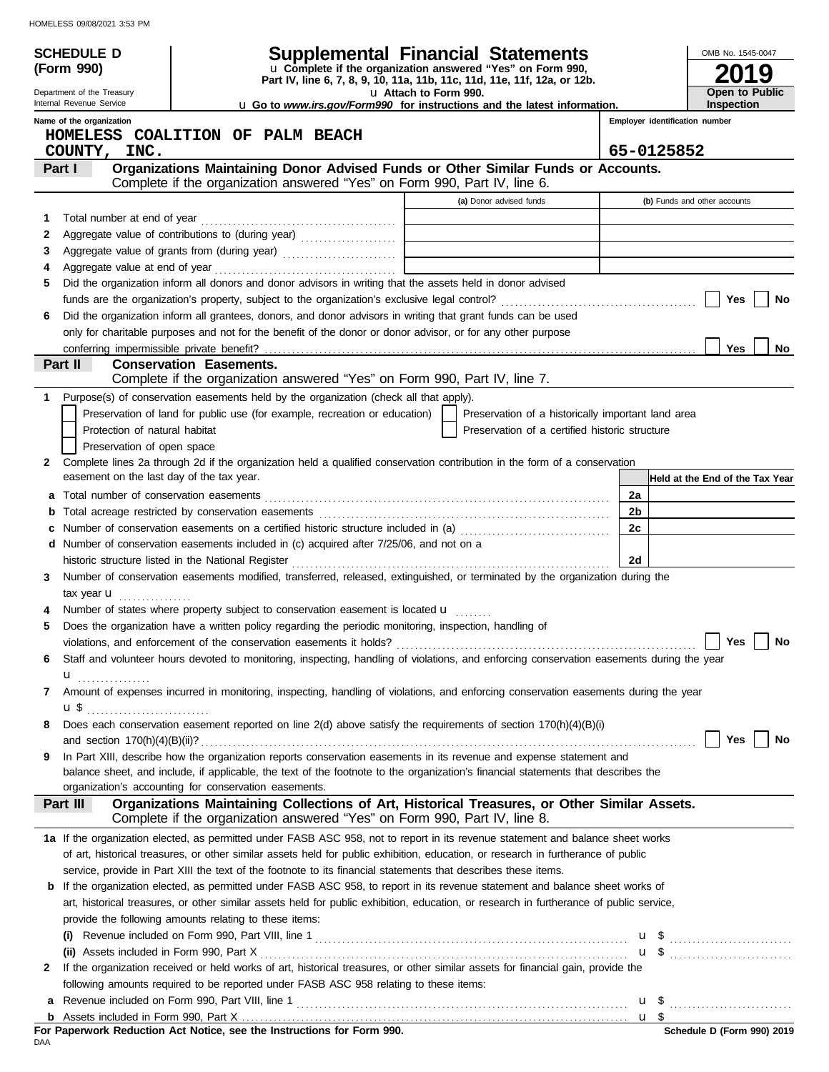**SCHEDULE D (Form 990)**

Department of the Treasury
Internal Revenue Service

# Supplemental Financial Statements

u Complete if the organization answered "Yes" on Form 990, Part IV, line 6, 7, 8, 9, 10, 11a, 11b, 11c, 11d, 11e, 11f, 12a, or 12b.
u Attach to Form 990.
u Go to *www.irs.gov/Form990* for instructions and the latest information.

OMB No. 1545-0047
**2019**
**Open to Public Inspection**

**Name of the organization:** HOMELESS COALITION OF PALM BEACH COUNTY, INC.
**Employer identification number:** 65-0125852

## Part I Organizations Maintaining Donor Advised Funds or Other Similar Funds or Accounts.
Complete if the organization answered "Yes" on Form 990, Part IV, line 6.

| | | (a) Donor advised funds | (b) Funds and other accounts |
|---|---|---|---|
| 1 | Total number at end of year | | |
| 2 | Aggregate value of contributions to (during year) | | |
| 3 | Aggregate value of grants from (during year) | | |
| 4 | Aggregate value at end of year | | |

5 Did the organization inform all donors and donor advisors in writing that the assets held in donor advised funds are the organization's property, subject to the organization's exclusive legal control? ☐ Yes ☐ No

6 Did the organization inform all grantees, donors, and donor advisors in writing that grant funds can be used only for charitable purposes and not for the benefit of the donor or donor advisor, or for any other purpose conferring impermissible private benefit? ☐ Yes ☐ No

## Part II Conservation Easements.
Complete if the organization answered "Yes" on Form 990, Part IV, line 7.

1 Purpose(s) of conservation easements held by the organization (check all that apply).
- ☐ Preservation of land for public use (for example, recreation or education)
- ☐ Preservation of a historically important land area
- ☐ Protection of natural habitat
- ☐ Preservation of a certified historic structure
- ☐ Preservation of open space

2 Complete lines 2a through 2d if the organization held a qualified conservation contribution in the form of a conservation easement on the last day of the tax year.

| | | | Held at the End of the Tax Year |
|---|---|---|---|
| a | Total number of conservation easements | 2a | |
| b | Total acreage restricted by conservation easements | 2b | |
| c | Number of conservation easements on a certified historic structure included in (a) | 2c | |
| d | Number of conservation easements included in (c) acquired after 7/25/06, and not on a historic structure listed in the National Register | 2d | |

3 Number of conservation easements modified, transferred, released, extinguished, or terminated by the organization during the tax year u

4 Number of states where property subject to conservation easement is located u

5 Does the organization have a written policy regarding the periodic monitoring, inspection, handling of violations, and enforcement of the conservation easements it holds? ☐ Yes ☐ No

6 Staff and volunteer hours devoted to monitoring, inspecting, handling of violations, and enforcing conservation easements during the year u

7 Amount of expenses incurred in monitoring, inspecting, handling of violations, and enforcing conservation easements during the year u $

8 Does each conservation easement reported on line 2(d) above satisfy the requirements of section 170(h)(4)(B)(i) and section 170(h)(4)(B)(ii)? ☐ Yes ☐ No

9 In Part XIII, describe how the organization reports conservation easements in its revenue and expense statement and balance sheet, and include, if applicable, the text of the footnote to the organization's financial statements that describes the organization's accounting for conservation easements.

## Part III Organizations Maintaining Collections of Art, Historical Treasures, or Other Similar Assets.
Complete if the organization answered "Yes" on Form 990, Part IV, line 8.

1a If the organization elected, as permitted under FASB ASC 958, not to report in its revenue statement and balance sheet works of art, historical treasures, or other similar assets held for public exhibition, education, or research in furtherance of public service, provide in Part XIII the text of the footnote to its financial statements that describes these items.

b If the organization elected, as permitted under FASB ASC 958, to report in its revenue statement and balance sheet works of art, historical treasures, or other similar assets held for public exhibition, education, or research in furtherance of public service, provide the following amounts relating to these items:

(i) Revenue included on Form 990, Part VIII, line 1 u $

(ii) Assets included in Form 990, Part X u $

2 If the organization received or held works of art, historical treasures, or other similar assets for financial gain, provide the following amounts required to be reported under FASB ASC 958 relating to these items:

a Revenue included on Form 990, Part VIII, line 1 u $

b Assets included in Form 990, Part X u $

**For Paperwork Reduction Act Notice, see the Instructions for Form 990.**

Schedule D (Form 990) 2019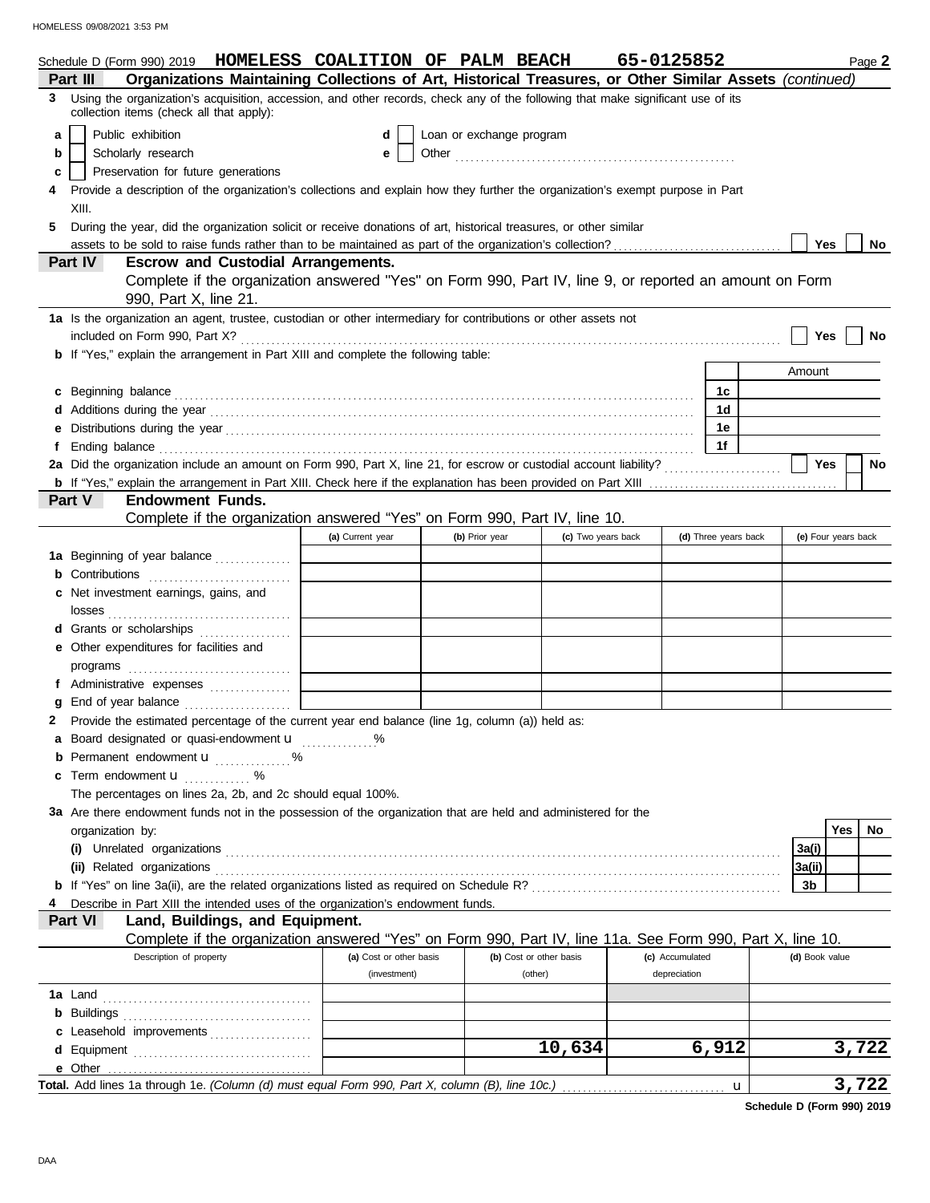Schedule D (Form 990) 2019 **HOMELESS COALITION OF PALM BEACH** **65-0125852** Page **2**

**Part III** **Organizations Maintaining Collections of Art, Historical Treasures, or Other Similar Assets** *(continued)*

**3** Using the organization's acquisition, accession, and other records, check any of the following that make significant use of its collection items (check all that apply):

- **a** ☐ Public exhibition
- **b** ☐ Scholarly research
- **c** ☐ Preservation for future generations
- **d** ☐ Loan or exchange program
- **e** ☐ Other

**4** Provide a description of the organization's collections and explain how they further the organization's exempt purpose in Part XIII.

**5** During the year, did the organization solicit or receive donations of art, historical treasures, or other similar assets to be sold to raise funds rather than to be maintained as part of the organization's collection? ☐ Yes ☐ No

**Part IV** **Escrow and Custodial Arrangements.**
Complete if the organization answered "Yes" on Form 990, Part IV, line 9, or reported an amount on Form 990, Part X, line 21.

**1a** Is the organization an agent, trustee, custodian or other intermediary for contributions or other assets not included on Form 990, Part X? ☐ Yes ☐ No

**b** If "Yes," explain the arrangement in Part XIII and complete the following table:

| | | Amount |
|---|---|---|
| **c** Beginning balance | 1c | |
| **d** Additions during the year | 1d | |
| **e** Distributions during the year | 1e | |
| **f** Ending balance | 1f | |

**2a** Did the organization include an amount on Form 990, Part X, line 21, for escrow or custodial account liability? ☐ Yes ☐ No

**b** If "Yes," explain the arrangement in Part XIII. Check here if the explanation has been provided on Part XIII ☐

**Part V** **Endowment Funds.**
Complete if the organization answered "Yes" on Form 990, Part IV, line 10.

| | (a) Current year | (b) Prior year | (c) Two years back | (d) Three years back | (e) Four years back |
|---|---|---|---|---|---|
| **1a** Beginning of year balance | | | | | |
| **b** Contributions | | | | | |
| **c** Net investment earnings, gains, and losses | | | | | |
| **d** Grants or scholarships | | | | | |
| **e** Other expenditures for facilities and programs | | | | | |
| **f** Administrative expenses | | | | | |
| **g** End of year balance | | | | | |

**2** Provide the estimated percentage of the current year end balance (line 1g, column (a)) held as:

- **a** Board designated or quasi-endowment u %
- **b** Permanent endowment u %
- **c** Term endowment u %

The percentages on lines 2a, 2b, and 2c should equal 100%.

**3a** Are there endowment funds not in the possession of the organization that are held and administered for the organization by:

| | | Yes | No |
|---|---|---|---|
| **(i)** Unrelated organizations | 3a(i) | | |
| **(ii)** Related organizations | 3a(ii) | | |
| **b** If "Yes" on line 3a(ii), are the related organizations listed as required on Schedule R? | 3b | | |

**4** Describe in Part XIII the intended uses of the organization's endowment funds.

**Part VI** **Land, Buildings, and Equipment.**
Complete if the organization answered "Yes" on Form 990, Part IV, line 11a. See Form 990, Part X, line 10.

| Description of property | (a) Cost or other basis (investment) | (b) Cost or other basis (other) | (c) Accumulated depreciation | (d) Book value |
|---|---|---|---|---|
| **1a** Land | | | | |
| **b** Buildings | | | | |
| **c** Leasehold improvements | | | | |
| **d** Equipment | | 10,634 | 6,912 | 3,722 |
| **e** Other | | | | |
| **Total.** Add lines 1a through 1e. *(Column (d) must equal Form 990, Part X, column (B), line 10c.)* u | | | | 3,722 |

**Schedule D (Form 990) 2019**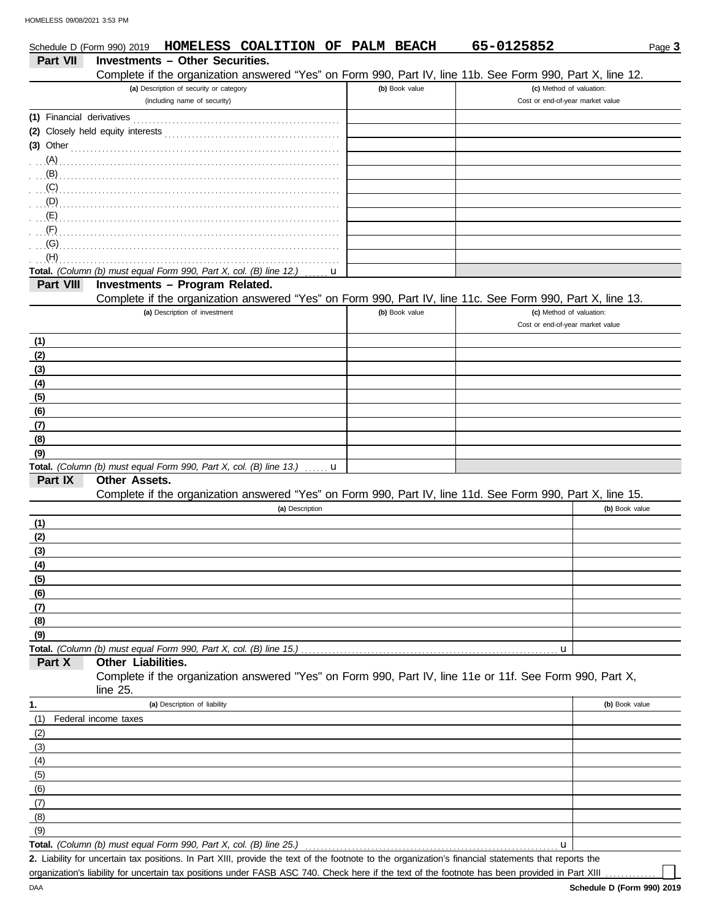Schedule D (Form 990) 2019 **HOMELESS COALITION OF PALM BEACH** **65-0125852** Page **3**

## Part VII Investments – Other Securities.

Complete if the organization answered "Yes" on Form 990, Part IV, line 11b. See Form 990, Part X, line 12.

| (a) Description of security or category (including name of security) | (b) Book value | (c) Method of valuation: Cost or end-of-year market value |
|---|---|---|
| (1) Financial derivatives | | |
| (2) Closely held equity interests | | |
| (3) Other | | |
| (A) | | |
| (B) | | |
| (C) | | |
| (D) | | |
| (E) | | |
| (F) | | |
| (G) | | |
| (H) | | |
| **Total.** *(Column (b) must equal Form 990, Part X, col. (B) line 12.)* u | | |

## Part VIII Investments – Program Related.

Complete if the organization answered "Yes" on Form 990, Part IV, line 11c. See Form 990, Part X, line 13.

| (a) Description of investment | (b) Book value | (c) Method of valuation: Cost or end-of-year market value |
|---|---|---|
| (1) | | |
| (2) | | |
| (3) | | |
| (4) | | |
| (5) | | |
| (6) | | |
| (7) | | |
| (8) | | |
| (9) | | |
| **Total.** *(Column (b) must equal Form 990, Part X, col. (B) line 13.)* u | | |

## Part IX Other Assets.

Complete if the organization answered "Yes" on Form 990, Part IV, line 11d. See Form 990, Part X, line 15.

| (a) Description | (b) Book value |
|---|---|
| (1) | |
| (2) | |
| (3) | |
| (4) | |
| (5) | |
| (6) | |
| (7) | |
| (8) | |
| (9) | |
| **Total.** *(Column (b) must equal Form 990, Part X, col. (B) line 15.)* u | |

## Part X Other Liabilities.

Complete if the organization answered "Yes" on Form 990, Part IV, line 11e or 11f. See Form 990, Part X, line 25.

| 1. (a) Description of liability | (b) Book value |
|---|---|
| (1) Federal income taxes | |
| (2) | |
| (3) | |
| (4) | |
| (5) | |
| (6) | |
| (7) | |
| (8) | |
| (9) | |
| **Total.** *(Column (b) must equal Form 990, Part X, col. (B) line 25.)* u | |

**2.** Liability for uncertain tax positions. In Part XIII, provide the text of the footnote to the organization's financial statements that reports the organization's liability for uncertain tax positions under FASB ASC 740. Check here if the text of the footnote has been provided in Part XIII ☐

DAA **Schedule D (Form 990) 2019**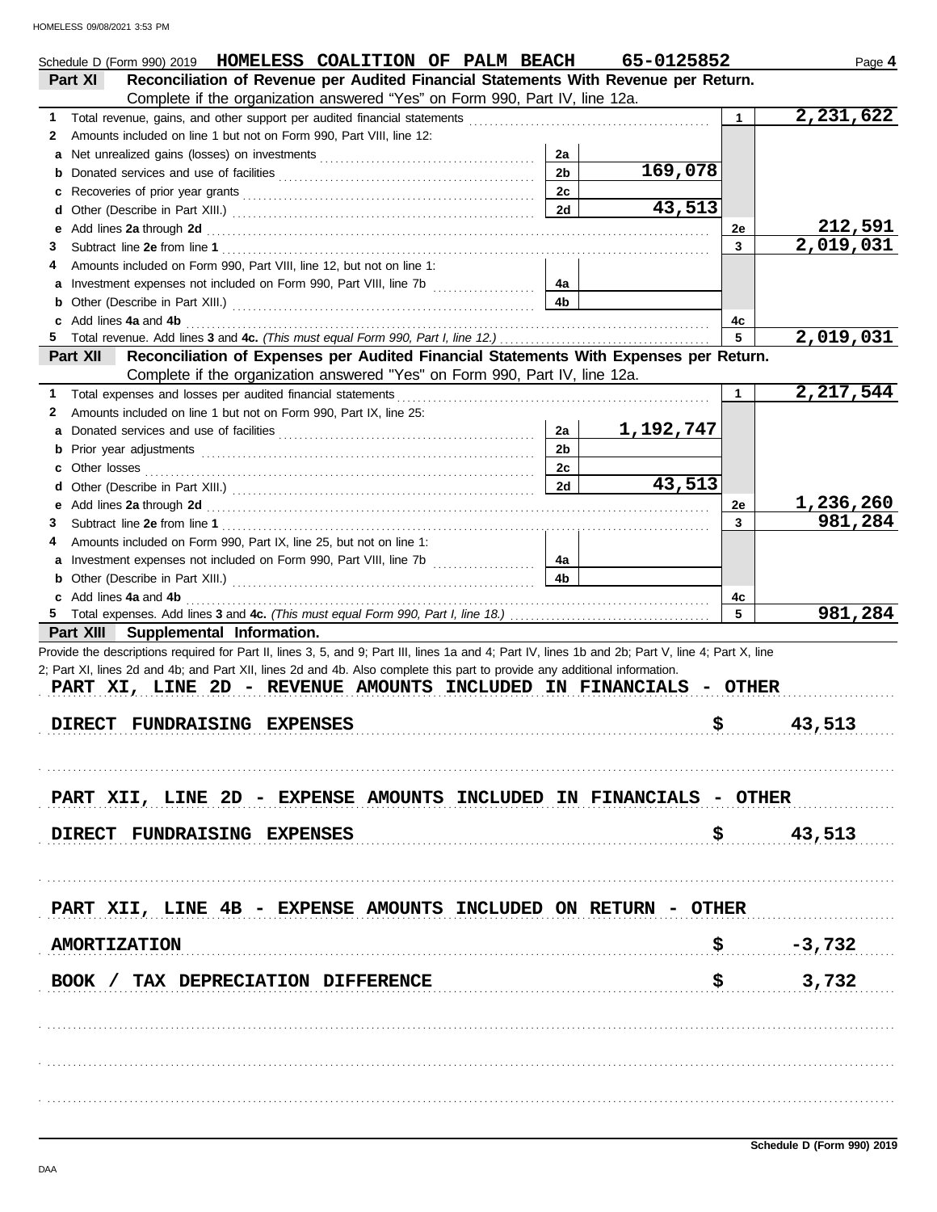Schedule D (Form 990) 2019 **HOMELESS COALITION OF PALM BEACH** **65-0125852** Page **4**

## Part XI Reconciliation of Revenue per Audited Financial Statements With Revenue per Return.

Complete if the organization answered "Yes" on Form 990, Part IV, line 12a.

| | | | | | |
|---|---|---|---|---|---|
| **1** | Total revenue, gains, and other support per audited financial statements | | | 1 | 2,231,622 |
| **2** | Amounts included on line 1 but not on Form 990, Part VIII, line 12: | | | | |
| **a** | Net unrealized gains (losses) on investments | 2a | | | |
| **b** | Donated services and use of facilities | 2b | 169,078 | | |
| **c** | Recoveries of prior year grants | 2c | | | |
| **d** | Other (Describe in Part XIII.) | 2d | 43,513 | | |
| **e** | Add lines **2a** through **2d** | | | 2e | 212,591 |
| **3** | Subtract line **2e** from line **1** | | | 3 | 2,019,031 |
| **4** | Amounts included on Form 990, Part VIII, line 12, but not on line 1: | | | | |
| **a** | Investment expenses not included on Form 990, Part VIII, line 7b | 4a | | | |
| **b** | Other (Describe in Part XIII.) | 4b | | | |
| **c** | Add lines **4a** and **4b** | | | 4c | |
| **5** | Total revenue. Add lines **3** and **4c.** *(This must equal Form 990, Part I, line 12.)* | | | 5 | 2,019,031 |

## Part XII Reconciliation of Expenses per Audited Financial Statements With Expenses per Return.

Complete if the organization answered "Yes" on Form 990, Part IV, line 12a.

| | | | | | |
|---|---|---|---|---|---|
| **1** | Total expenses and losses per audited financial statements | | | 1 | 2,217,544 |
| **2** | Amounts included on line 1 but not on Form 990, Part IX, line 25: | | | | |
| **a** | Donated services and use of facilities | 2a | 1,192,747 | | |
| **b** | Prior year adjustments | 2b | | | |
| **c** | Other losses | 2c | | | |
| **d** | Other (Describe in Part XIII.) | 2d | 43,513 | | |
| **e** | Add lines **2a** through **2d** | | | 2e | 1,236,260 |
| **3** | Subtract line **2e** from line **1** | | | 3 | 981,284 |
| **4** | Amounts included on Form 990, Part IX, line 25, but not on line 1: | | | | |
| **a** | Investment expenses not included on Form 990, Part VIII, line 7b | 4a | | | |
| **b** | Other (Describe in Part XIII.) | 4b | | | |
| **c** | Add lines **4a** and **4b** | | | 4c | |
| **5** | Total expenses. Add lines **3** and **4c.** *(This must equal Form 990, Part I, line 18.)* | | | 5 | 981,284 |

## Part XIII Supplemental Information.

Provide the descriptions required for Part II, lines 3, 5, and 9; Part III, lines 1a and 4; Part IV, lines 1b and 2b; Part V, line 4; Part X, line 2; Part XI, lines 2d and 4b; and Part XII, lines 2d and 4b. Also complete this part to provide any additional information.

PART XI, LINE 2D - REVENUE AMOUNTS INCLUDED IN FINANCIALS - OTHER

DIRECT FUNDRAISING EXPENSES $ 43,513

PART XII, LINE 2D - EXPENSE AMOUNTS INCLUDED IN FINANCIALS - OTHER

DIRECT FUNDRAISING EXPENSES $ 43,513

PART XII, LINE 4B - EXPENSE AMOUNTS INCLUDED ON RETURN - OTHER

AMORTIZATION $ -3,732

BOOK / TAX DEPRECIATION DIFFERENCE $ 3,732

Schedule D (Form 990) 2019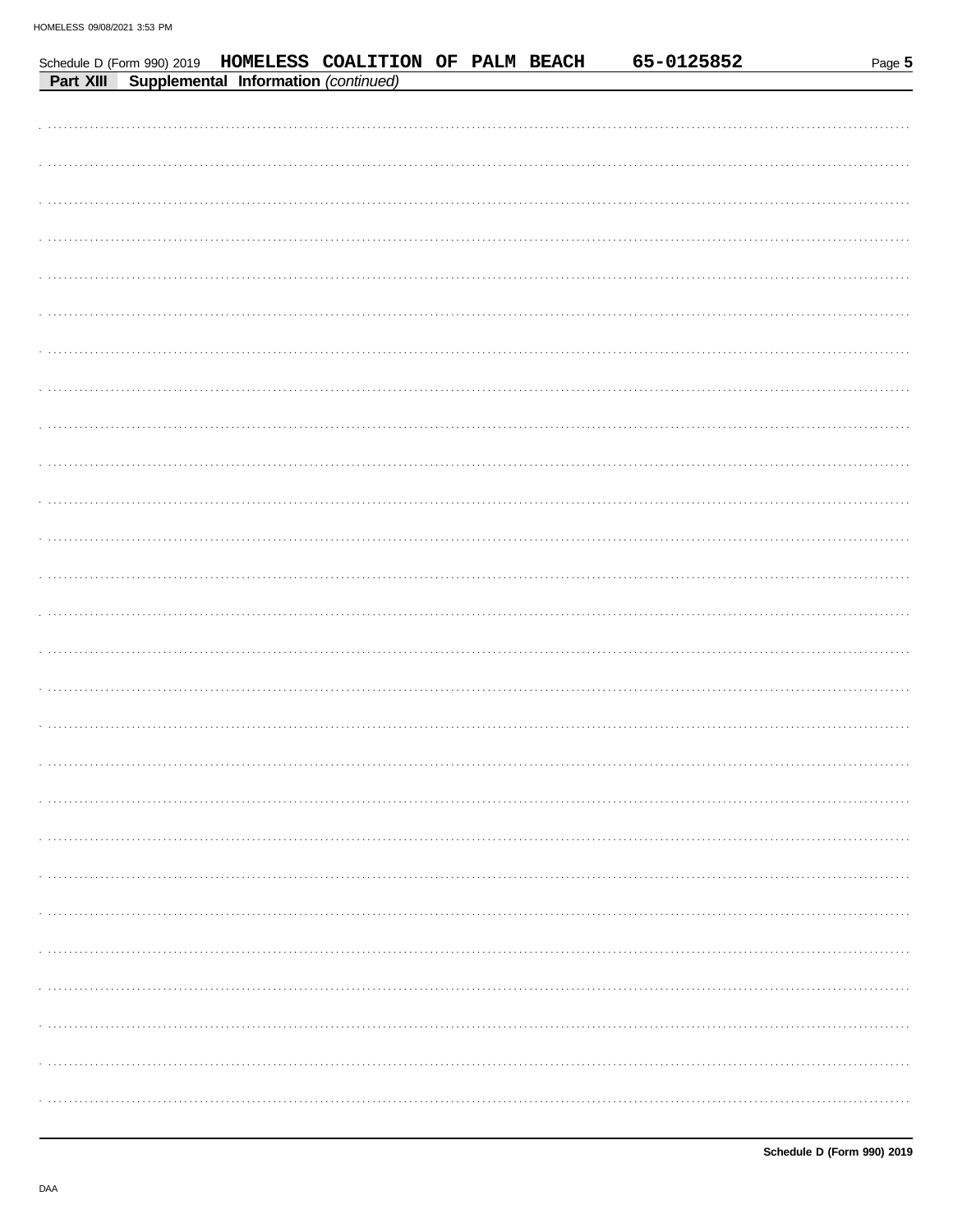Schedule D (Form 990) 2019 **HOMELESS COALITION OF PALM BEACH** **65-0125852**

**Part XIII** **Supplemental Information** *(continued)*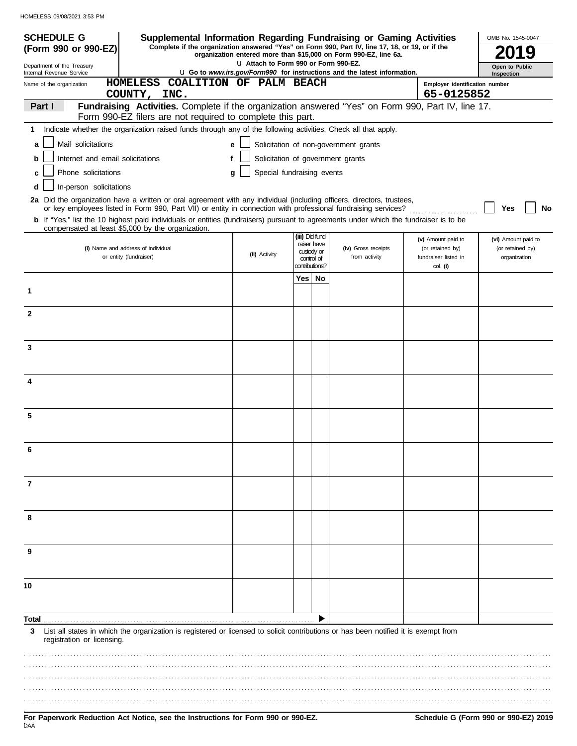**SCHEDULE G (Form 990 or 990-EZ)**

Department of the Treasury
Internal Revenue Service

# Supplemental Information Regarding Fundraising or Gaming Activities

**Complete if the organization answered "Yes" on Form 990, Part IV, line 17, 18, or 19, or if the organization entered more than $15,000 on Form 990-EZ, line 6a.**

**u Attach to Form 990 or Form 990-EZ.**

**u Go to *www.irs.gov/Form990* for instructions and the latest information.**

OMB No. 1545-0047

**2019**

**Open to Public Inspection**

Name of the organization: HOMELESS COALITION OF PALM BEACH COUNTY, INC.

Employer identification number: 65-0125852

**Part I — Fundraising Activities.** Complete if the organization answered "Yes" on Form 990, Part IV, line 17. Form 990-EZ filers are not required to complete this part.

**1** Indicate whether the organization raised funds through any of the following activities. Check all that apply.

- **a** ☐ Mail solicitations
- **b** ☐ Internet and email solicitations
- **c** ☐ Phone solicitations
- **d** ☐ In-person solicitations
- **e** ☐ Solicitation of non-government grants
- **f** ☐ Solicitation of government grants
- **g** ☐ Special fundraising events

**2a** Did the organization have a written or oral agreement with any individual (including officers, directors, trustees, or key employees listed in Form 990, Part VII) or entity in connection with professional fundraising services? ☐ **Yes** ☐ **No**

**b** If "Yes," list the 10 highest paid individuals or entities (fundraisers) pursuant to agreements under which the fundraiser is to be compensated at least $5,000 by the organization.

| | (i) Name and address of individual or entity (fundraiser) | (ii) Activity | (iii) Did fund-raiser have custody or control of contributions? Yes | No | (iv) Gross receipts from activity | (v) Amount paid to (or retained by) fundraiser listed in col. (i) | (vi) Amount paid to (or retained by) organization |
|---|---|---|---|---|---|---|---|
| 1 | | | | | | | |
| 2 | | | | | | | |
| 3 | | | | | | | |
| 4 | | | | | | | |
| 5 | | | | | | | |
| 6 | | | | | | | |
| 7 | | | | | | | |
| 8 | | | | | | | |
| 9 | | | | | | | |
| 10 | | | | | | | |
| **Total** | | | | ▶ | | | |

**3** List all states in which the organization is registered or licensed to solicit contributions or has been notified it is exempt from registration or licensing.

**For Paperwork Reduction Act Notice, see the Instructions for Form 990 or 990-EZ.**

**Schedule G (Form 990 or 990-EZ) 2019**

DAA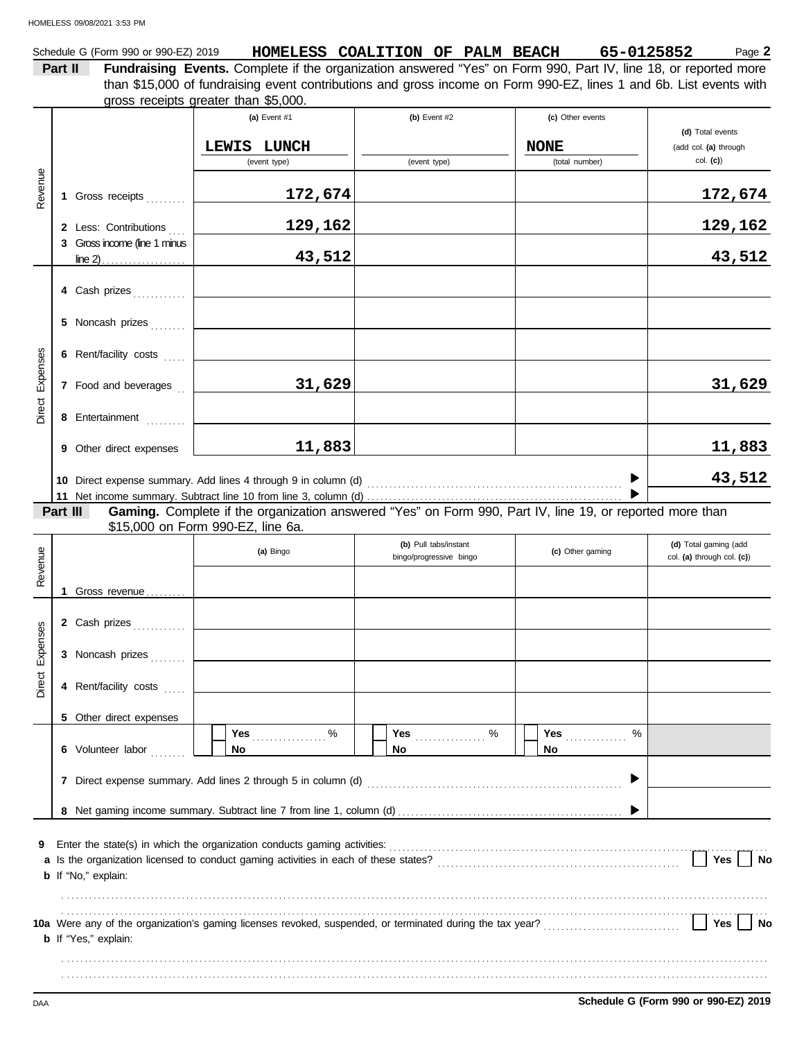Schedule G (Form 990 or 990-EZ) 2019 **HOMELESS COALITION OF PALM BEACH 65-0125852** Page **2**

**Part II Fundraising Events.** Complete if the organization answered "Yes" on Form 990, Part IV, line 18, or reported more than $15,000 of fundraising event contributions and gross income on Form 990-EZ, lines 1 and 6b. List events with gross receipts greater than $5,000.

| | | (a) Event #1 | (b) Event #2 | (c) Other events | (d) Total events (add col. (a) through col. (c)) |
|---|---|---|---|---|---|
| | | LEWIS LUNCH (event type) | (event type) | NONE (total number) | |
| Revenue | 1 Gross receipts | 172,674 | | | 172,674 |
| | 2 Less: Contributions | 129,162 | | | 129,162 |
| | 3 Gross income (line 1 minus line 2) | 43,512 | | | 43,512 |
| Direct Expenses | 4 Cash prizes | | | | |
| | 5 Noncash prizes | | | | |
| | 6 Rent/facility costs | | | | |
| | 7 Food and beverages | 31,629 | | | 31,629 |
| | 8 Entertainment | | | | |
| | 9 Other direct expenses | 11,883 | | | 11,883 |
| | 10 Direct expense summary. Add lines 4 through 9 in column (d) | | | | 43,512 |
| | 11 Net income summary. Subtract line 10 from line 3, column (d) | | | | |

**Part III Gaming.** Complete if the organization answered "Yes" on Form 990, Part IV, line 19, or reported more than $15,000 on Form 990-EZ, line 6a.

| | | (a) Bingo | (b) Pull tabs/instant bingo/progressive bingo | (c) Other gaming | (d) Total gaming (add col. (a) through col. (c)) |
|---|---|---|---|---|---|
| Revenue | 1 Gross revenue | | | | |
| Direct Expenses | 2 Cash prizes | | | | |
| | 3 Noncash prizes | | | | |
| | 4 Rent/facility costs | | | | |
| | 5 Other direct expenses | | | | |
| | 6 Volunteer labor | Yes ___ % No | Yes ___ % No | Yes ___ % No | |
| | 7 Direct expense summary. Add lines 2 through 5 in column (d) | | | | |
| | 8 Net gaming income summary. Subtract line 7 from line 1, column (d) | | | | |

9 Enter the state(s) in which the organization conducts gaming activities: ..........

a Is the organization licensed to conduct gaming activities in each of these states? Yes No

b If "No," explain:

10a Were any of the organization's gaming licenses revoked, suspended, or terminated during the tax year? Yes No

b If "Yes," explain:

Schedule G (Form 990 or 990-EZ) 2019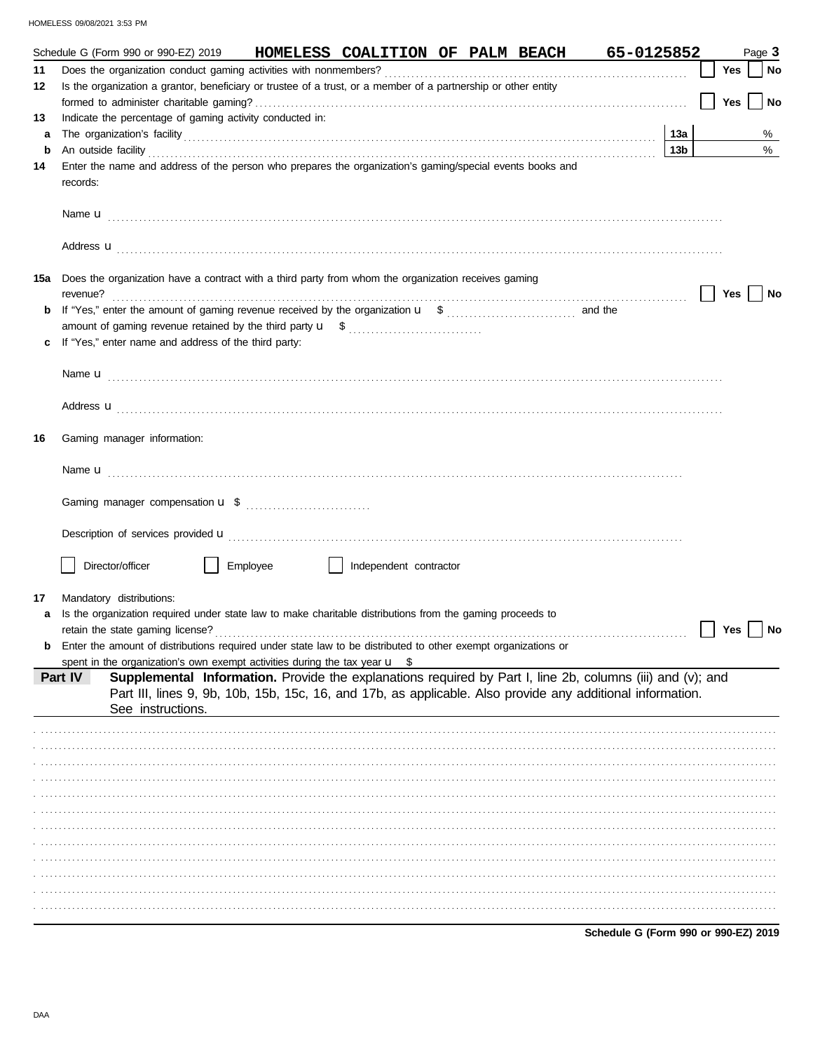Schedule G (Form 990 or 990-EZ) 2019 **HOMELESS COALITION OF PALM BEACH** **65-0125852** Page **3**

**11** Does the organization conduct gaming activities with nonmembers? ☐ **Yes** ☐ **No**

**12** Is the organization a grantor, beneficiary or trustee of a trust, or a member of a partnership or other entity formed to administer charitable gaming? ☐ **Yes** ☐ **No**

**13** Indicate the percentage of gaming activity conducted in:

**a** The organization's facility **13a** %

**b** An outside facility **13b** %

**14** Enter the name and address of the person who prepares the organization's gaming/special events books and records:

Name u

Address u

**15a** Does the organization have a contract with a third party from whom the organization receives gaming revenue? ☐ **Yes** ☐ **No**

**b** If "Yes," enter the amount of gaming revenue received by the organization u $ and the amount of gaming revenue retained by the third party u $

**c** If "Yes," enter name and address of the third party:

Name u

Address u

**16** Gaming manager information:

Name u

Gaming manager compensation u $

Description of services provided u

☐ Director/officer ☐ Employee ☐ Independent contractor

**17** Mandatory distributions:

**a** Is the organization required under state law to make charitable distributions from the gaming proceeds to retain the state gaming license? ☐ **Yes** ☐ **No**

**b** Enter the amount of distributions required under state law to be distributed to other exempt organizations or spent in the organization's own exempt activities during the tax year u $

**Part IV** **Supplemental Information.** Provide the explanations required by Part I, line 2b, columns (iii) and (v); and Part III, lines 9, 9b, 10b, 15b, 15c, 16, and 17b, as applicable. Also provide any additional information. See instructions.

**Schedule G (Form 990 or 990-EZ) 2019**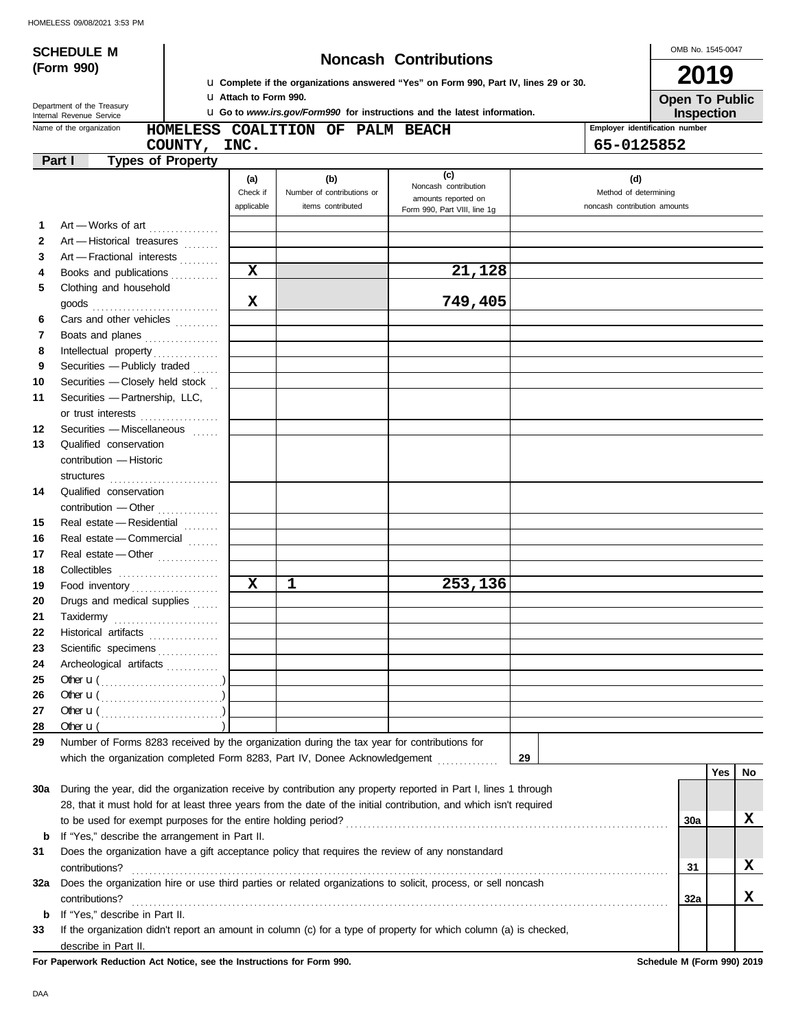HOMELESS 09/08/2021 3:53 PM

**SCHEDULE M (Form 990)**

Department of the Treasury
Internal Revenue Service

# Noncash Contributions

u Complete if the organizations answered "Yes" on Form 990, Part IV, lines 29 or 30.
u Attach to Form 990.
u Go to *www.irs.gov/Form990* for instructions and the latest information.

OMB No. 1545-0047

**2019**

**Open To Public Inspection**

Name of the organization: **HOMELESS COALITION OF PALM BEACH COUNTY, INC.**

Employer identification number: **65-0125852**

## Part I — Types of Property

| | | (a) Check if applicable | (b) Number of contributions or items contributed | (c) Noncash contribution amounts reported on Form 990, Part VIII, line 1g | (d) Method of determining noncash contribution amounts |
|---|---|---|---|---|---|
| 1 | Art — Works of art | | | | |
| 2 | Art — Historical treasures | | | | |
| 3 | Art — Fractional interests | | | | |
| 4 | Books and publications | X | | 21,128 | |
| 5 | Clothing and household goods | X | | 749,405 | |
| 6 | Cars and other vehicles | | | | |
| 7 | Boats and planes | | | | |
| 8 | Intellectual property | | | | |
| 9 | Securities — Publicly traded | | | | |
| 10 | Securities — Closely held stock | | | | |
| 11 | Securities — Partnership, LLC, or trust interests | | | | |
| 12 | Securities — Miscellaneous | | | | |
| 13 | Qualified conservation contribution — Historic structures | | | | |
| 14 | Qualified conservation contribution — Other | | | | |
| 15 | Real estate — Residential | | | | |
| 16 | Real estate — Commercial | | | | |
| 17 | Real estate — Other | | | | |
| 18 | Collectibles | | | | |
| 19 | Food inventory | X | 1 | 253,136 | |
| 20 | Drugs and medical supplies | | | | |
| 21 | Taxidermy | | | | |
| 22 | Historical artifacts | | | | |
| 23 | Scientific specimens | | | | |
| 24 | Archeological artifacts | | | | |
| 25 | Other u ( ) | | | | |
| 26 | Other u ( ) | | | | |
| 27 | Other u ( ) | | | | |
| 28 | Other u ( ) | | | | |

**29** Number of Forms 8283 received by the organization during the tax year for contributions for which the organization completed Form 8283, Part IV, Donee Acknowledgement ..... **29**

| | | | Yes | No |
|---|---|---|---|---|
| **30a** | During the year, did the organization receive by contribution any property reported in Part I, lines 1 through 28, that it must hold for at least three years from the date of the initial contribution, and which isn't required to be used for exempt purposes for the entire holding period? | 30a | | X |
| **b** | If "Yes," describe the arrangement in Part II. | | | |
| **31** | Does the organization have a gift acceptance policy that requires the review of any nonstandard contributions? | 31 | | X |
| **32a** | Does the organization hire or use third parties or related organizations to solicit, process, or sell noncash contributions? | 32a | | X |
| **b** | If "Yes," describe in Part II. | | | |
| **33** | If the organization didn't report an amount in column (c) for a type of property for which column (a) is checked, describe in Part II. | | | |

**For Paperwork Reduction Act Notice, see the Instructions for Form 990.** **Schedule M (Form 990) 2019**

DAA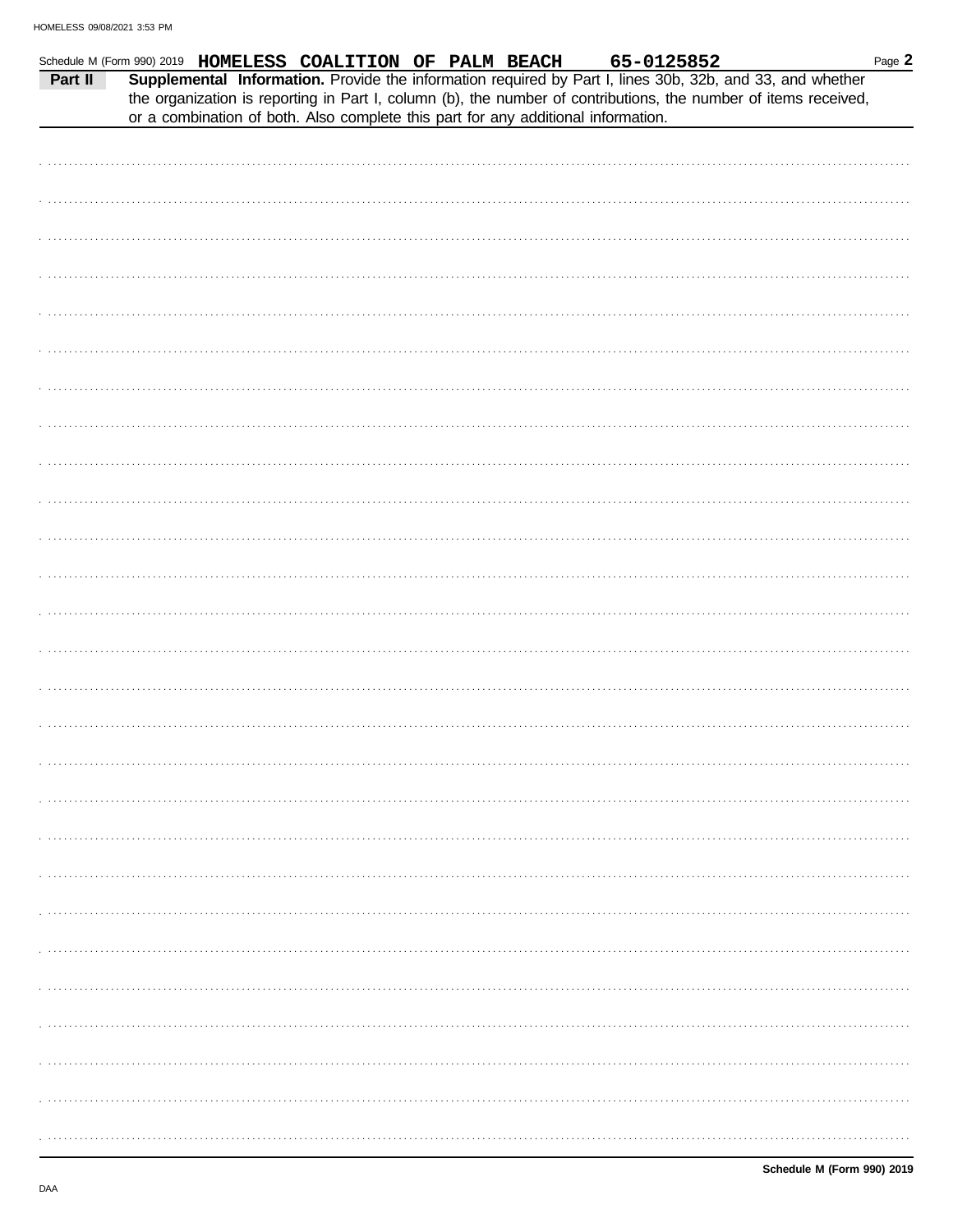Schedule M (Form 990) 2019 **HOMELESS COALITION OF PALM BEACH** **65-0125852**

**Part II** **Supplemental Information.** Provide the information required by Part I, lines 30b, 32b, and 33, and whether the organization is reporting in Part I, column (b), the number of contributions, the number of items received, or a combination of both. Also complete this part for any additional information.

**Schedule M (Form 990) 2019**

DAA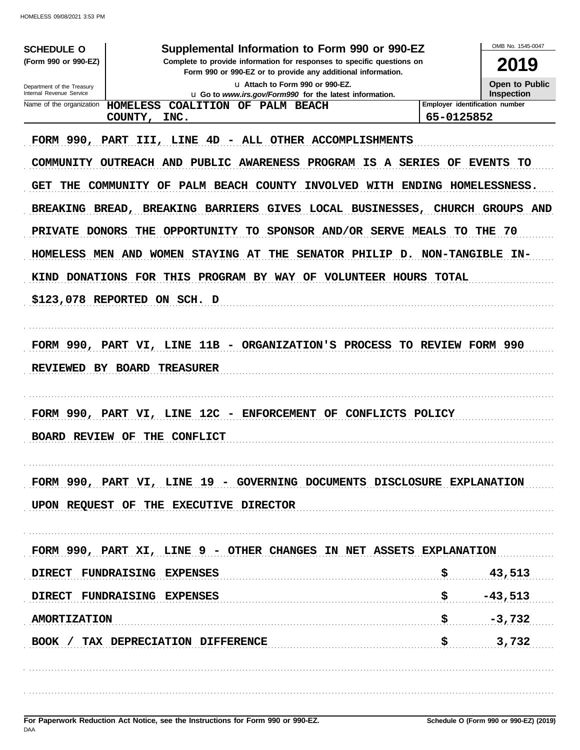**SCHEDULE O** (Form 990 or 990-EZ)

Department of the Treasury
Internal Revenue Service

# Supplemental Information to Form 990 or 990-EZ

**Complete to provide information for responses to specific questions on Form 990 or 990-EZ or to provide any additional information.**

u Attach to Form 990 or 990-EZ.

u Go to *www.irs.gov/Form990* for the latest information.

OMB No. 1545-0047

**2019**

**Open to Public Inspection**

| Name of the organization | Employer identification number |
|---|---|
| HOMELESS COALITION OF PALM BEACH COUNTY, INC. | 65-0125852 |

FORM 990, PART III, LINE 4D - ALL OTHER ACCOMPLISHMENTS

COMMUNITY OUTREACH AND PUBLIC AWARENESS PROGRAM IS A SERIES OF EVENTS TO GET THE COMMUNITY OF PALM BEACH COUNTY INVOLVED WITH ENDING HOMELESSNESS. BREAKING BREAD, BREAKING BARRIERS GIVES LOCAL BUSINESSES, CHURCH GROUPS AND PRIVATE DONORS THE OPPORTUNITY TO SPONSOR AND/OR SERVE MEALS TO THE 70 HOMELESS MEN AND WOMEN STAYING AT THE SENATOR PHILIP D. NON-TANGIBLE IN-KIND DONATIONS FOR THIS PROGRAM BY WAY OF VOLUNTEER HOURS TOTAL $123,078 REPORTED ON SCH. D

FORM 990, PART VI, LINE 11B - ORGANIZATION'S PROCESS TO REVIEW FORM 990

REVIEWED BY BOARD TREASURER

FORM 990, PART VI, LINE 12C - ENFORCEMENT OF CONFLICTS POLICY

BOARD REVIEW OF THE CONFLICT

FORM 990, PART VI, LINE 19 - GOVERNING DOCUMENTS DISCLOSURE EXPLANATION

UPON REQUEST OF THE EXECUTIVE DIRECTOR

FORM 990, PART XI, LINE 9 - OTHER CHANGES IN NET ASSETS EXPLANATION

| | | |
|---|---|---|
| DIRECT FUNDRAISING EXPENSES | $ | 43,513 |
| DIRECT FUNDRAISING EXPENSES | $ | -43,513 |
| AMORTIZATION | $ | -3,732 |
| BOOK / TAX DEPRECIATION DIFFERENCE | $ | 3,732 |

For Paperwork Reduction Act Notice, see the Instructions for Form 990 or 990-EZ.

Schedule O (Form 990 or 990-EZ) (2019)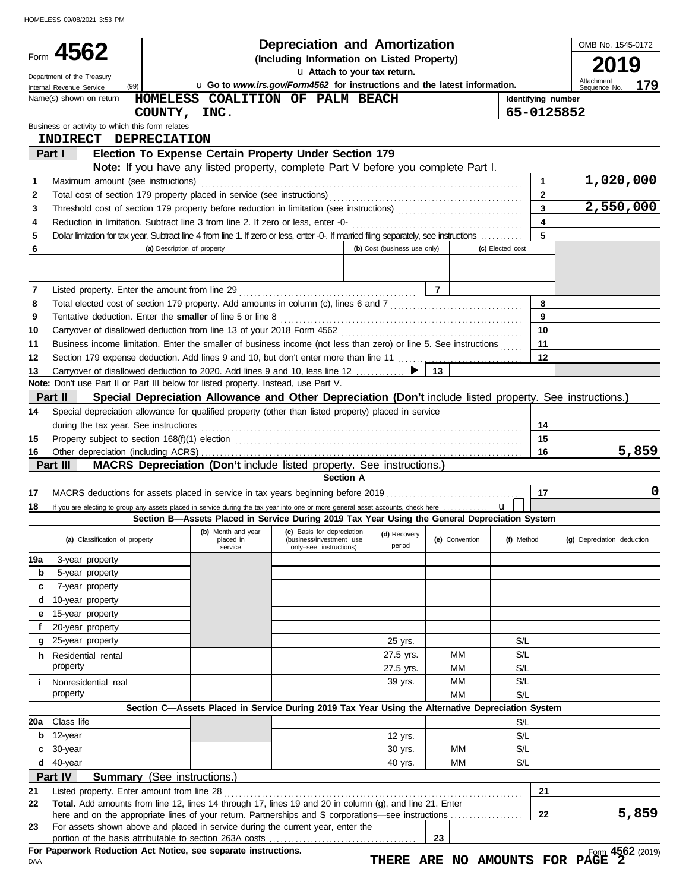HOMELESS 09/08/2021 3:53 PM

# Form 4562 Depreciation and Amortization

**(Including Information on Listed Property)**

u Attach to your tax return.

Department of the Treasury
Internal Revenue Service (99)

u Go to *www.irs.gov/Form4562* for instructions and the latest information.

OMB No. 1545-0172

**2019**

Attachment Sequence No. **179**

Name(s) shown on return: **HOMELESS COALITION OF PALM BEACH COUNTY, INC.**

Identifying number: **65-0125852**

Business or activity to which this form relates: **INDIRECT DEPRECIATION**

## Part I — Election To Expense Certain Property Under Section 179

**Note:** If you have any listed property, complete Part V before you complete Part I.

| | | | |
|---|---|---|---|
| 1 | Maximum amount (see instructions) | 1 | 1,020,000 |
| 2 | Total cost of section 179 property placed in service (see instructions) | 2 | |
| 3 | Threshold cost of section 179 property before reduction in limitation (see instructions) | 3 | 2,550,000 |
| 4 | Reduction in limitation. Subtract line 3 from line 2. If zero or less, enter -0- | 4 | |
| 5 | Dollar limitation for tax year. Subtract line 4 from line 1. If zero or less, enter -0-. If married filing separately, see instructions | 5 | |

| 6 | (a) Description of property | (b) Cost (business use only) | (c) Elected cost |
|---|---|---|---|
| | | | |
| | | | |

| | | | |
|---|---|---|---|
| 7 | Listed property. Enter the amount from line 29 | 7 | |
| 8 | Total elected cost of section 179 property. Add amounts in column (c), lines 6 and 7 | 8 | |
| 9 | Tentative deduction. Enter the **smaller** of line 5 or line 8 | 9 | |
| 10 | Carryover of disallowed deduction from line 13 of your 2018 Form 4562 | 10 | |
| 11 | Business income limitation. Enter the smaller of business income (not less than zero) or line 5. See instructions | 11 | |
| 12 | Section 179 expense deduction. Add lines 9 and 10, but don't enter more than line 11 | 12 | |
| 13 | Carryover of disallowed deduction to 2020. Add lines 9 and 10, less line 12 ▶ | 13 | |

**Note:** Don't use Part II or Part III below for listed property. Instead, use Part V.

## Part II — Special Depreciation Allowance and Other Depreciation (Don't include listed property. See instructions.)

| | | | |
|---|---|---|---|
| 14 | Special depreciation allowance for qualified property (other than listed property) placed in service during the tax year. See instructions | 14 | |
| 15 | Property subject to section 168(f)(1) election | 15 | |
| 16 | Other depreciation (including ACRS) | 16 | 5,859 |

## Part III — MACRS Depreciation (Don't include listed property. See instructions.)

### Section A

| | | | |
|---|---|---|---|
| 17 | MACRS deductions for assets placed in service in tax years beginning before 2019 | 17 | 0 |
| 18 | If you are electing to group any assets placed in service during the tax year into one or more general asset accounts, check here u | | |

### Section B—Assets Placed in Service During 2019 Tax Year Using the General Depreciation System

| (a) Classification of property | (b) Month and year placed in service | (c) Basis for depreciation (business/investment use only–see instructions) | (d) Recovery period | (e) Convention | (f) Method | (g) Depreciation deduction |
|---|---|---|---|---|---|---|
| 19a 3-year property | | | | | | |
| b 5-year property | | | | | | |
| c 7-year property | | | | | | |
| d 10-year property | | | | | | |
| e 15-year property | | | | | | |
| f 20-year property | | | | | | |
| g 25-year property | | | 25 yrs. | | S/L | |
| h Residential rental property | | | 27.5 yrs. | MM | S/L | |
| | | | 27.5 yrs. | MM | S/L | |
| i Nonresidential real property | | | 39 yrs. | MM | S/L | |
| | | | | MM | S/L | |

### Section C—Assets Placed in Service During 2019 Tax Year Using the Alternative Depreciation System

| (a) Classification of property | (b) Month and year placed in service | (c) Basis for depreciation | (d) Recovery period | (e) Convention | (f) Method | (g) Depreciation deduction |
|---|---|---|---|---|---|---|
| 20a Class life | | | | | S/L | |
| b 12-year | | | 12 yrs. | | S/L | |
| c 30-year | | | 30 yrs. | MM | S/L | |
| d 40-year | | | 40 yrs. | MM | S/L | |

## Part IV — Summary (See instructions.)

| | | | |
|---|---|---|---|
| 21 | Listed property. Enter amount from line 28 | 21 | |
| 22 | **Total.** Add amounts from line 12, lines 14 through 17, lines 19 and 20 in column (g), and line 21. Enter here and on the appropriate lines of your return. Partnerships and S corporations—see instructions | 22 | 5,859 |
| 23 | For assets shown above and placed in service during the current year, enter the portion of the basis attributable to section 263A costs | 23 | |

**For Paperwork Reduction Act Notice, see separate instructions.**

DAA

**THERE ARE NO AMOUNTS FOR PAGE 2**

Form **4562** (2019)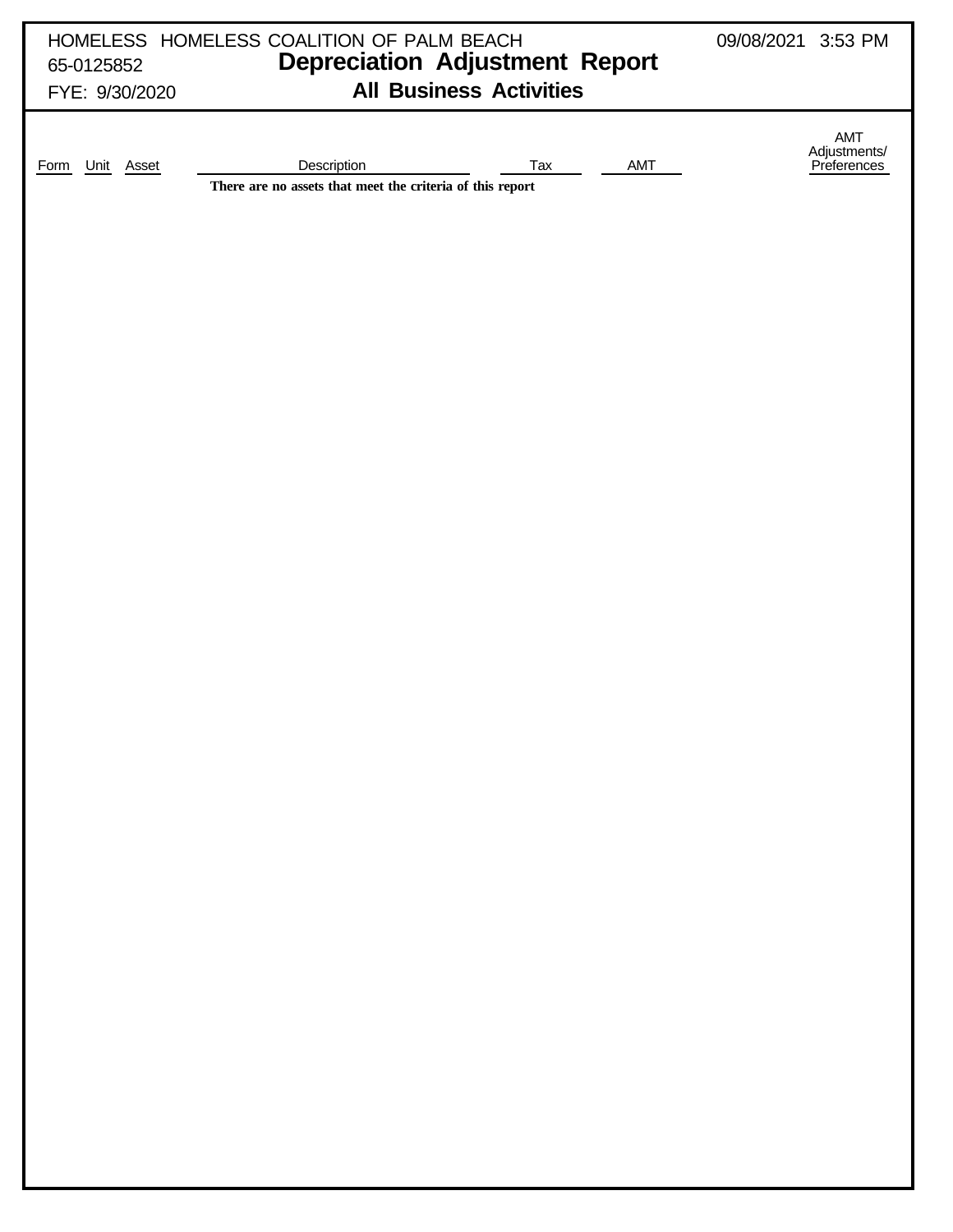HOMELESS HOMELESS COALITION OF PALM BEACH

09/08/2021 3:53 PM

65-0125852

# Depreciation Adjustment Report

FYE: 9/30/2020

## All Business Activities

| Form | Unit | Asset | Description | Tax | AMT | AMT Adjustments/ Preferences |
|---|---|---|---|---|---|---|
| | | | **There are no assets that meet the criteria of this report** | | | |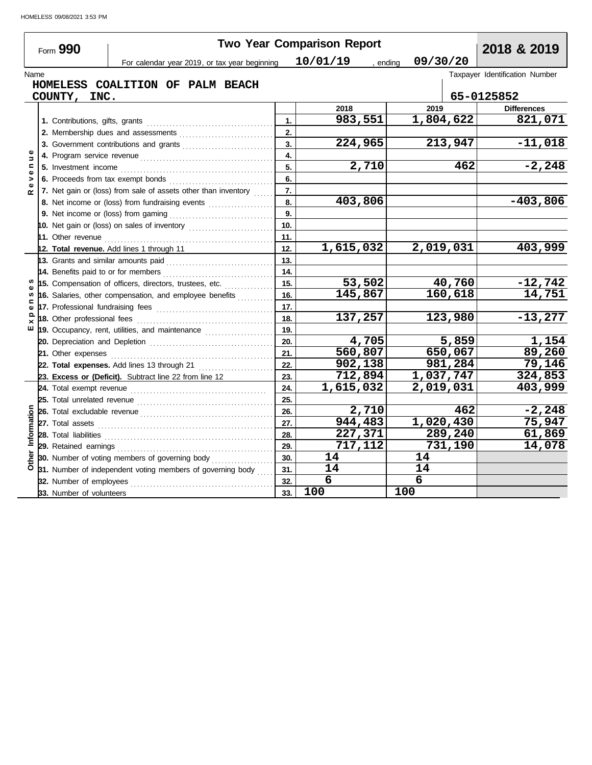Form **990**

# Two Year Comparison Report

**2018 & 2019**

For calendar year 2019, or tax year beginning **10/01/19** , ending **09/30/20**

Name: **HOMELESS COALITION OF PALM BEACH COUNTY, INC.**

Taxpayer Identification Number: **65-0125852**

| | | | 2018 | 2019 | Differences |
|---|---|---|---|---|---|
| Revenue | 1. Contributions, gifts, grants | 1. | 983,551 | 1,804,622 | 821,071 |
| | 2. Membership dues and assessments | 2. | | | |
| | 3. Government contributions and grants | 3. | 224,965 | 213,947 | -11,018 |
| | 4. Program service revenue | 4. | | | |
| | 5. Investment income | 5. | 2,710 | 462 | -2,248 |
| | 6. Proceeds from tax exempt bonds | 6. | | | |
| | 7. Net gain or (loss) from sale of assets other than inventory | 7. | | | |
| | 8. Net income or (loss) from fundraising events | 8. | 403,806 | | -403,806 |
| | 9. Net income or (loss) from gaming | 9. | | | |
| | 10. Net gain or (loss) on sales of inventory | 10. | | | |
| | 11. Other revenue | 11. | | | |
| | 12. **Total revenue.** Add lines 1 through 11 | 12. | 1,615,032 | 2,019,031 | 403,999 |
| Expenses | 13. Grants and similar amounts paid | 13. | | | |
| | 14. Benefits paid to or for members | 14. | | | |
| | 15. Compensation of officers, directors, trustees, etc. | 15. | 53,502 | 40,760 | -12,742 |
| | 16. Salaries, other compensation, and employee benefits | 16. | 145,867 | 160,618 | 14,751 |
| | 17. Professional fundraising fees | 17. | | | |
| | 18. Other professional fees | 18. | 137,257 | 123,980 | -13,277 |
| | 19. Occupancy, rent, utilities, and maintenance | 19. | | | |
| | 20. Depreciation and Depletion | 20. | 4,705 | 5,859 | 1,154 |
| | 21. Other expenses | 21. | 560,807 | 650,067 | 89,260 |
| | 22. **Total expenses.** Add lines 13 through 21 | 22. | 902,138 | 981,284 | 79,146 |
| | 23. **Excess or (Deficit).** Subtract line 22 from line 12 | 23. | 712,894 | 1,037,747 | 324,853 |
| Other Information | 24. Total exempt revenue | 24. | 1,615,032 | 2,019,031 | 403,999 |
| | 25. Total unrelated revenue | 25. | | | |
| | 26. Total excludable revenue | 26. | 2,710 | 462 | -2,248 |
| | 27. Total assets | 27. | 944,483 | 1,020,430 | 75,947 |
| | 28. Total liabilities | 28. | 227,371 | 289,240 | 61,869 |
| | 29. Retained earnings | 29. | 717,112 | 731,190 | 14,078 |
| | 30. Number of voting members of governing body | 30. | 14 | 14 | |
| | 31. Number of independent voting members of governing body | 31. | 14 | 14 | |
| | 32. Number of employees | 32. | 6 | 6 | |
| | 33. Number of volunteers | 33. | 100 | 100 | |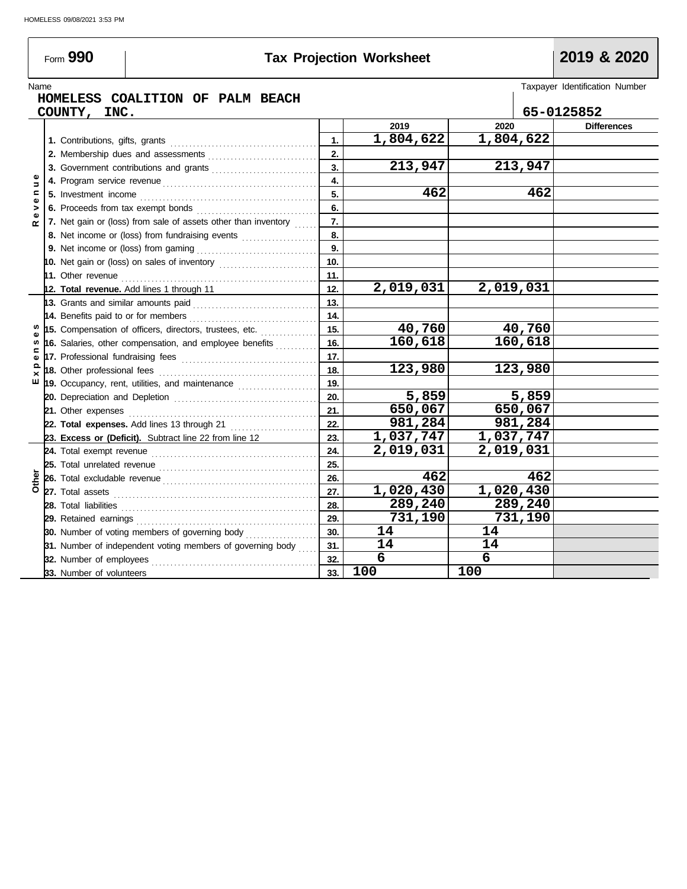# Form 990 Tax Projection Worksheet 2019 & 2020

**Name:** HOMELESS COALITION OF PALM BEACH COUNTY, INC.

**Taxpayer Identification Number:** 65-0125852

| Section | Line item | Line | 2019 | 2020 | Differences |
|---|---|---|---|---|---|
| Revenue | 1. Contributions, gifts, grants | 1. | 1,804,622 | 1,804,622 | |
| | 2. Membership dues and assessments | 2. | | | |
| | 3. Government contributions and grants | 3. | 213,947 | 213,947 | |
| | 4. Program service revenue | 4. | | | |
| | 5. Investment income | 5. | 462 | 462 | |
| | 6. Proceeds from tax exempt bonds | 6. | | | |
| | 7. Net gain or (loss) from sale of assets other than inventory | 7. | | | |
| | 8. Net income or (loss) from fundraising events | 8. | | | |
| | 9. Net income or (loss) from gaming | 9. | | | |
| | 10. Net gain or (loss) on sales of inventory | 10. | | | |
| | 11. Other revenue | 11. | | | |
| | 12. **Total revenue.** Add lines 1 through 11 | 12. | 2,019,031 | 2,019,031 | |
| Expenses | 13. Grants and similar amounts paid | 13. | | | |
| | 14. Benefits paid to or for members | 14. | | | |
| | 15. Compensation of officers, directors, trustees, etc. | 15. | 40,760 | 40,760 | |
| | 16. Salaries, other compensation, and employee benefits | 16. | 160,618 | 160,618 | |
| | 17. Professional fundraising fees | 17. | | | |
| | 18. Other professional fees | 18. | 123,980 | 123,980 | |
| | 19. Occupancy, rent, utilities, and maintenance | 19. | | | |
| | 20. Depreciation and Depletion | 20. | 5,859 | 5,859 | |
| | 21. Other expenses | 21. | 650,067 | 650,067 | |
| | 22. **Total expenses.** Add lines 13 through 21 | 22. | 981,284 | 981,284 | |
| | 23. **Excess or (Deficit).** Subtract line 22 from line 12 | 23. | 1,037,747 | 1,037,747 | |
| Other | 24. Total exempt revenue | 24. | 2,019,031 | 2,019,031 | |
| | 25. Total unrelated revenue | 25. | | | |
| | 26. Total excludable revenue | 26. | 462 | 462 | |
| | 27. Total assets | 27. | 1,020,430 | 1,020,430 | |
| | 28. Total liabilities | 28. | 289,240 | 289,240 | |
| | 29. Retained earnings | 29. | 731,190 | 731,190 | |
| | 30. Number of voting members of governing body | 30. | 14 | 14 | |
| | 31. Number of independent voting members of governing body | 31. | 14 | 14 | |
| | 32. Number of employees | 32. | 6 | 6 | |
| | 33. Number of volunteers | 33. | 100 | 100 | |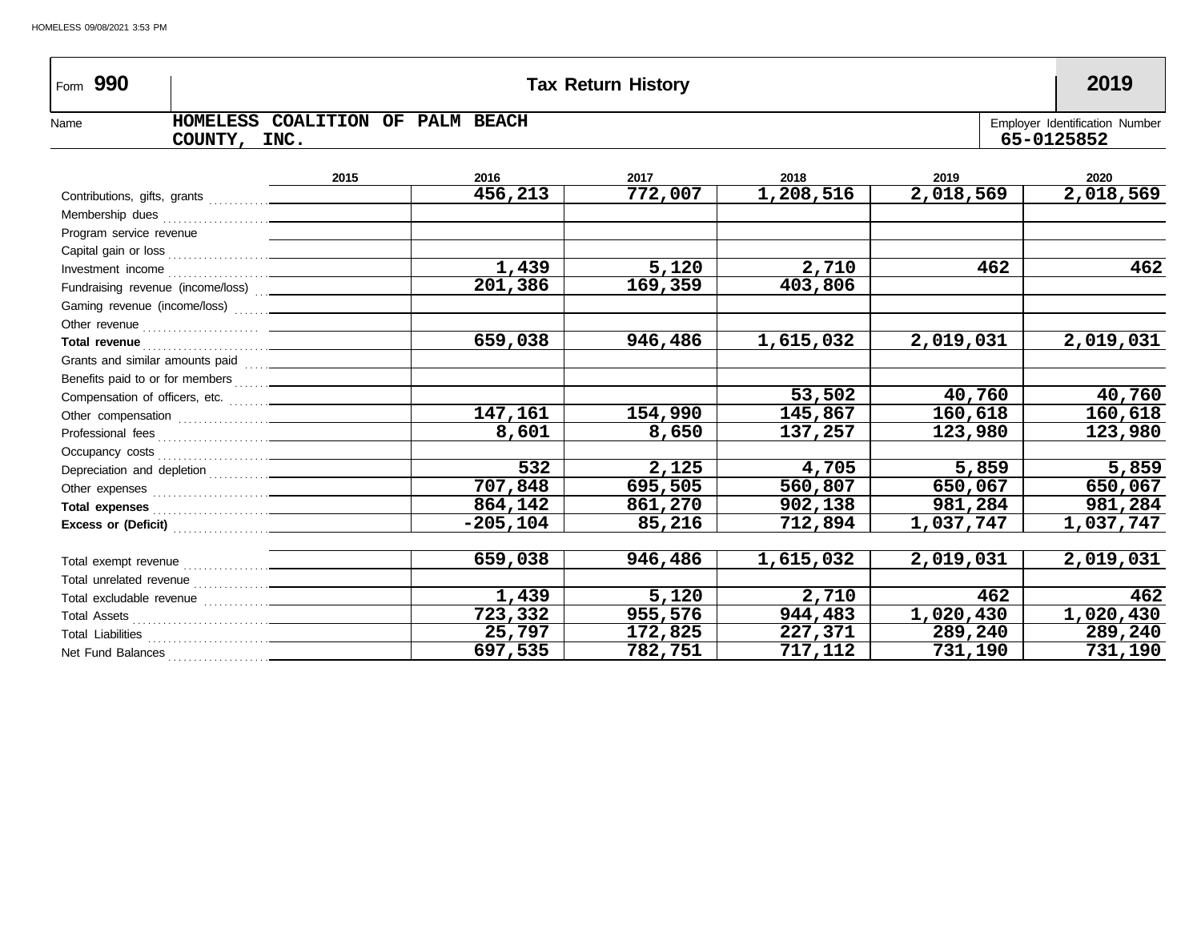HOMELESS 09/08/2021 3:53 PM

# Form 990 — Tax Return History — 2019

Name: HOMELESS COALITION OF PALM BEACH COUNTY, INC.

Employer Identification Number: 65-0125852

| | 2015 | 2016 | 2017 | 2018 | 2019 | 2020 |
|---|---|---|---|---|---|---|
| Contributions, gifts, grants | | 456,213 | 772,007 | 1,208,516 | 2,018,569 | 2,018,569 |
| Membership dues | | | | | | |
| Program service revenue | | | | | | |
| Capital gain or loss | | | | | | |
| Investment income | | 1,439 | 5,120 | 2,710 | 462 | 462 |
| Fundraising revenue (income/loss) | | 201,386 | 169,359 | 403,806 | | |
| Gaming revenue (income/loss) | | | | | | |
| Other revenue | | | | | | |
| **Total revenue** | | 659,038 | 946,486 | 1,615,032 | 2,019,031 | 2,019,031 |
| Grants and similar amounts paid | | | | | | |
| Benefits paid to or for members | | | | | | |
| Compensation of officers, etc. | | | | 53,502 | 40,760 | 40,760 |
| Other compensation | | 147,161 | 154,990 | 145,867 | 160,618 | 160,618 |
| Professional fees | | 8,601 | 8,650 | 137,257 | 123,980 | 123,980 |
| Occupancy costs | | | | | | |
| Depreciation and depletion | | 532 | 2,125 | 4,705 | 5,859 | 5,859 |
| Other expenses | | 707,848 | 695,505 | 560,807 | 650,067 | 650,067 |
| **Total expenses** | | 864,142 | 861,270 | 902,138 | 981,284 | 981,284 |
| **Excess or (Deficit)** | | -205,104 | 85,216 | 712,894 | 1,037,747 | 1,037,747 |
| Total exempt revenue | | 659,038 | 946,486 | 1,615,032 | 2,019,031 | 2,019,031 |
| Total unrelated revenue | | | | | | |
| Total excludable revenue | | 1,439 | 5,120 | 2,710 | 462 | 462 |
| Total Assets | | 723,332 | 955,576 | 944,483 | 1,020,430 | 1,020,430 |
| Total Liabilities | | 25,797 | 172,825 | 227,371 | 289,240 | 289,240 |
| Net Fund Balances | | 697,535 | 782,751 | 717,112 | 731,190 | 731,190 |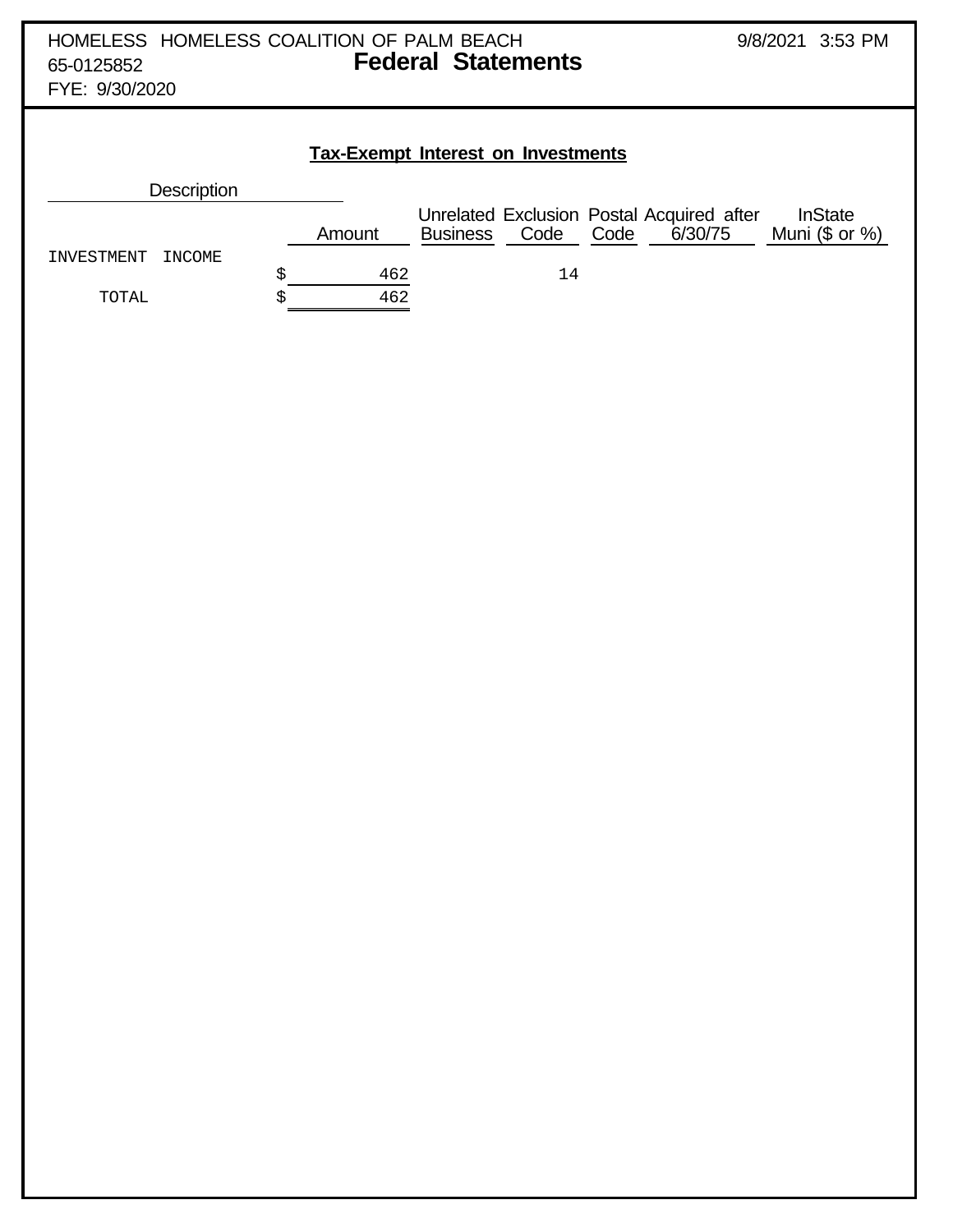HOMELESS HOMELESS COALITION OF PALM BEACH
65-0125852
FYE: 9/30/2020

9/8/2021 3:53 PM

# Federal Statements

## Tax-Exempt Interest on Investments

| Description | Amount | Unrelated Business | Exclusion Code | Postal Code | Acquired after 6/30/75 | InState Muni ($ or %) |
|---|---|---|---|---|---|---|
| INVESTMENT INCOME | $ 462 | | 14 | | | |
| TOTAL | $ 462 | | | | | |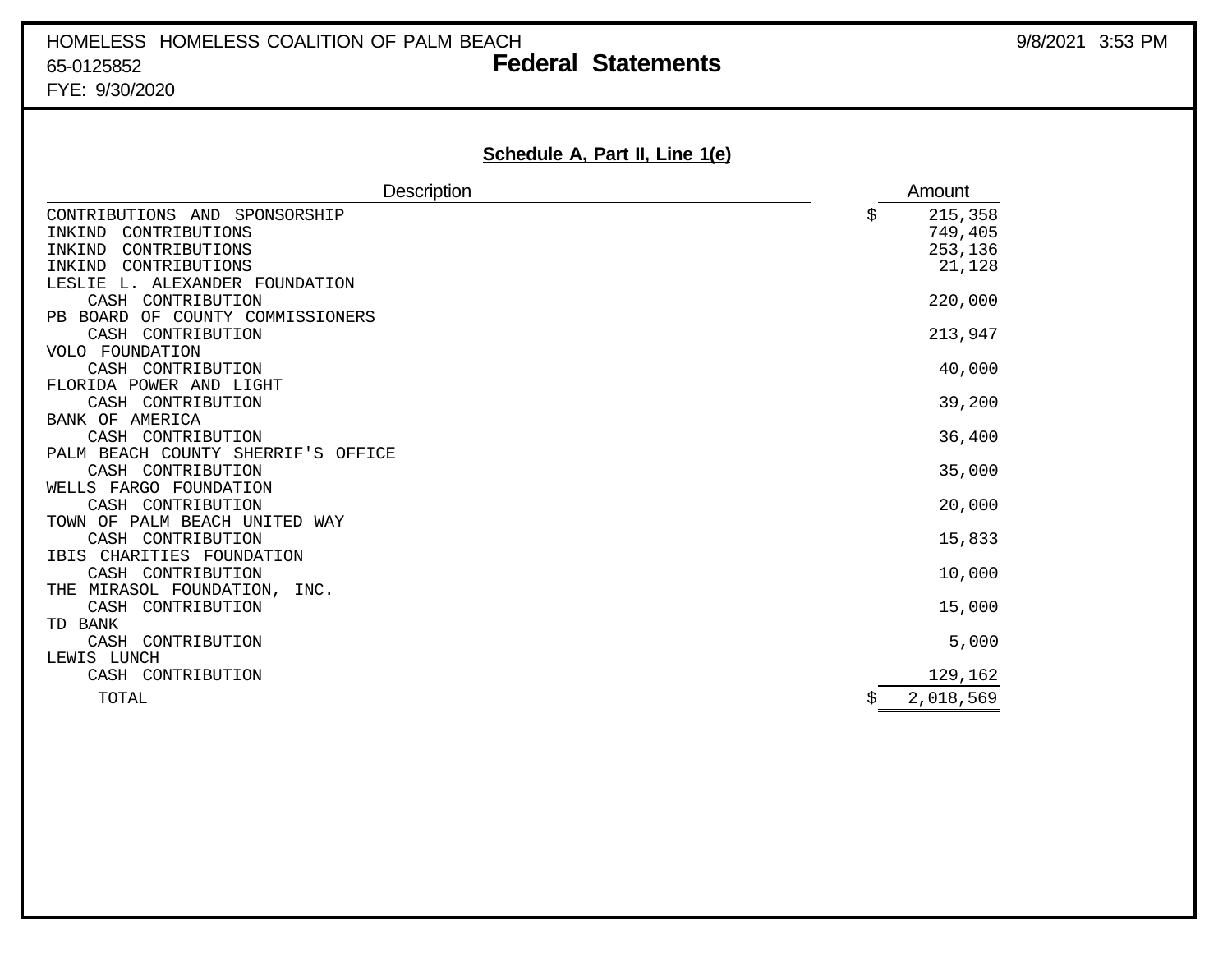HOMELESS HOMELESS COALITION OF PALM BEACH
65-0125852
FYE: 9/30/2020

# Federal Statements

9/8/2021 3:53 PM

## Schedule A, Part II, Line 1(e)

| Description | Amount |
|---|---|
| CONTRIBUTIONS AND SPONSORSHIP | $ 215,358 |
| INKIND CONTRIBUTIONS | 749,405 |
| INKIND CONTRIBUTIONS | 253,136 |
| INKIND CONTRIBUTIONS | 21,128 |
| LESLIE L. ALEXANDER FOUNDATION | |
| CASH CONTRIBUTION | 220,000 |
| PB BOARD OF COUNTY COMMISSIONERS | |
| CASH CONTRIBUTION | 213,947 |
| VOLO FOUNDATION | |
| CASH CONTRIBUTION | 40,000 |
| FLORIDA POWER AND LIGHT | |
| CASH CONTRIBUTION | 39,200 |
| BANK OF AMERICA | |
| CASH CONTRIBUTION | 36,400 |
| PALM BEACH COUNTY SHERRIF'S OFFICE | |
| CASH CONTRIBUTION | 35,000 |
| WELLS FARGO FOUNDATION | |
| CASH CONTRIBUTION | 20,000 |
| TOWN OF PALM BEACH UNITED WAY | |
| CASH CONTRIBUTION | 15,833 |
| IBIS CHARITIES FOUNDATION | |
| CASH CONTRIBUTION | 10,000 |
| THE MIRASOL FOUNDATION, INC. | |
| CASH CONTRIBUTION | 15,000 |
| TD BANK | |
| CASH CONTRIBUTION | 5,000 |
| LEWIS LUNCH | |
| CASH CONTRIBUTION | 129,162 |
| TOTAL | $ 2,018,569 |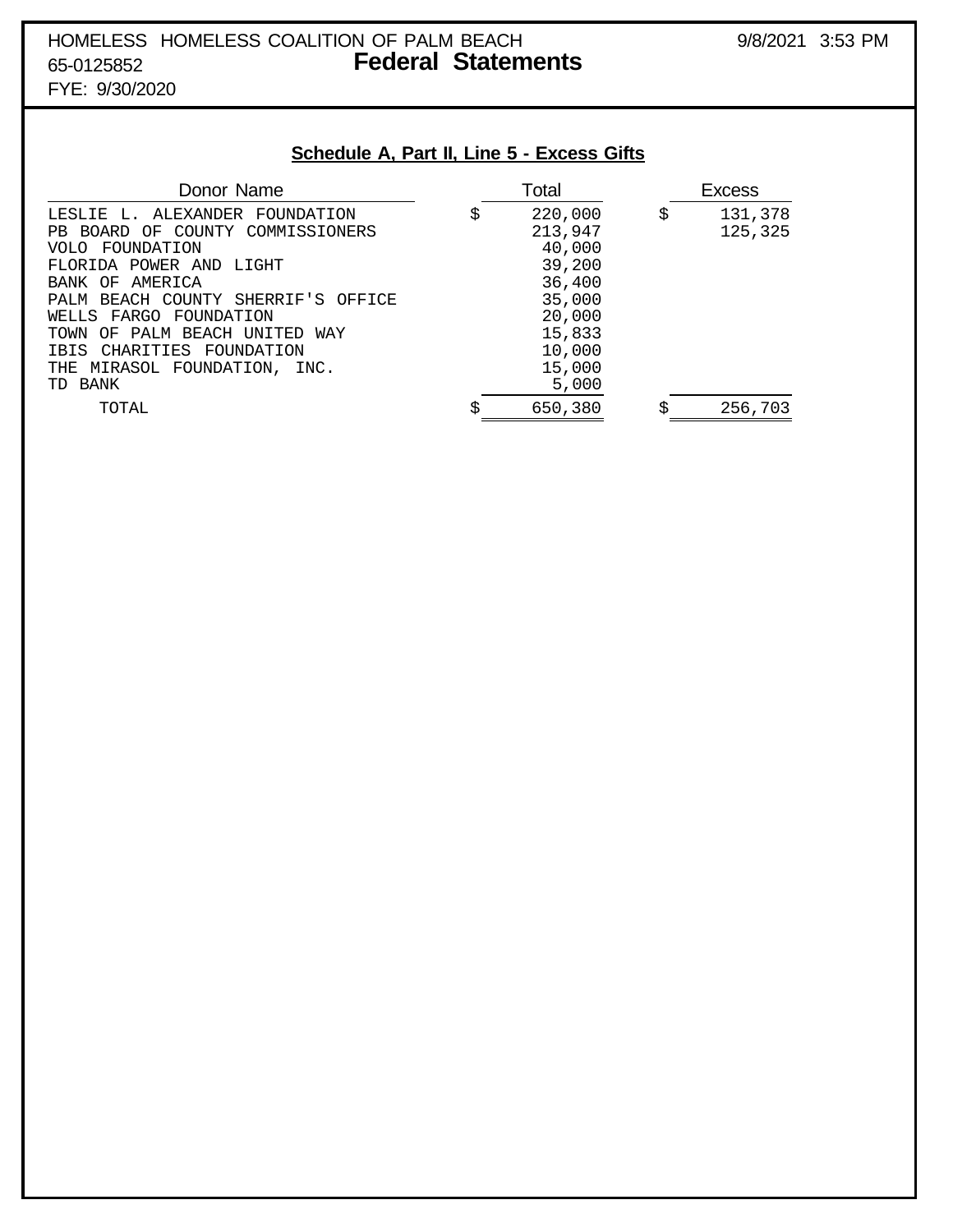HOMELESS HOMELESS COALITION OF PALM BEACH
65-0125852
FYE: 9/30/2020

9/8/2021 3:53 PM

# Federal Statements

## Schedule A, Part II, Line 5 - Excess Gifts

| Donor Name | Total | Excess |
|---|---|---|
| LESLIE L. ALEXANDER FOUNDATION | $ 220,000 | $ 131,378 |
| PB BOARD OF COUNTY COMMISSIONERS | 213,947 | 125,325 |
| VOLO FOUNDATION | 40,000 | |
| FLORIDA POWER AND LIGHT | 39,200 | |
| BANK OF AMERICA | 36,400 | |
| PALM BEACH COUNTY SHERRIF'S OFFICE | 35,000 | |
| WELLS FARGO FOUNDATION | 20,000 | |
| TOWN OF PALM BEACH UNITED WAY | 15,833 | |
| IBIS CHARITIES FOUNDATION | 10,000 | |
| THE MIRASOL FOUNDATION, INC. | 15,000 | |
| TD BANK | 5,000 | |
| TOTAL | $ 650,380 | $ 256,703 |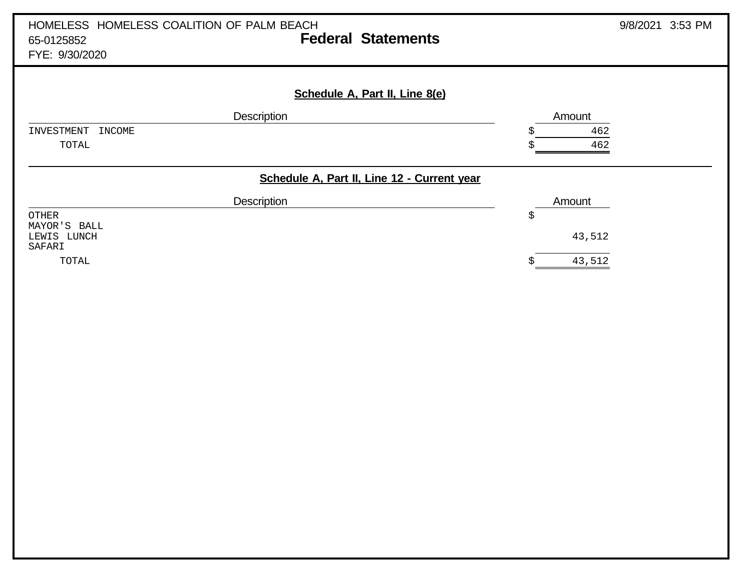HOMELESS HOMELESS COALITION OF PALM BEACH
65-0125852
FYE: 9/30/2020

# Federal Statements

### Schedule A, Part II, Line 8(e)

| Description | Amount |
| --- | --- |
| INVESTMENT INCOME | $ 462 |
| TOTAL | $ 462 |

### Schedule A, Part II, Line 12 - Current year

| Description | Amount |
| --- | --- |
| OTHER<br>MAYOR'S BALL<br>LEWIS LUNCH<br>SAFARI | $<br><br>43,512 |
| TOTAL | $ 43,512 |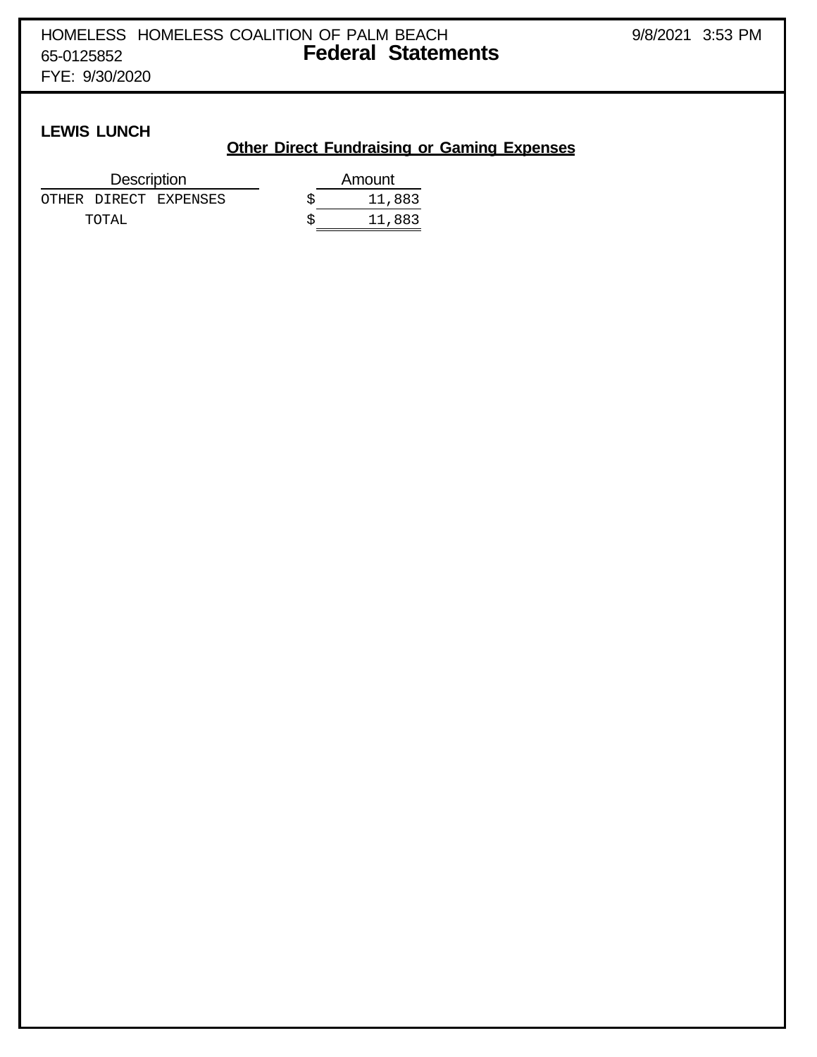**LEWIS LUNCH**

## Other Direct Fundraising or Gaming Expenses

| Description | Amount |
|---|---|
| OTHER DIRECT EXPENSES | $ 11,883 |
| TOTAL | $ 11,883 |